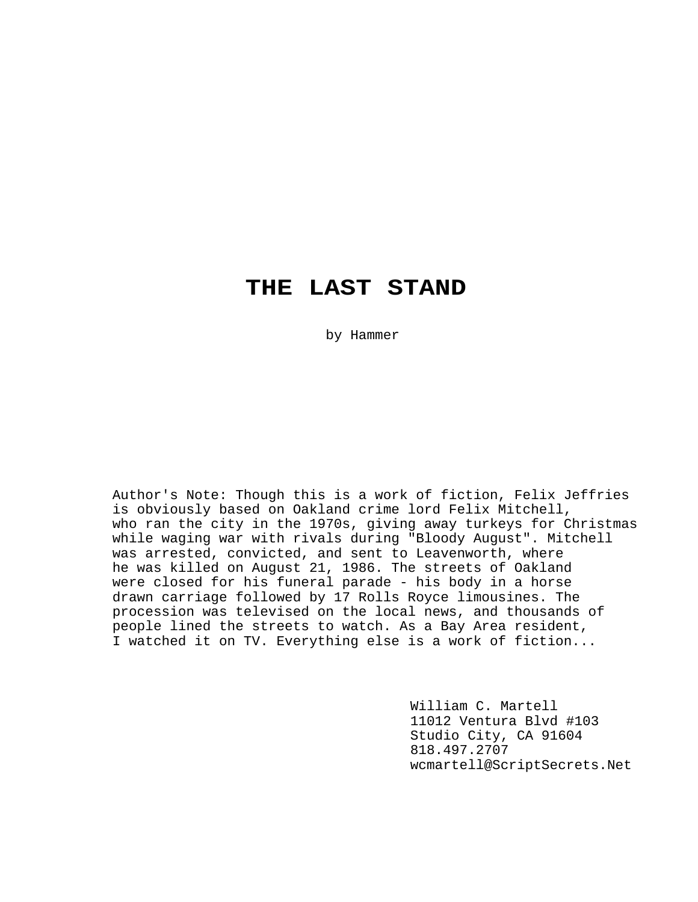# THE LAST STAND

by Hammer

Author's Note: Though this is a work of fiction, Felix Jeffries is obviously based on Oakland crime lord Felix Mitchell, who ran the city in the 1970s, giving away turkeys for Christmas while waging war with rivals during "Bloody August". Mitchell was arrested, convicted, and sent to Leavenworth, where he was killed on August 21, 1986. The streets of Oakland were closed for his funeral parade - his body in a horse drawn carriage followed by 17 Rolls Royce limousines. The procession was televised on the local news, and thousands of people lined the streets to watch. As a Bay Area resident, I watched it on TV. Everything else is a work of fiction...

William C. Martell
11012 Ventura Blvd #103
Studio City, CA 91604
818.497.2707
wcmartell@ScriptSecrets.Net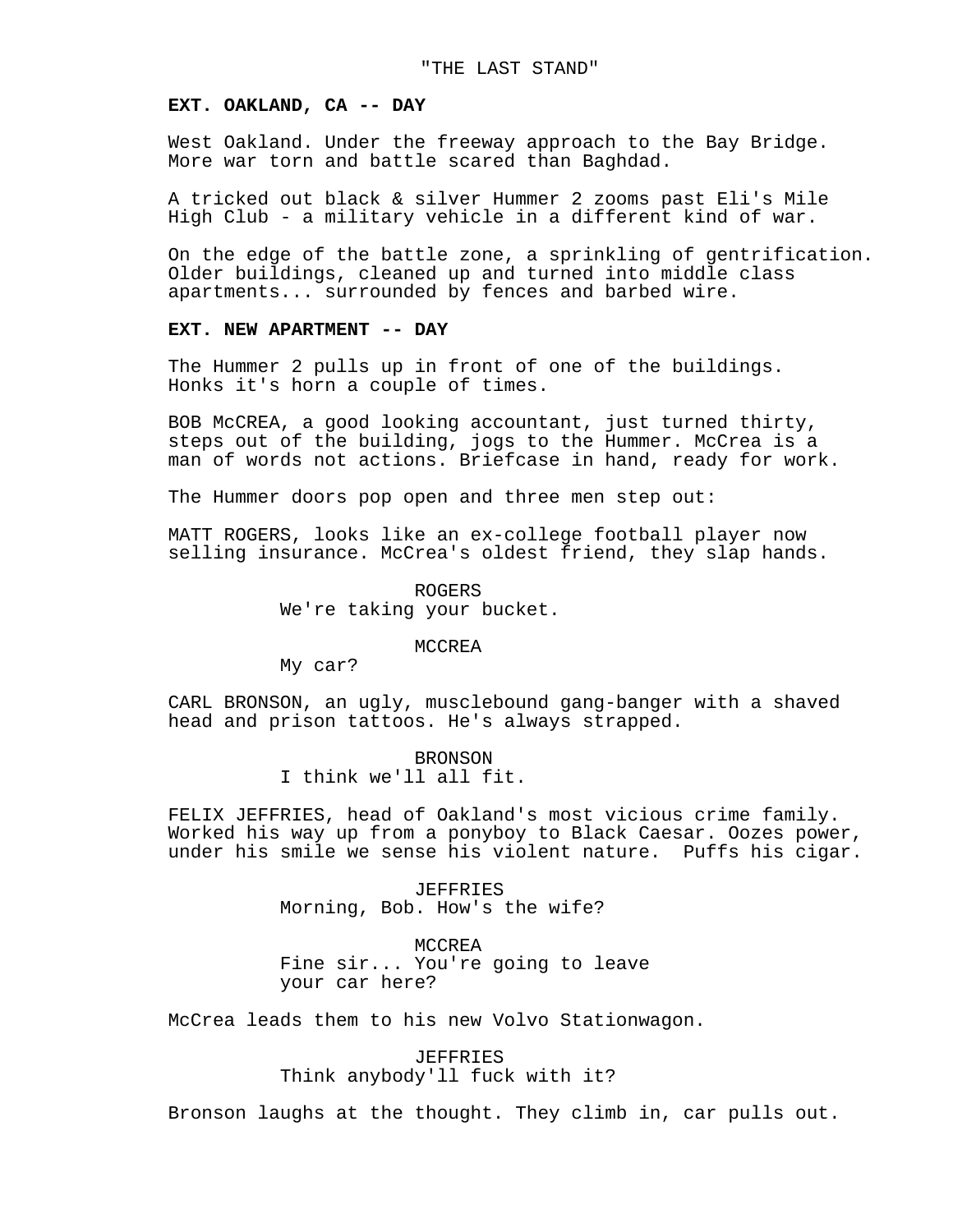"THE LAST STAND"

**EXT. OAKLAND, CA -- DAY**

West Oakland. Under the freeway approach to the Bay Bridge. More war torn and battle scared than Baghdad.

A tricked out black & silver Hummer 2 zooms past Eli's Mile High Club - a military vehicle in a different kind of war.

On the edge of the battle zone, a sprinkling of gentrification. Older buildings, cleaned up and turned into middle class apartments... surrounded by fences and barbed wire.

**EXT. NEW APARTMENT -- DAY**

The Hummer 2 pulls up in front of one of the buildings. Honks it's horn a couple of times.

BOB McCREA, a good looking accountant, just turned thirty, steps out of the building, jogs to the Hummer. McCrea is a man of words not actions. Briefcase in hand, ready for work.

The Hummer doors pop open and three men step out:

MATT ROGERS, looks like an ex-college football player now selling insurance. McCrea's oldest friend, they slap hands.

ROGERS
We're taking your bucket.

MCCREA
My car?

CARL BRONSON, an ugly, musclebound gang-banger with a shaved head and prison tattoos. He's always strapped.

BRONSON
I think we'll all fit.

FELIX JEFFRIES, head of Oakland's most vicious crime family. Worked his way up from a ponyboy to Black Caesar. Oozes power, under his smile we sense his violent nature. Puffs his cigar.

JEFFRIES
Morning, Bob. How's the wife?

MCCREA
Fine sir... You're going to leave your car here?

McCrea leads them to his new Volvo Stationwagon.

JEFFRIES
Think anybody'll fuck with it?

Bronson laughs at the thought. They climb in, car pulls out.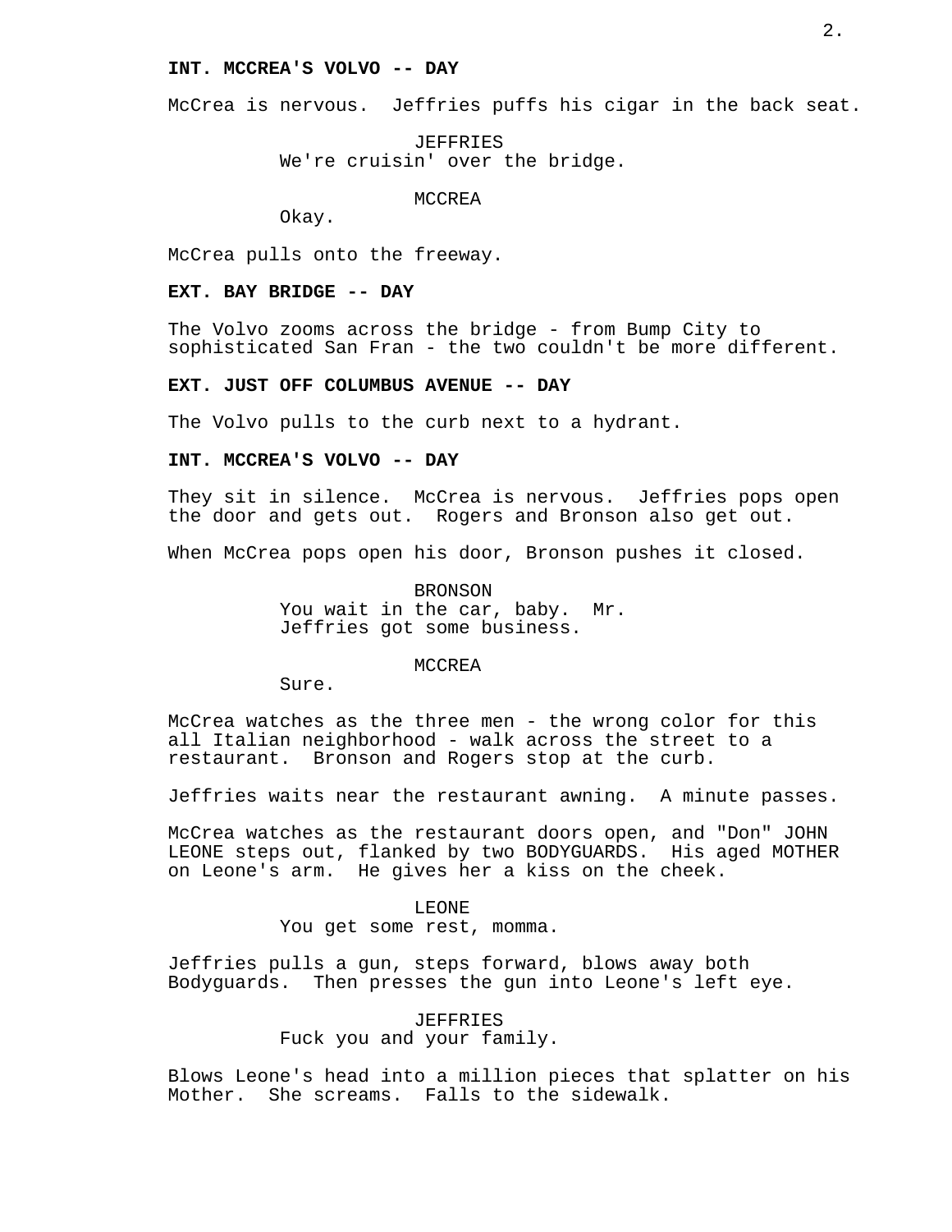**INT. MCCREA'S VOLVO -- DAY**

McCrea is nervous. Jeffries puffs his cigar in the back seat.

JEFFRIES
We're cruisin' over the bridge.

MCCREA
Okay.

McCrea pulls onto the freeway.

**EXT. BAY BRIDGE -- DAY**

The Volvo zooms across the bridge - from Bump City to sophisticated San Fran - the two couldn't be more different.

**EXT. JUST OFF COLUMBUS AVENUE -- DAY**

The Volvo pulls to the curb next to a hydrant.

**INT. MCCREA'S VOLVO -- DAY**

They sit in silence. McCrea is nervous. Jeffries pops open the door and gets out. Rogers and Bronson also get out.

When McCrea pops open his door, Bronson pushes it closed.

BRONSON
You wait in the car, baby. Mr. Jeffries got some business.

MCCREA
Sure.

McCrea watches as the three men - the wrong color for this all Italian neighborhood - walk across the street to a restaurant. Bronson and Rogers stop at the curb.

Jeffries waits near the restaurant awning. A minute passes.

McCrea watches as the restaurant doors open, and "Don" JOHN LEONE steps out, flanked by two BODYGUARDS. His aged MOTHER on Leone's arm. He gives her a kiss on the cheek.

LEONE
You get some rest, momma.

Jeffries pulls a gun, steps forward, blows away both Bodyguards. Then presses the gun into Leone's left eye.

JEFFRIES
Fuck you and your family.

Blows Leone's head into a million pieces that splatter on his Mother. She screams. Falls to the sidewalk.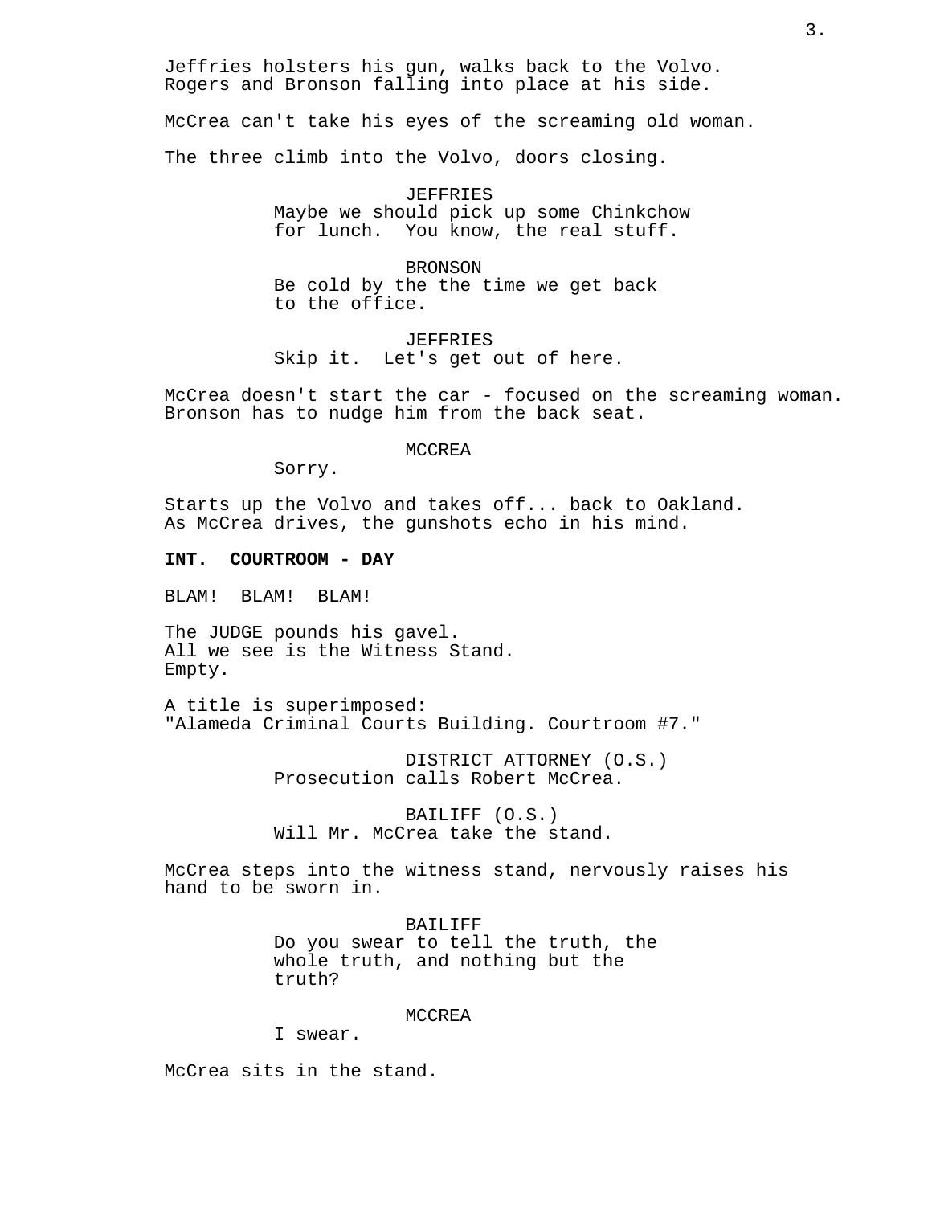Jeffries holsters his gun, walks back to the Volvo. Rogers and Bronson falling into place at his side.

McCrea can't take his eyes of the screaming old woman.

The three climb into the Volvo, doors closing.

JEFFRIES
Maybe we should pick up some Chinkchow for lunch. You know, the real stuff.

BRONSON
Be cold by the the time we get back to the office.

JEFFRIES
Skip it. Let's get out of here.

McCrea doesn't start the car - focused on the screaming woman. Bronson has to nudge him from the back seat.

MCCREA
Sorry.

Starts up the Volvo and takes off... back to Oakland. As McCrea drives, the gunshots echo in his mind.

**INT. COURTROOM - DAY**

BLAM! BLAM! BLAM!

The JUDGE pounds his gavel.
All we see is the Witness Stand.
Empty.

A title is superimposed:
"Alameda Criminal Courts Building. Courtroom #7."

DISTRICT ATTORNEY (O.S.)
Prosecution calls Robert McCrea.

BAILIFF (O.S.)
Will Mr. McCrea take the stand.

McCrea steps into the witness stand, nervously raises his hand to be sworn in.

BAILIFF
Do you swear to tell the truth, the whole truth, and nothing but the truth?

MCCREA
I swear.

McCrea sits in the stand.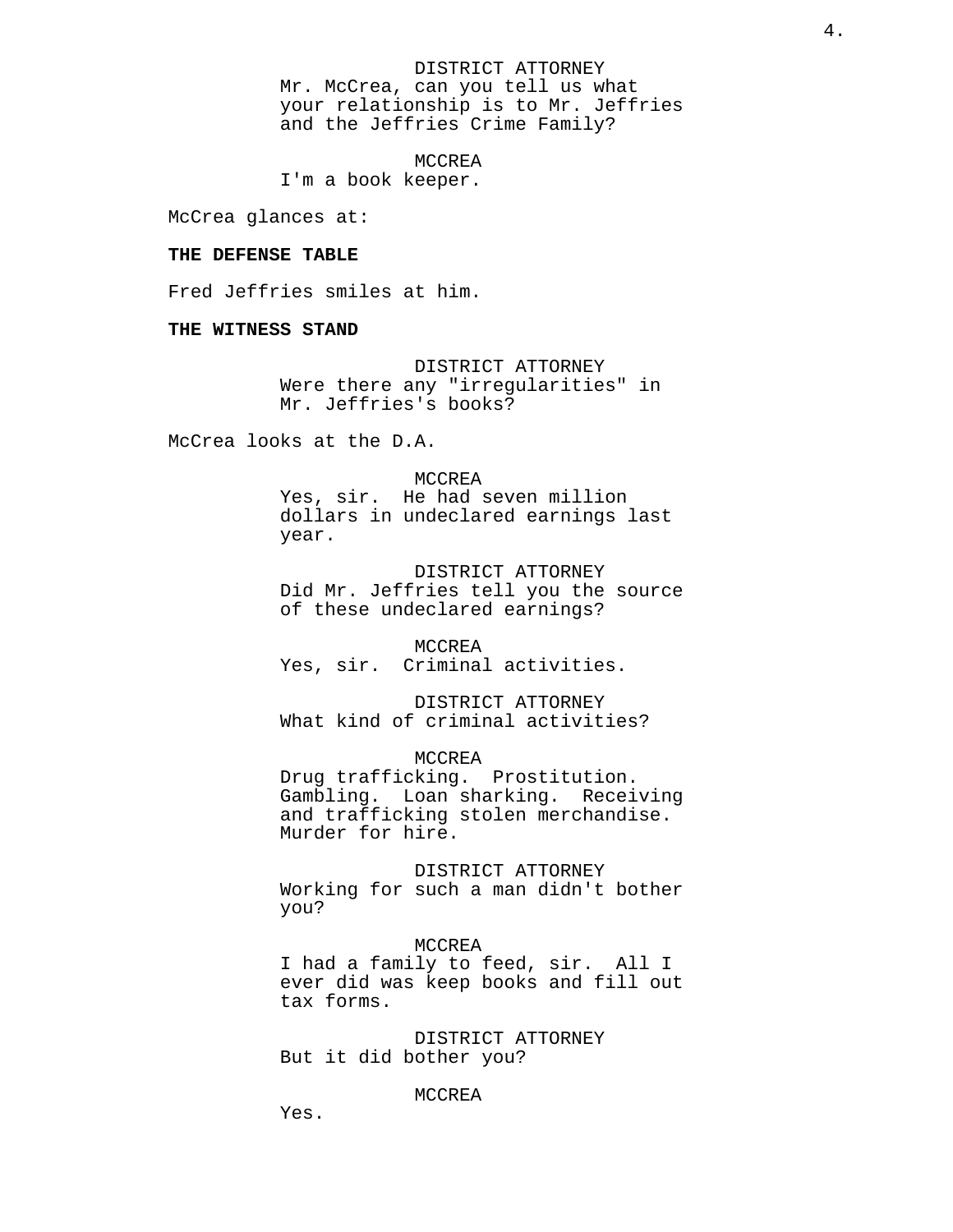DISTRICT ATTORNEY
Mr. McCrea, can you tell us what your relationship is to Mr. Jeffries and the Jeffries Crime Family?

MCCREA
I'm a book keeper.

McCrea glances at:

**THE DEFENSE TABLE**

Fred Jeffries smiles at him.

**THE WITNESS STAND**

DISTRICT ATTORNEY
Were there any "irregularities" in Mr. Jeffries's books?

McCrea looks at the D.A.

MCCREA
Yes, sir. He had seven million dollars in undeclared earnings last year.

DISTRICT ATTORNEY
Did Mr. Jeffries tell you the source of these undeclared earnings?

MCCREA
Yes, sir. Criminal activities.

DISTRICT ATTORNEY
What kind of criminal activities?

MCCREA
Drug trafficking. Prostitution. Gambling. Loan sharking. Receiving and trafficking stolen merchandise. Murder for hire.

DISTRICT ATTORNEY
Working for such a man didn't bother you?

MCCREA
I had a family to feed, sir. All I ever did was keep books and fill out tax forms.

DISTRICT ATTORNEY
But it did bother you?

MCCREA
Yes.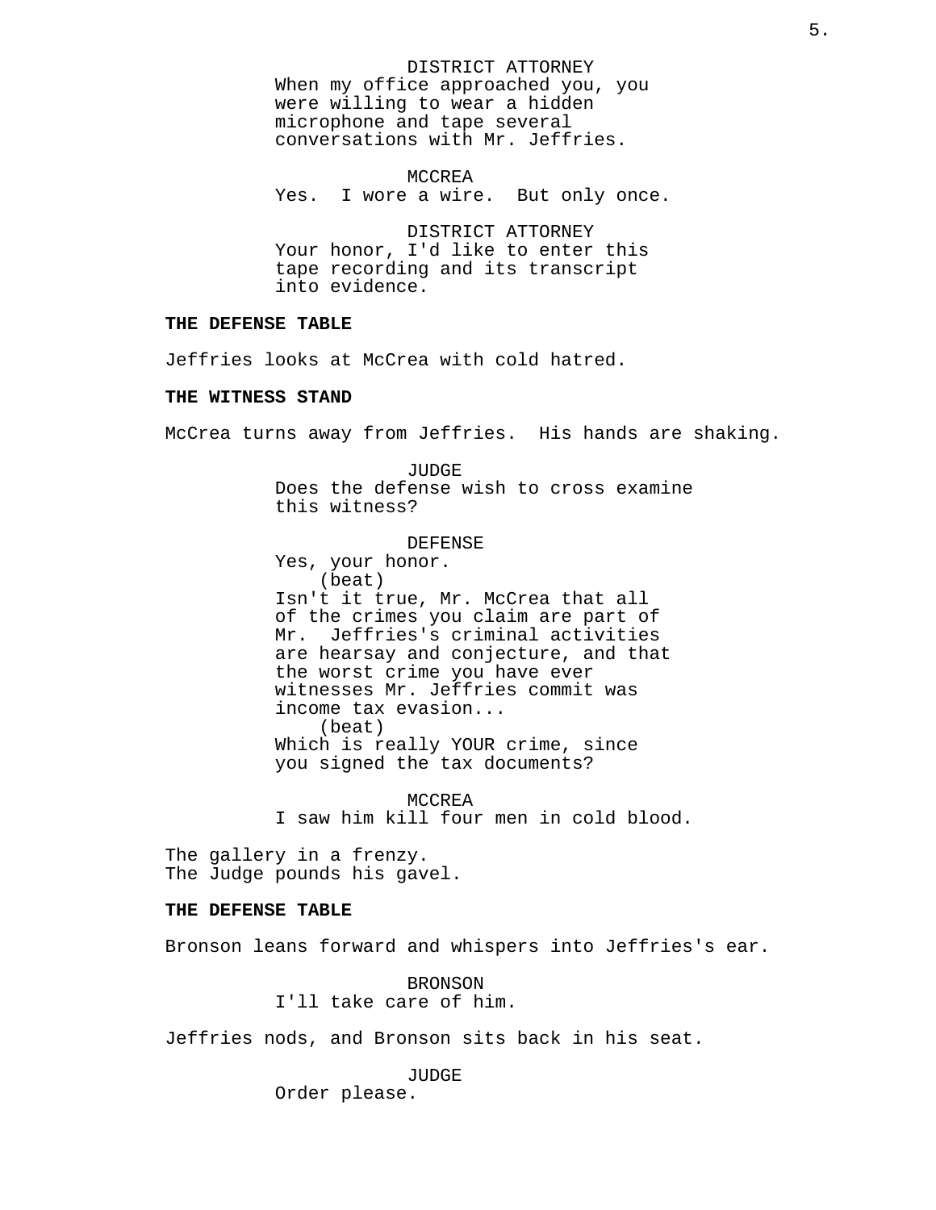DISTRICT ATTORNEY
When my office approached you, you were willing to wear a hidden microphone and tape several conversations with Mr. Jeffries.

MCCREA
Yes. I wore a wire. But only once.

DISTRICT ATTORNEY
Your honor, I'd like to enter this tape recording and its transcript into evidence.

**THE DEFENSE TABLE**

Jeffries looks at McCrea with cold hatred.

**THE WITNESS STAND**

McCrea turns away from Jeffries. His hands are shaking.

JUDGE
Does the defense wish to cross examine this witness?

DEFENSE
Yes, your honor.
(beat)
Isn't it true, Mr. McCrea that all of the crimes you claim are part of Mr. Jeffries's criminal activities are hearsay and conjecture, and that the worst crime you have ever witnesses Mr. Jeffries commit was income tax evasion...
(beat)
Which is really YOUR crime, since you signed the tax documents?

MCCREA
I saw him kill four men in cold blood.

The gallery in a frenzy.
The Judge pounds his gavel.

**THE DEFENSE TABLE**

Bronson leans forward and whispers into Jeffries's ear.

BRONSON
I'll take care of him.

Jeffries nods, and Bronson sits back in his seat.

JUDGE
Order please.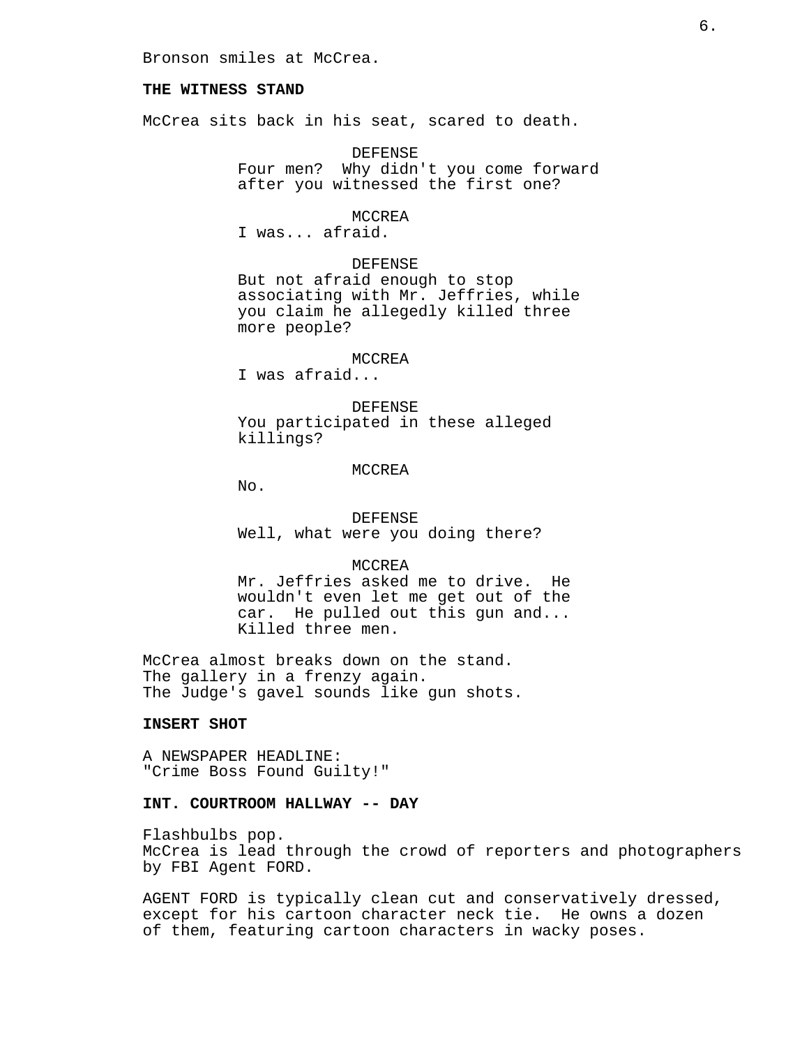Bronson smiles at McCrea.

**THE WITNESS STAND**

McCrea sits back in his seat, scared to death.

DEFENSE
Four men? Why didn't you come forward after you witnessed the first one?

MCCREA
I was... afraid.

DEFENSE
But not afraid enough to stop associating with Mr. Jeffries, while you claim he allegedly killed three more people?

MCCREA
I was afraid...

DEFENSE
You participated in these alleged killings?

MCCREA
No.

DEFENSE
Well, what were you doing there?

MCCREA
Mr. Jeffries asked me to drive. He wouldn't even let me get out of the car. He pulled out this gun and... Killed three men.

McCrea almost breaks down on the stand.
The gallery in a frenzy again.
The Judge's gavel sounds like gun shots.

**INSERT SHOT**

A NEWSPAPER HEADLINE:
"Crime Boss Found Guilty!"

**INT. COURTROOM HALLWAY -- DAY**

Flashbulbs pop.
McCrea is lead through the crowd of reporters and photographers by FBI Agent FORD.

AGENT FORD is typically clean cut and conservatively dressed, except for his cartoon character neck tie. He owns a dozen of them, featuring cartoon characters in wacky poses.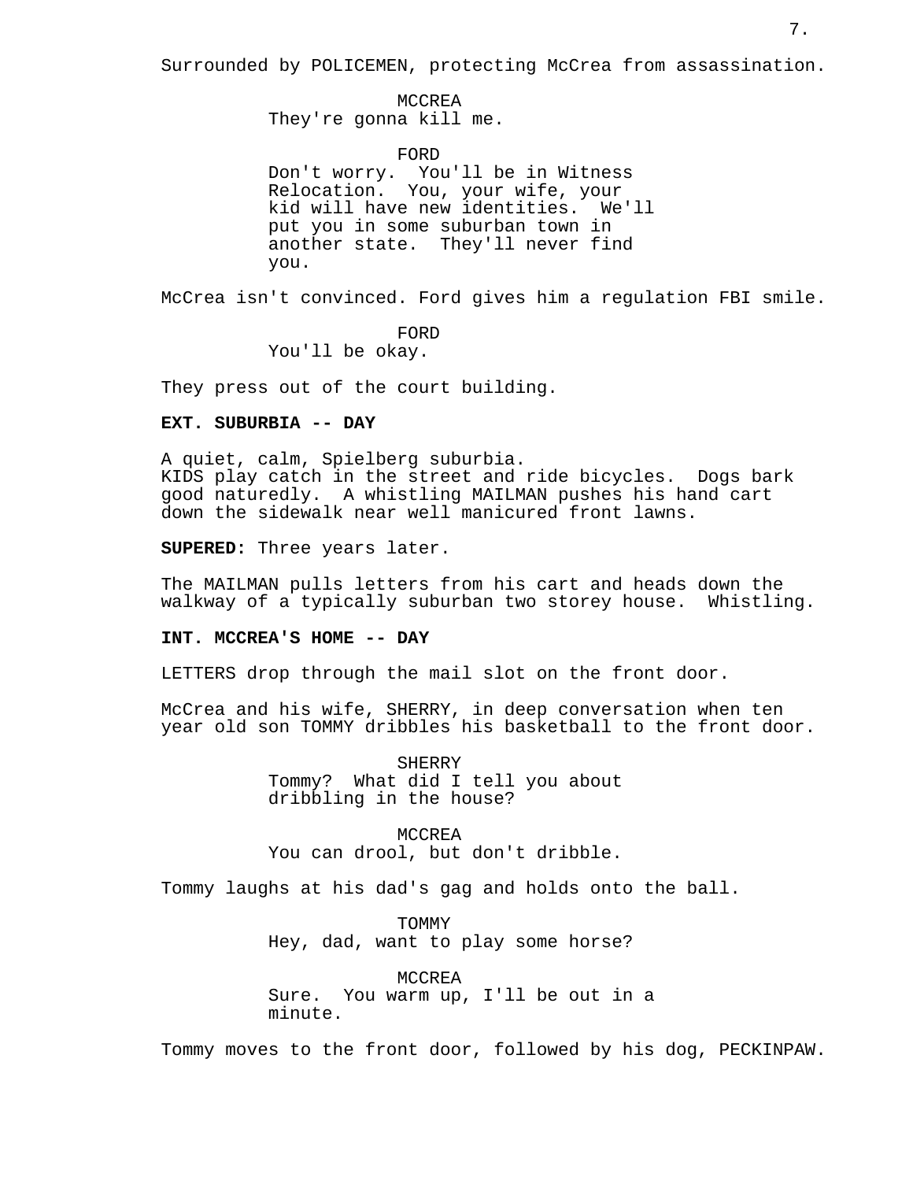Surrounded by POLICEMEN, protecting McCrea from assassination.

MCCREA
They're gonna kill me.

FORD
Don't worry. You'll be in Witness Relocation. You, your wife, your kid will have new identities. We'll put you in some suburban town in another state. They'll never find you.

McCrea isn't convinced. Ford gives him a regulation FBI smile.

FORD
You'll be okay.

They press out of the court building.

**EXT. SUBURBIA -- DAY**

A quiet, calm, Spielberg suburbia.
KIDS play catch in the street and ride bicycles. Dogs bark good naturedly. A whistling MAILMAN pushes his hand cart down the sidewalk near well manicured front lawns.

**SUPERED:** Three years later.

The MAILMAN pulls letters from his cart and heads down the walkway of a typically suburban two storey house. Whistling.

**INT. MCCREA'S HOME -- DAY**

LETTERS drop through the mail slot on the front door.

McCrea and his wife, SHERRY, in deep conversation when ten year old son TOMMY dribbles his basketball to the front door.

SHERRY
Tommy? What did I tell you about dribbling in the house?

MCCREA
You can drool, but don't dribble.

Tommy laughs at his dad's gag and holds onto the ball.

TOMMY
Hey, dad, want to play some horse?

MCCREA
Sure. You warm up, I'll be out in a minute.

Tommy moves to the front door, followed by his dog, PECKINPAW.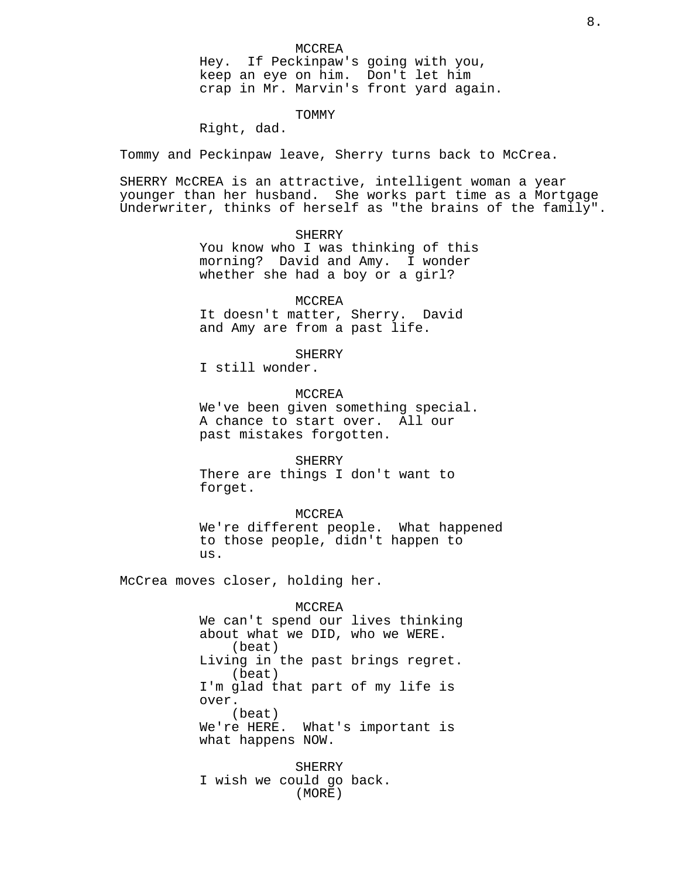MCCREA

Hey.  If Peckinpaw's going with you, keep an eye on him.  Don't let him crap in Mr. Marvin's front yard again.

TOMMY

Right, dad.

Tommy and Peckinpaw leave, Sherry turns back to McCrea.

SHERRY McCREA is an attractive, intelligent woman a year younger than her husband.  She works part time as a Mortgage Underwriter, thinks of herself as "the brains of the family".

SHERRY

You know who I was thinking of this morning?  David and Amy.  I wonder whether she had a boy or a girl?

MCCREA

It doesn't matter, Sherry.  David and Amy are from a past life.

SHERRY

I still wonder.

MCCREA

We've been given something special.  A chance to start over.  All our past mistakes forgotten.

SHERRY

There are things I don't want to forget.

MCCREA

We're different people.  What happened to those people, didn't happen to us.

McCrea moves closer, holding her.

MCCREA

We can't spend our lives thinking about what we DID, who we WERE.
(beat)
Living in the past brings regret.
(beat)
I'm glad that part of my life is over.
(beat)
We're HERE.  What's important is what happens NOW.

SHERRY

I wish we could go back.
(MORE)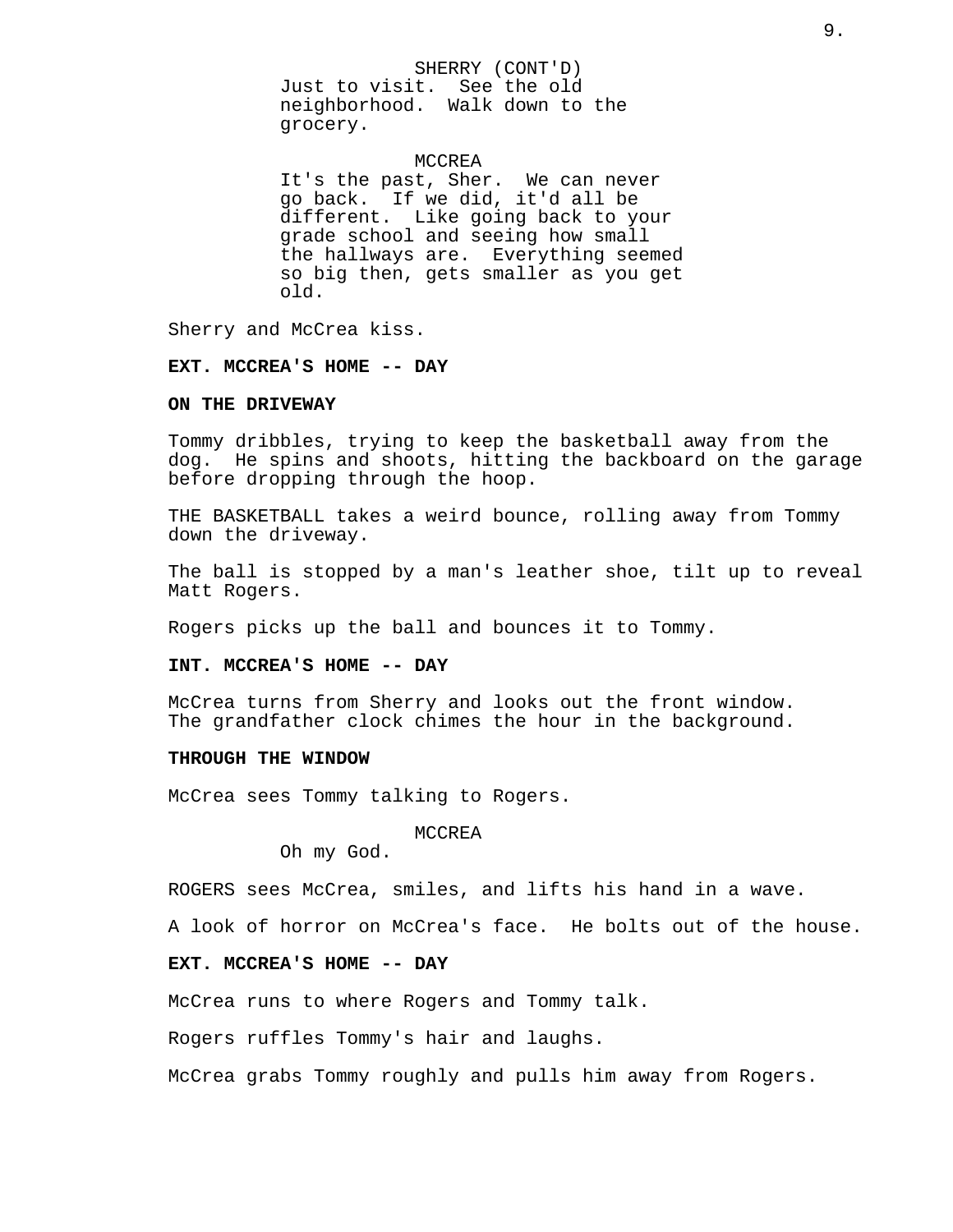SHERRY (CONT'D)
Just to visit. See the old neighborhood. Walk down to the grocery.

MCCREA
It's the past, Sher. We can never go back. If we did, it'd all be different. Like going back to your grade school and seeing how small the hallways are. Everything seemed so big then, gets smaller as you get old.

Sherry and McCrea kiss.

**EXT. MCCREA'S HOME -- DAY**

**ON THE DRIVEWAY**

Tommy dribbles, trying to keep the basketball away from the dog. He spins and shoots, hitting the backboard on the garage before dropping through the hoop.

THE BASKETBALL takes a weird bounce, rolling away from Tommy down the driveway.

The ball is stopped by a man's leather shoe, tilt up to reveal Matt Rogers.

Rogers picks up the ball and bounces it to Tommy.

**INT. MCCREA'S HOME -- DAY**

McCrea turns from Sherry and looks out the front window. The grandfather clock chimes the hour in the background.

**THROUGH THE WINDOW**

McCrea sees Tommy talking to Rogers.

MCCREA
Oh my God.

ROGERS sees McCrea, smiles, and lifts his hand in a wave.

A look of horror on McCrea's face. He bolts out of the house.

**EXT. MCCREA'S HOME -- DAY**

McCrea runs to where Rogers and Tommy talk.

Rogers ruffles Tommy's hair and laughs.

McCrea grabs Tommy roughly and pulls him away from Rogers.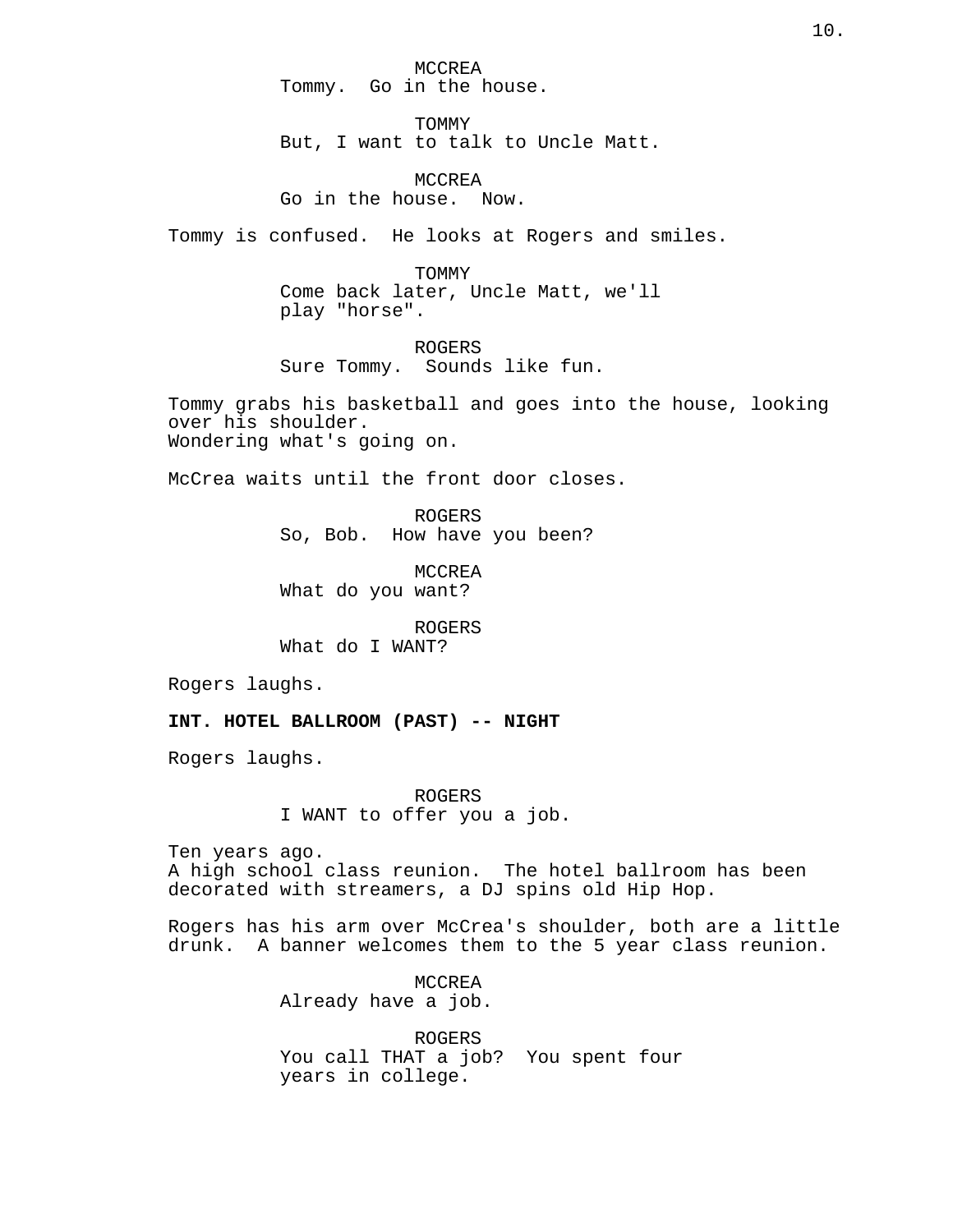MCCREA
Tommy. Go in the house.

TOMMY
But, I want to talk to Uncle Matt.

MCCREA
Go in the house. Now.

Tommy is confused. He looks at Rogers and smiles.

TOMMY
Come back later, Uncle Matt, we'll play "horse".

ROGERS
Sure Tommy. Sounds like fun.

Tommy grabs his basketball and goes into the house, looking over his shoulder.
Wondering what's going on.

McCrea waits until the front door closes.

ROGERS
So, Bob. How have you been?

MCCREA
What do you want?

ROGERS
What do I WANT?

Rogers laughs.

**INT. HOTEL BALLROOM (PAST) -- NIGHT**

Rogers laughs.

ROGERS
I WANT to offer you a job.

Ten years ago.
A high school class reunion. The hotel ballroom has been decorated with streamers, a DJ spins old Hip Hop.

Rogers has his arm over McCrea's shoulder, both are a little drunk. A banner welcomes them to the 5 year class reunion.

MCCREA
Already have a job.

ROGERS
You call THAT a job? You spent four years in college.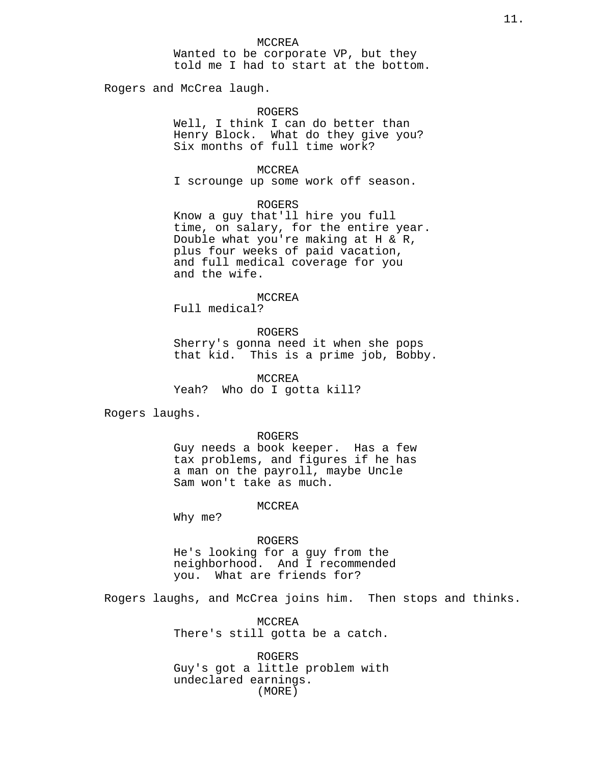MCCREA
Wanted to be corporate VP, but they told me I had to start at the bottom.

Rogers and McCrea laugh.

ROGERS
Well, I think I can do better than Henry Block. What do they give you? Six months of full time work?

MCCREA
I scrounge up some work off season.

ROGERS
Know a guy that'll hire you full time, on salary, for the entire year. Double what you're making at H & R, plus four weeks of paid vacation, and full medical coverage for you and the wife.

MCCREA
Full medical?

ROGERS
Sherry's gonna need it when she pops that kid. This is a prime job, Bobby.

MCCREA
Yeah? Who do I gotta kill?

Rogers laughs.

ROGERS
Guy needs a book keeper. Has a few tax problems, and figures if he has a man on the payroll, maybe Uncle Sam won't take as much.

MCCREA
Why me?

ROGERS
He's looking for a guy from the neighborhood. And I recommended you. What are friends for?

Rogers laughs, and McCrea joins him. Then stops and thinks.

MCCREA
There's still gotta be a catch.

ROGERS
Guy's got a little problem with undeclared earnings.
(MORE)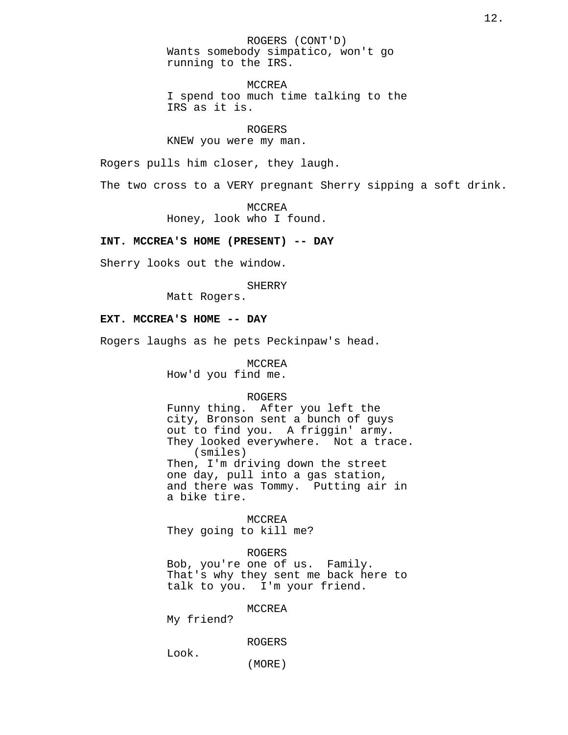ROGERS (CONT'D)
Wants somebody simpatico, won't go running to the IRS.

MCCREA
I spend too much time talking to the IRS as it is.

ROGERS
KNEW you were my man.

Rogers pulls him closer, they laugh.

The two cross to a VERY pregnant Sherry sipping a soft drink.

MCCREA
Honey, look who I found.

**INT. MCCREA'S HOME (PRESENT) -- DAY**

Sherry looks out the window.

SHERRY
Matt Rogers.

**EXT. MCCREA'S HOME -- DAY**

Rogers laughs as he pets Peckinpaw's head.

MCCREA
How'd you find me.

ROGERS
Funny thing. After you left the city, Bronson sent a bunch of guys out to find you. A friggin' army. They looked everywhere. Not a trace.
(smiles)
Then, I'm driving down the street one day, pull into a gas station, and there was Tommy. Putting air in a bike tire.

MCCREA
They going to kill me?

ROGERS
Bob, you're one of us. Family. That's why they sent me back here to talk to you. I'm your friend.

MCCREA
My friend?

ROGERS
Look.
(MORE)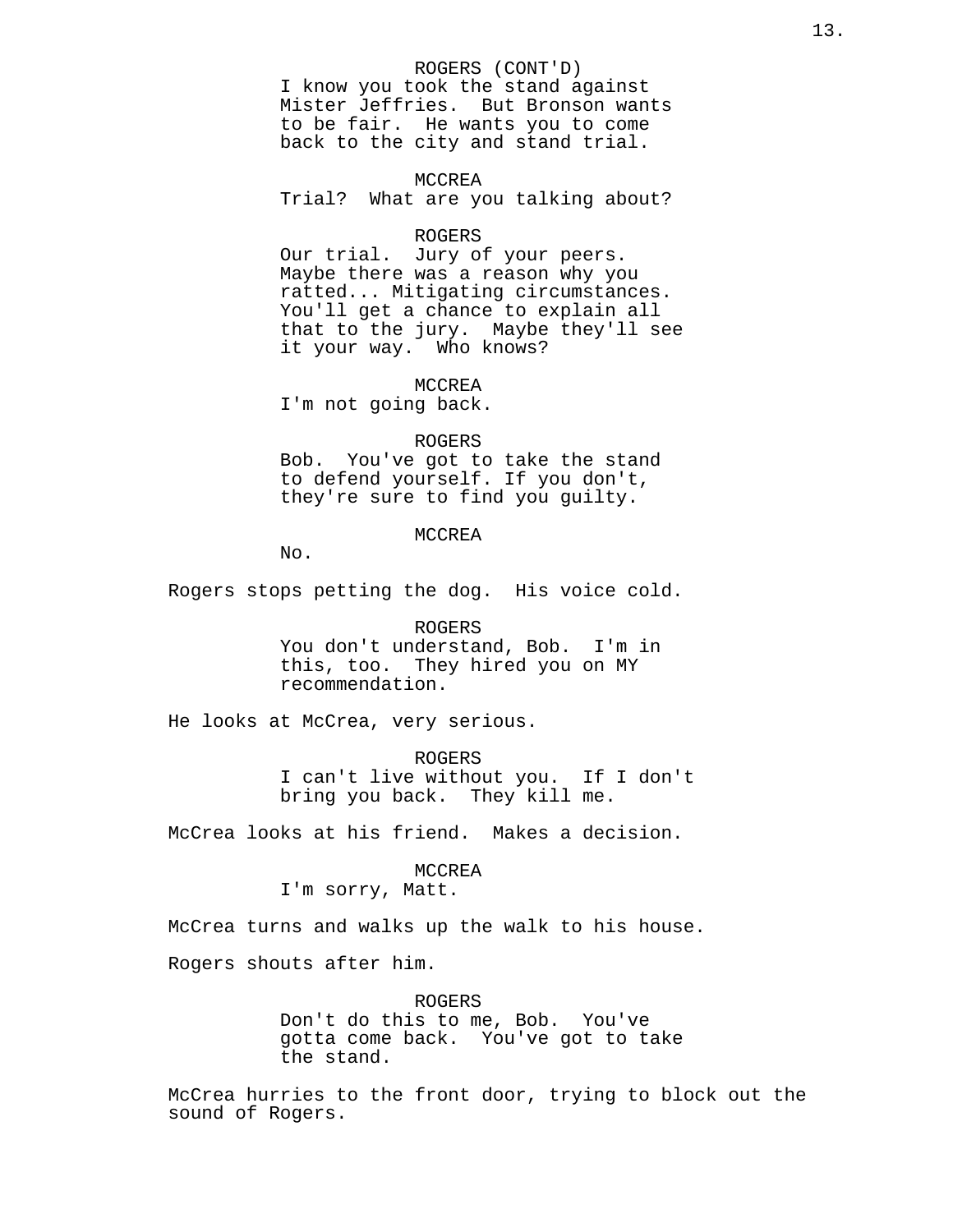ROGERS (CONT'D)
I know you took the stand against Mister Jeffries. But Bronson wants to be fair. He wants you to come back to the city and stand trial.

MCCREA
Trial? What are you talking about?

ROGERS
Our trial. Jury of your peers. Maybe there was a reason why you ratted... Mitigating circumstances. You'll get a chance to explain all that to the jury. Maybe they'll see it your way. Who knows?

MCCREA
I'm not going back.

ROGERS
Bob. You've got to take the stand to defend yourself. If you don't, they're sure to find you guilty.

MCCREA
No.

Rogers stops petting the dog. His voice cold.

ROGERS
You don't understand, Bob. I'm in this, too. They hired you on MY recommendation.

He looks at McCrea, very serious.

ROGERS
I can't live without you. If I don't bring you back. They kill me.

McCrea looks at his friend. Makes a decision.

MCCREA
I'm sorry, Matt.

McCrea turns and walks up the walk to his house.

Rogers shouts after him.

ROGERS
Don't do this to me, Bob. You've gotta come back. You've got to take the stand.

McCrea hurries to the front door, trying to block out the sound of Rogers.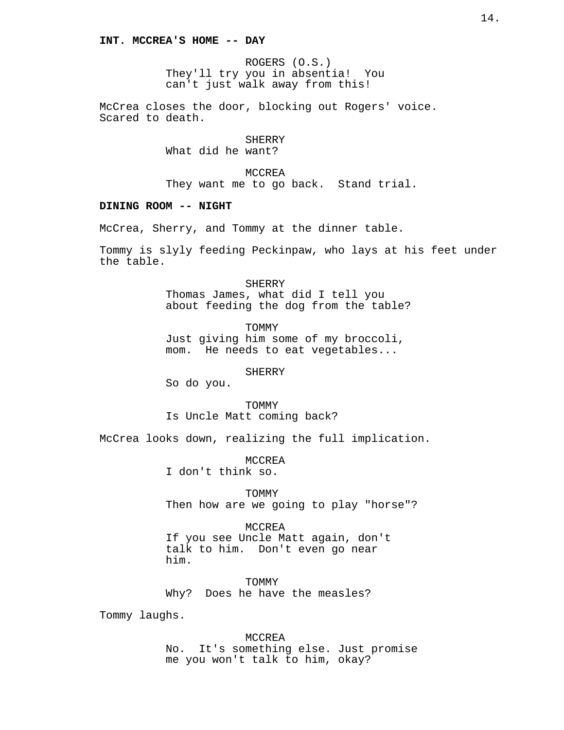**INT. MCCREA'S HOME -- DAY**

ROGERS (O.S.)
They'll try you in absentia!  You can't just walk away from this!

McCrea closes the door, blocking out Rogers' voice. Scared to death.

SHERRY
What did he want?

MCCREA
They want me to go back.  Stand trial.

**DINING ROOM -- NIGHT**

McCrea, Sherry, and Tommy at the dinner table.

Tommy is slyly feeding Peckinpaw, who lays at his feet under the table.

SHERRY
Thomas James, what did I tell you about feeding the dog from the table?

TOMMY
Just giving him some of my broccoli, mom.  He needs to eat vegetables...

SHERRY
So do you.

TOMMY
Is Uncle Matt coming back?

McCrea looks down, realizing the full implication.

MCCREA
I don't think so.

TOMMY
Then how are we going to play "horse"?

MCCREA
If you see Uncle Matt again, don't talk to him.  Don't even go near him.

TOMMY
Why?  Does he have the measles?

Tommy laughs.

MCCREA
No.  It's something else. Just promise me you won't talk to him, okay?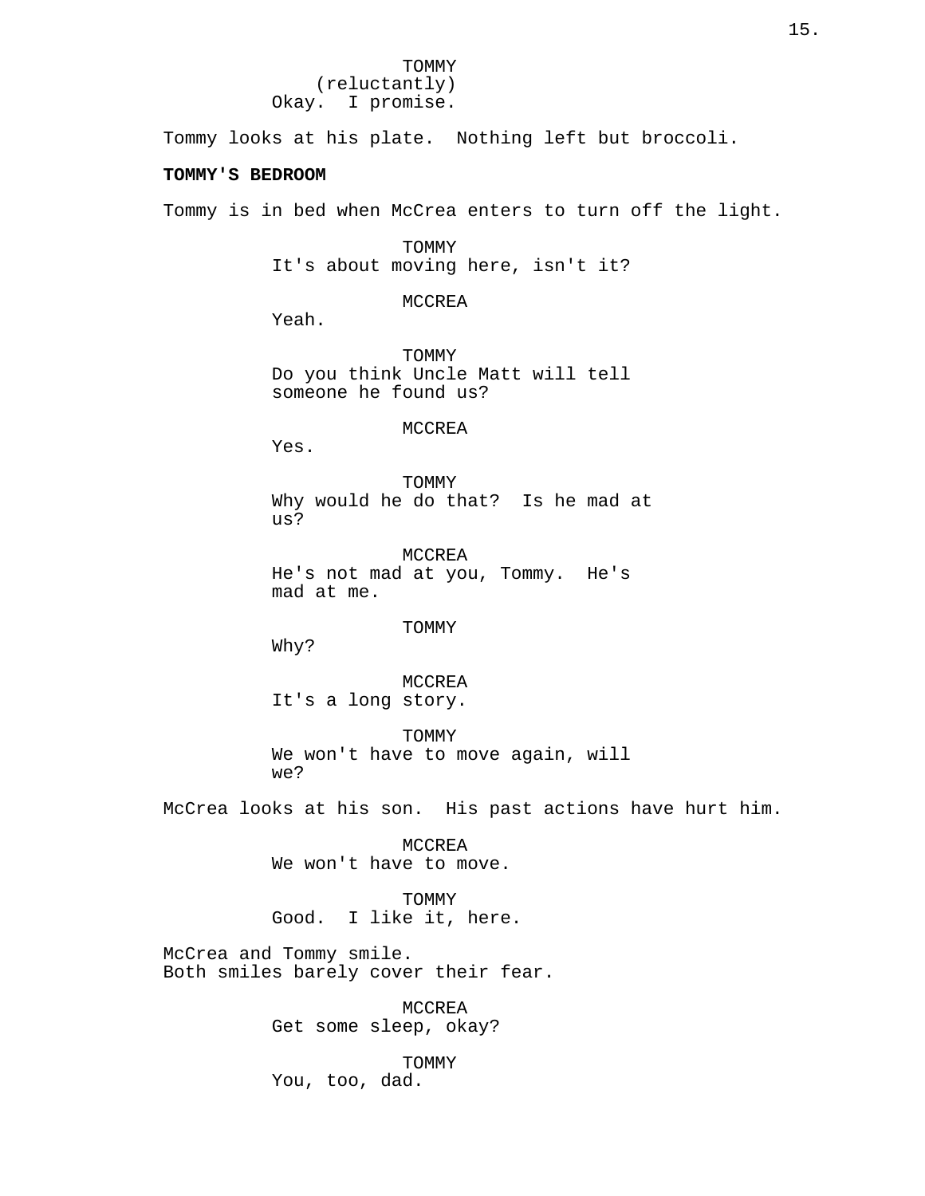TOMMY
(reluctantly)
Okay. I promise.

Tommy looks at his plate. Nothing left but broccoli.

**TOMMY'S BEDROOM**

Tommy is in bed when McCrea enters to turn off the light.

TOMMY
It's about moving here, isn't it?

MCCREA
Yeah.

TOMMY
Do you think Uncle Matt will tell someone he found us?

MCCREA
Yes.

TOMMY
Why would he do that? Is he mad at us?

MCCREA
He's not mad at you, Tommy. He's mad at me.

TOMMY
Why?

MCCREA
It's a long story.

TOMMY
We won't have to move again, will we?

McCrea looks at his son. His past actions have hurt him.

MCCREA
We won't have to move.

TOMMY
Good. I like it, here.

McCrea and Tommy smile.
Both smiles barely cover their fear.

MCCREA
Get some sleep, okay?

TOMMY
You, too, dad.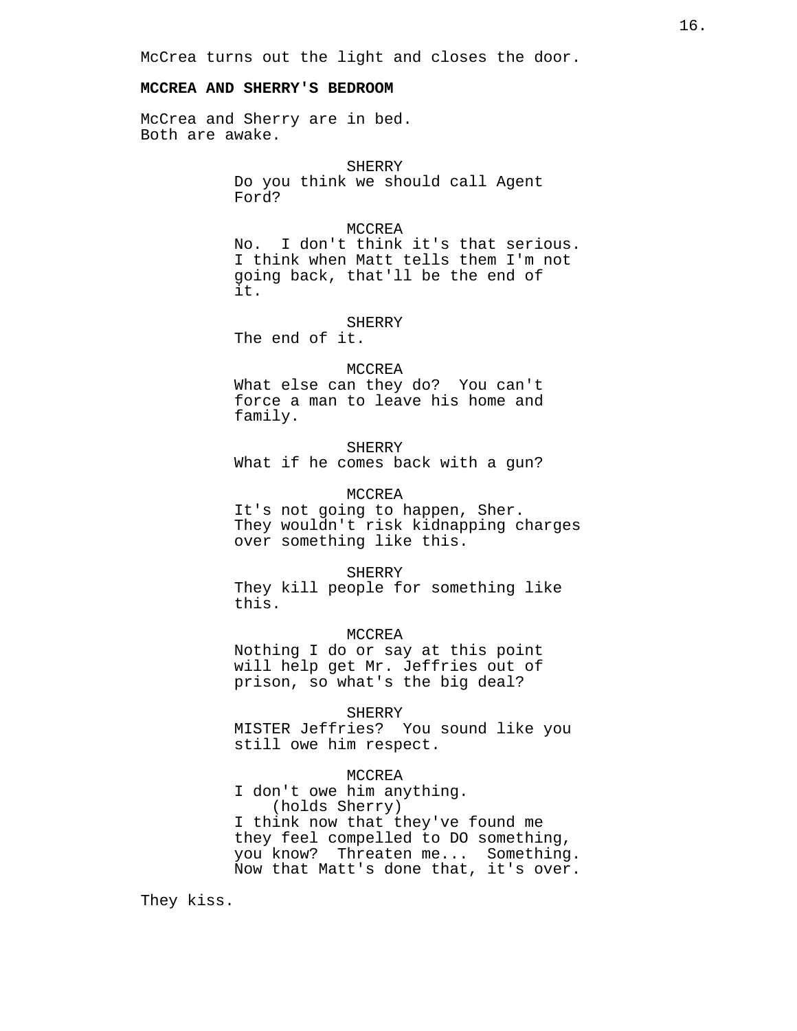McCrea turns out the light and closes the door.

**MCCREA AND SHERRY'S BEDROOM**

McCrea and Sherry are in bed.
Both are awake.

SHERRY
Do you think we should call Agent Ford?

MCCREA
No.  I don't think it's that serious. I think when Matt tells them I'm not going back, that'll be the end of it.

SHERRY
The end of it.

MCCREA
What else can they do?  You can't force a man to leave his home and family.

SHERRY
What if he comes back with a gun?

MCCREA
It's not going to happen, Sher. They wouldn't risk kidnapping charges over something like this.

SHERRY
They kill people for something like this.

MCCREA
Nothing I do or say at this point will help get Mr. Jeffries out of prison, so what's the big deal?

SHERRY
MISTER Jeffries?  You sound like you still owe him respect.

MCCREA
I don't owe him anything.
(holds Sherry)
I think now that they've found me they feel compelled to DO something, you know?  Threaten me...  Something. Now that Matt's done that, it's over.

They kiss.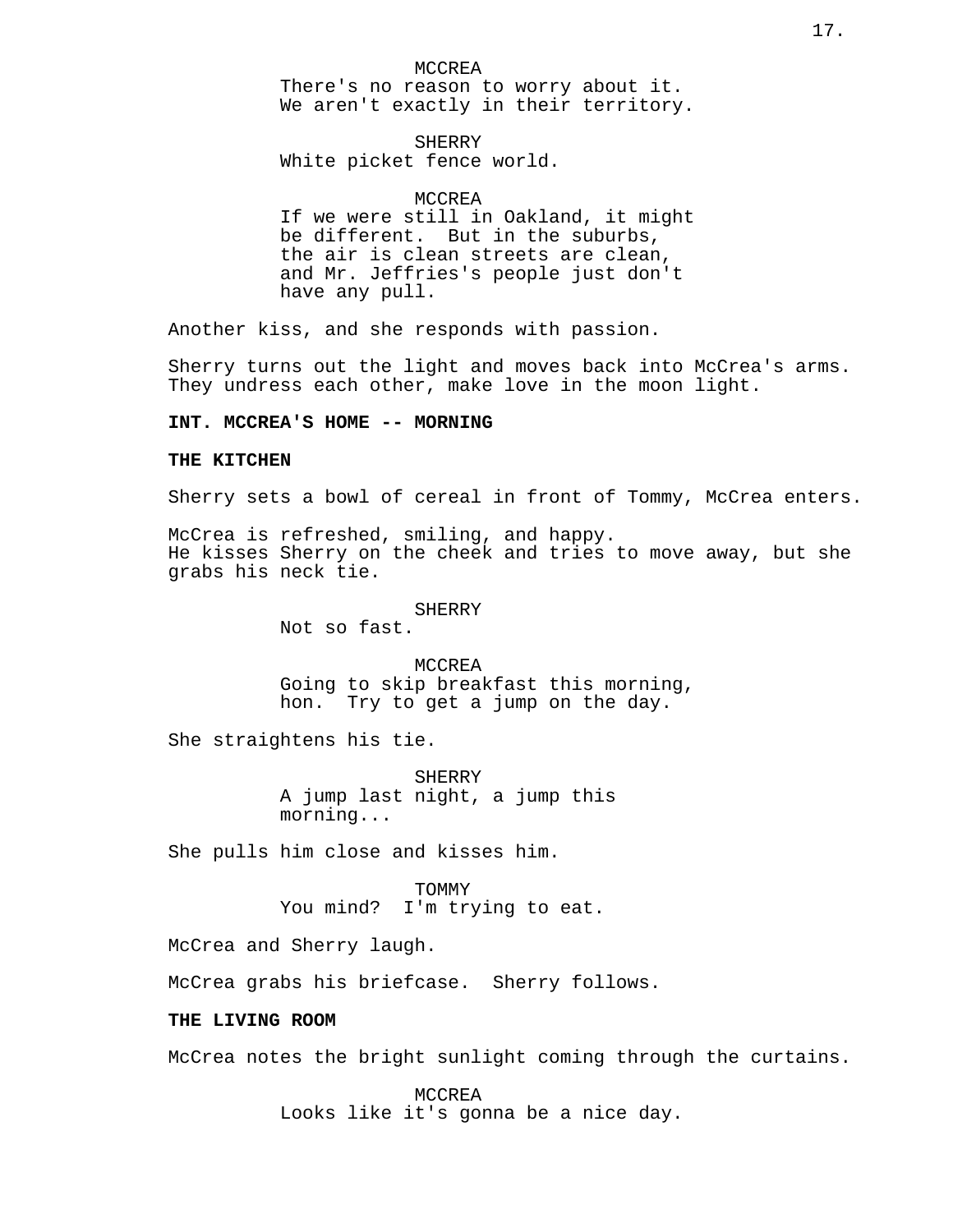MCCREA
There's no reason to worry about it. We aren't exactly in their territory.

SHERRY
White picket fence world.

MCCREA
If we were still in Oakland, it might be different. But in the suburbs, the air is clean streets are clean, and Mr. Jeffries's people just don't have any pull.

Another kiss, and she responds with passion.

Sherry turns out the light and moves back into McCrea's arms. They undress each other, make love in the moon light.

**INT. MCCREA'S HOME -- MORNING**

**THE KITCHEN**

Sherry sets a bowl of cereal in front of Tommy, McCrea enters.

McCrea is refreshed, smiling, and happy.
He kisses Sherry on the cheek and tries to move away, but she grabs his neck tie.

SHERRY
Not so fast.

MCCREA
Going to skip breakfast this morning, hon. Try to get a jump on the day.

She straightens his tie.

SHERRY
A jump last night, a jump this morning...

She pulls him close and kisses him.

TOMMY
You mind? I'm trying to eat.

McCrea and Sherry laugh.

McCrea grabs his briefcase. Sherry follows.

**THE LIVING ROOM**

McCrea notes the bright sunlight coming through the curtains.

MCCREA
Looks like it's gonna be a nice day.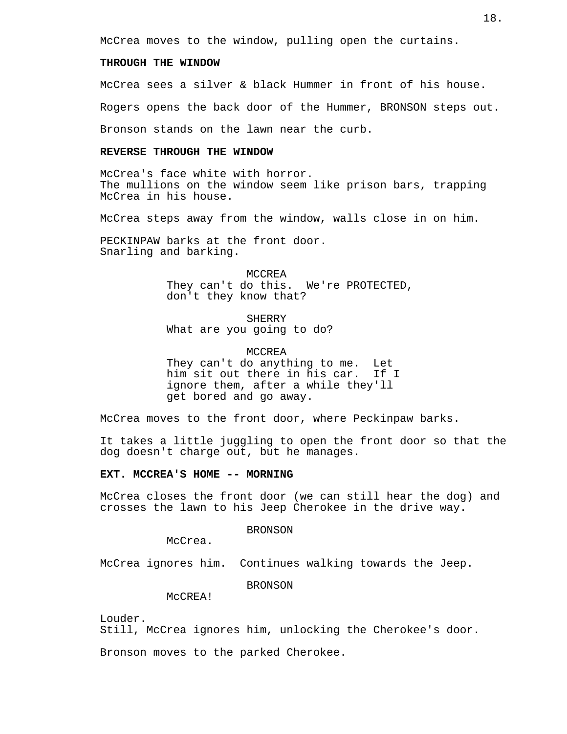McCrea moves to the window, pulling open the curtains.

**THROUGH THE WINDOW**

McCrea sees a silver & black Hummer in front of his house.

Rogers opens the back door of the Hummer, BRONSON steps out.

Bronson stands on the lawn near the curb.

**REVERSE THROUGH THE WINDOW**

McCrea's face white with horror.
The mullions on the window seem like prison bars, trapping McCrea in his house.

McCrea steps away from the window, walls close in on him.

PECKINPAW barks at the front door.
Snarling and barking.

MCCREA
They can't do this. We're PROTECTED, don't they know that?

SHERRY
What are you going to do?

MCCREA
They can't do anything to me. Let him sit out there in his car. If I ignore them, after a while they'll get bored and go away.

McCrea moves to the front door, where Peckinpaw barks.

It takes a little juggling to open the front door so that the dog doesn't charge out, but he manages.

**EXT. MCCREA'S HOME -- MORNING**

McCrea closes the front door (we can still hear the dog) and crosses the lawn to his Jeep Cherokee in the drive way.

BRONSON
McCrea.

McCrea ignores him. Continues walking towards the Jeep.

BRONSON
McCREA!

Louder.
Still, McCrea ignores him, unlocking the Cherokee's door.

Bronson moves to the parked Cherokee.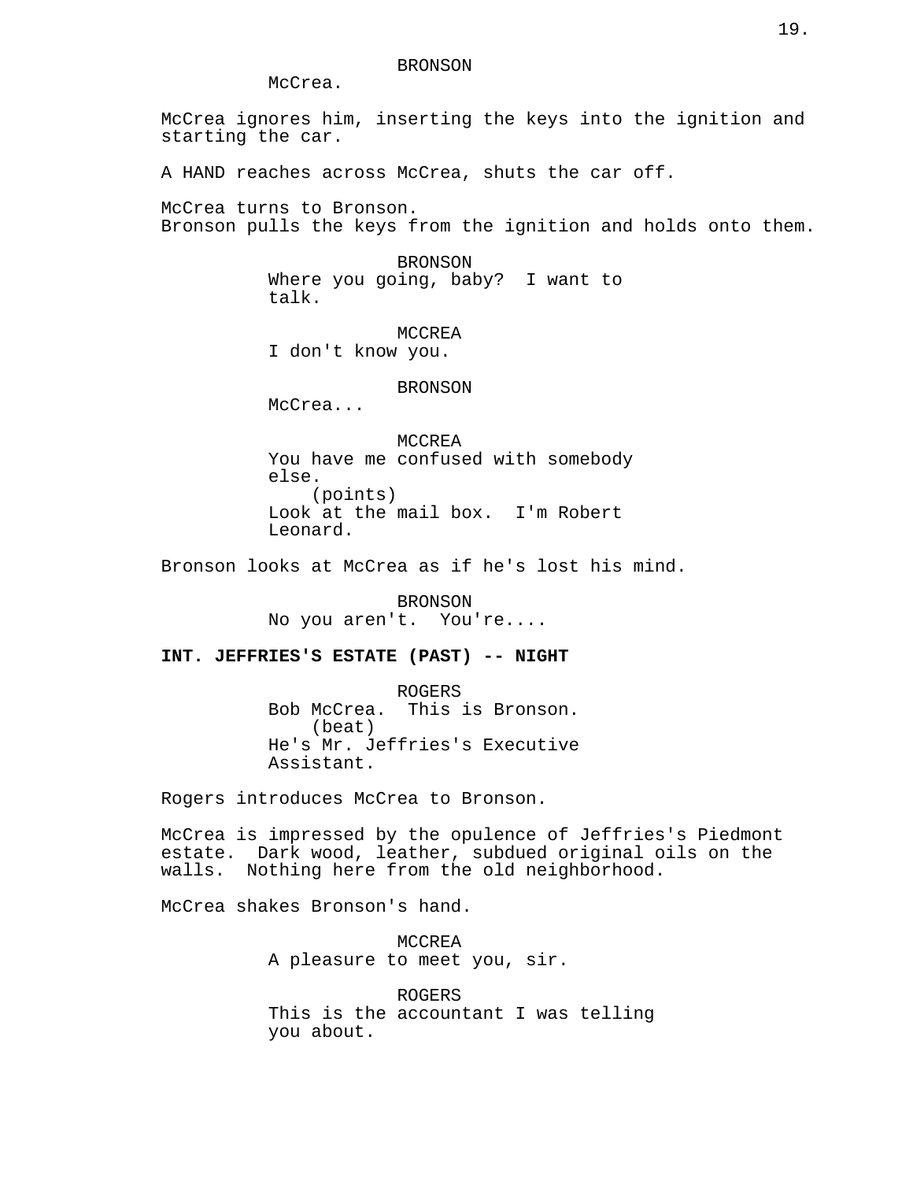BRONSON
McCrea.

McCrea ignores him, inserting the keys into the ignition and starting the car.

A HAND reaches across McCrea, shuts the car off.

McCrea turns to Bronson.
Bronson pulls the keys from the ignition and holds onto them.

BRONSON
Where you going, baby? I want to talk.

MCCREA
I don't know you.

BRONSON
McCrea...

MCCREA
You have me confused with somebody else.
(points)
Look at the mail box. I'm Robert Leonard.

Bronson looks at McCrea as if he's lost his mind.

BRONSON
No you aren't. You're....

**INT. JEFFRIES'S ESTATE (PAST) -- NIGHT**

ROGERS
Bob McCrea. This is Bronson.
(beat)
He's Mr. Jeffries's Executive Assistant.

Rogers introduces McCrea to Bronson.

McCrea is impressed by the opulence of Jeffries's Piedmont estate. Dark wood, leather, subdued original oils on the walls. Nothing here from the old neighborhood.

McCrea shakes Bronson's hand.

MCCREA
A pleasure to meet you, sir.

ROGERS
This is the accountant I was telling you about.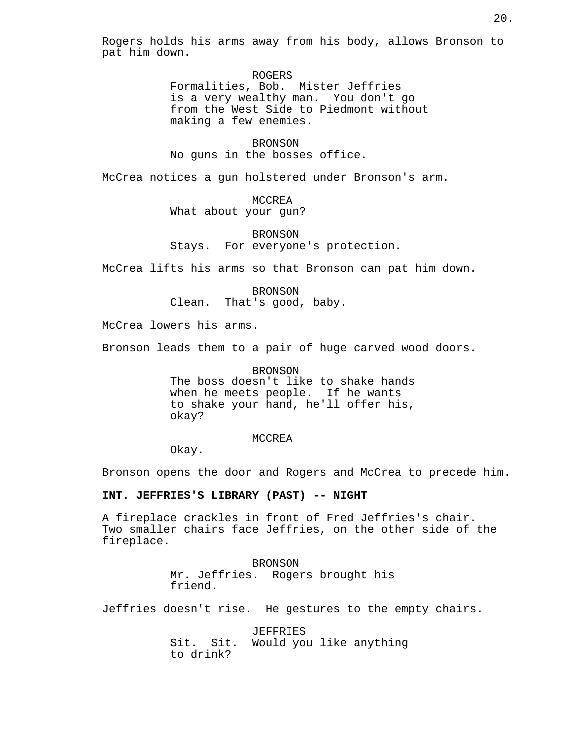Rogers holds his arms away from his body, allows Bronson to pat him down.

ROGERS
Formalities, Bob.  Mister Jeffries is a very wealthy man.  You don't go from the West Side to Piedmont without making a few enemies.

BRONSON
No guns in the bosses office.

McCrea notices a gun holstered under Bronson's arm.

MCCREA
What about your gun?

BRONSON
Stays.  For everyone's protection.

McCrea lifts his arms so that Bronson can pat him down.

BRONSON
Clean.  That's good, baby.

McCrea lowers his arms.

Bronson leads them to a pair of huge carved wood doors.

BRONSON
The boss doesn't like to shake hands when he meets people.  If he wants to shake your hand, he'll offer his, okay?

MCCREA
Okay.

Bronson opens the door and Rogers and McCrea to precede him.

**INT. JEFFRIES'S LIBRARY (PAST) -- NIGHT**

A fireplace crackles in front of Fred Jeffries's chair. Two smaller chairs face Jeffries, on the other side of the fireplace.

BRONSON
Mr. Jeffries.  Rogers brought his friend.

Jeffries doesn't rise.  He gestures to the empty chairs.

JEFFRIES
Sit.  Sit.  Would you like anything to drink?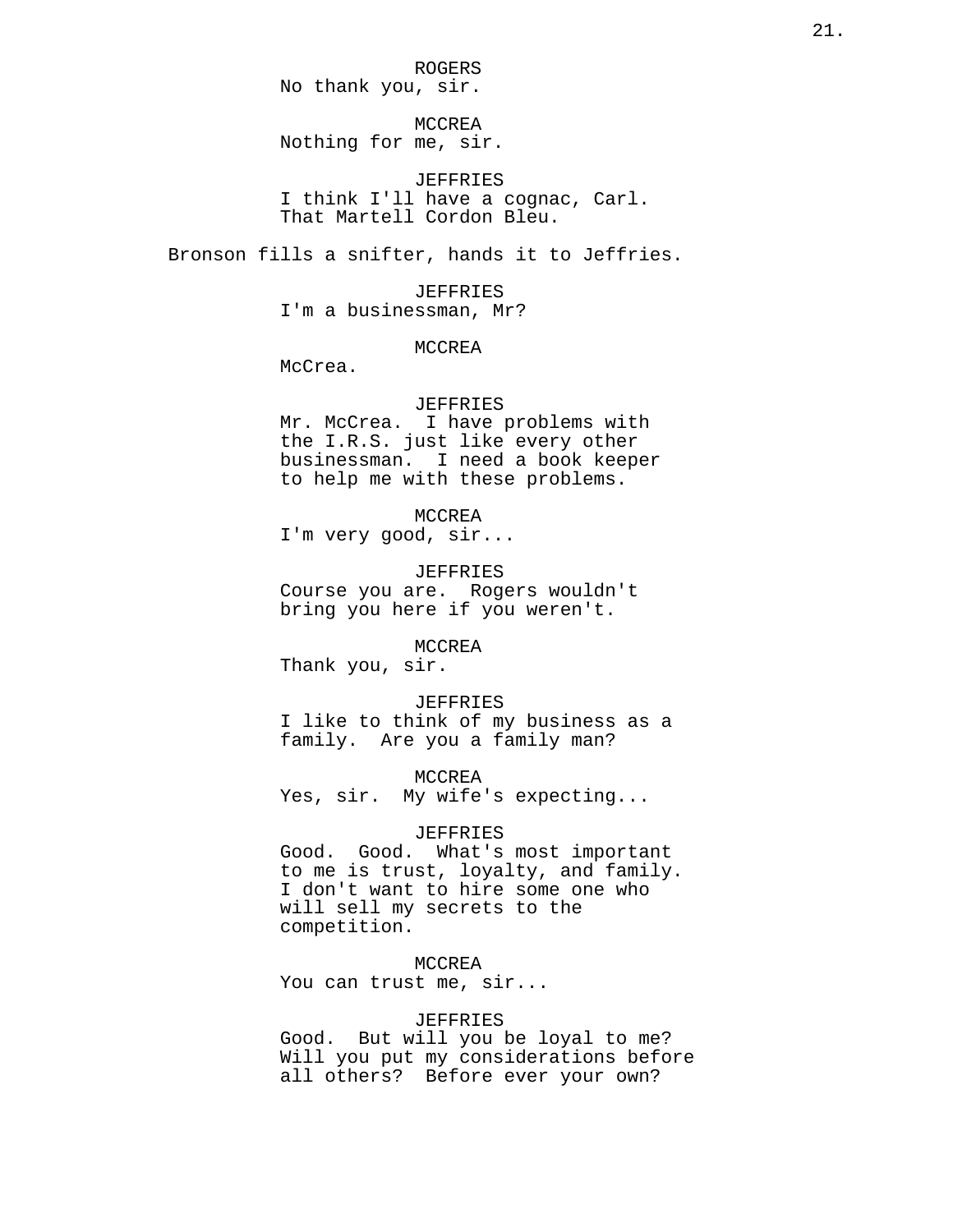ROGERS
No thank you, sir.

MCCREA
Nothing for me, sir.

JEFFRIES
I think I'll have a cognac, Carl.
That Martell Cordon Bleu.

Bronson fills a snifter, hands it to Jeffries.

JEFFRIES
I'm a businessman, Mr?

MCCREA
McCrea.

JEFFRIES
Mr. McCrea.  I have problems with
the I.R.S. just like every other
businessman.  I need a book keeper
to help me with these problems.

MCCREA
I'm very good, sir...

JEFFRIES
Course you are.  Rogers wouldn't
bring you here if you weren't.

MCCREA
Thank you, sir.

JEFFRIES
I like to think of my business as a
family.  Are you a family man?

MCCREA
Yes, sir.  My wife's expecting...

JEFFRIES
Good.  Good.  What's most important
to me is trust, loyalty, and family.
I don't want to hire some one who
will sell my secrets to the
competition.

MCCREA
You can trust me, sir...

JEFFRIES
Good.  But will you be loyal to me?
Will you put my considerations before
all others?  Before ever your own?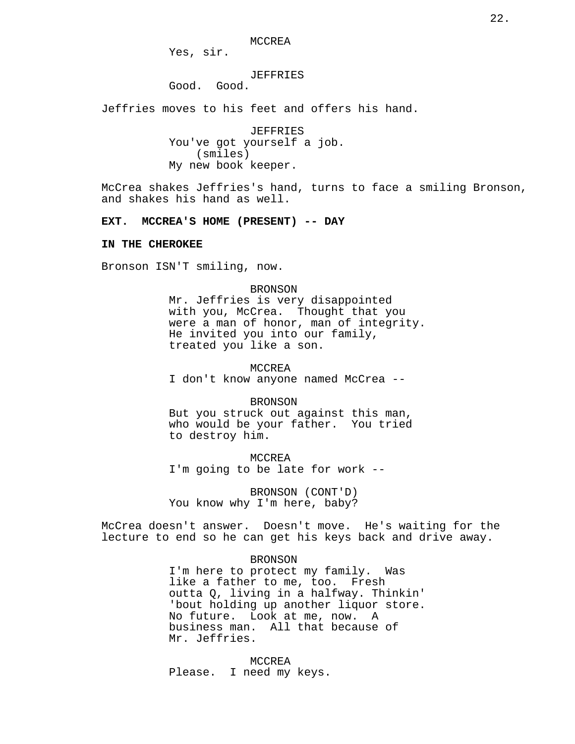MCCREA
Yes, sir.

JEFFRIES
Good.  Good.

Jeffries moves to his feet and offers his hand.

JEFFRIES
You've got yourself a job.
(smiles)
My new book keeper.

McCrea shakes Jeffries's hand, turns to face a smiling Bronson, and shakes his hand as well.

**EXT.  MCCREA'S HOME (PRESENT) -- DAY**

**IN THE CHEROKEE**

Bronson ISN'T smiling, now.

BRONSON
Mr. Jeffries is very disappointed with you, McCrea.  Thought that you were a man of honor, man of integrity. He invited you into our family, treated you like a son.

MCCREA
I don't know anyone named McCrea --

BRONSON
But you struck out against this man, who would be your father.  You tried to destroy him.

MCCREA
I'm going to be late for work --

BRONSON (CONT'D)
You know why I'm here, baby?

McCrea doesn't answer.  Doesn't move.  He's waiting for the lecture to end so he can get his keys back and drive away.

BRONSON
I'm here to protect my family.  Was like a father to me, too.  Fresh outta Q, living in a halfway. Thinkin' 'bout holding up another liquor store. No future.  Look at me, now.  A business man.  All that because of Mr. Jeffries.

MCCREA
Please.  I need my keys.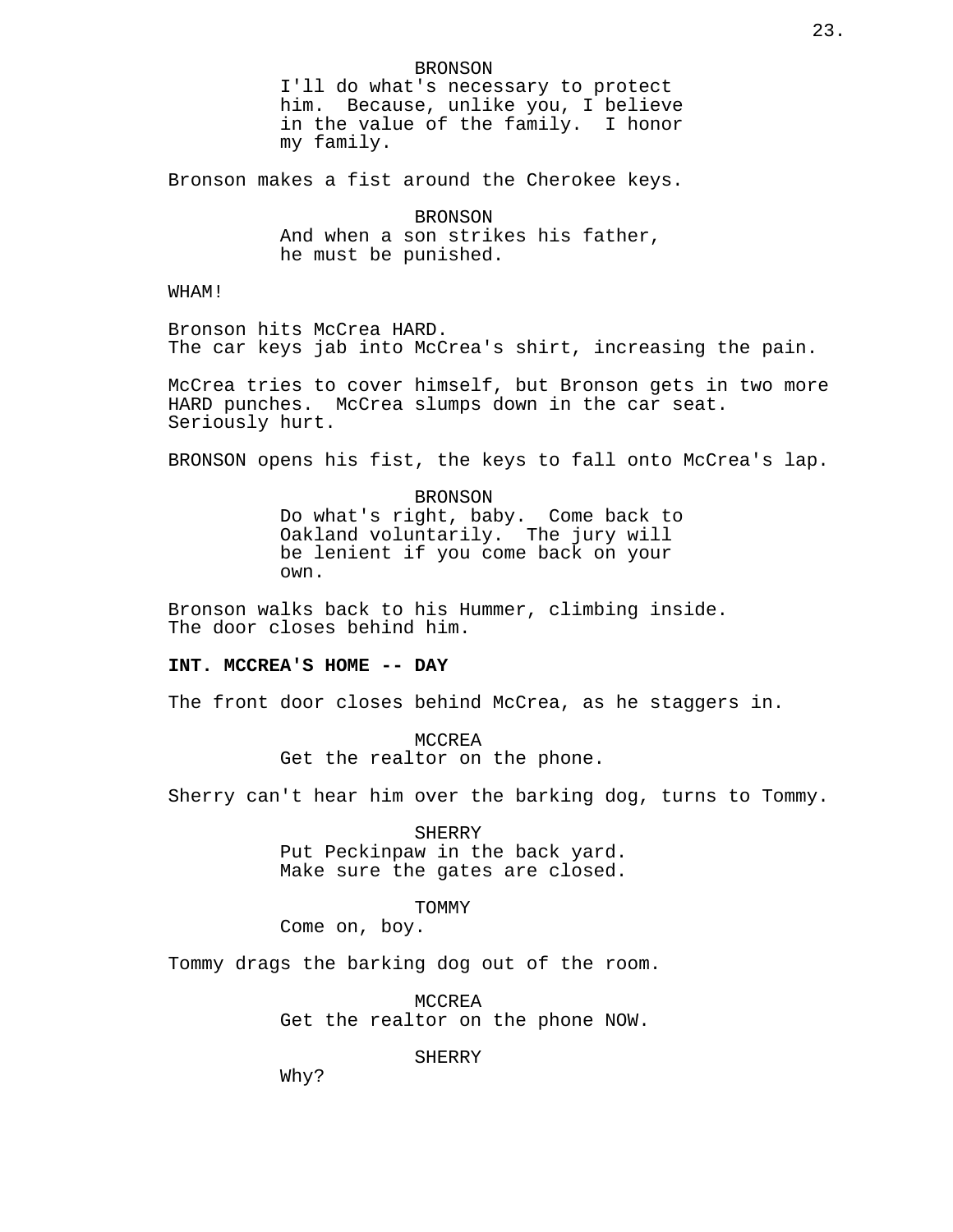BRONSON
I'll do what's necessary to protect him. Because, unlike you, I believe in the value of the family. I honor my family.

Bronson makes a fist around the Cherokee keys.

BRONSON
And when a son strikes his father, he must be punished.

WHAM!

Bronson hits McCrea HARD.
The car keys jab into McCrea's shirt, increasing the pain.

McCrea tries to cover himself, but Bronson gets in two more HARD punches. McCrea slumps down in the car seat. Seriously hurt.

BRONSON opens his fist, the keys to fall onto McCrea's lap.

BRONSON
Do what's right, baby. Come back to Oakland voluntarily. The jury will be lenient if you come back on your own.

Bronson walks back to his Hummer, climbing inside.
The door closes behind him.

**INT. MCCREA'S HOME -- DAY**

The front door closes behind McCrea, as he staggers in.

MCCREA
Get the realtor on the phone.

Sherry can't hear him over the barking dog, turns to Tommy.

SHERRY
Put Peckinpaw in the back yard. Make sure the gates are closed.

TOMMY
Come on, boy.

Tommy drags the barking dog out of the room.

MCCREA
Get the realtor on the phone NOW.

SHERRY
Why?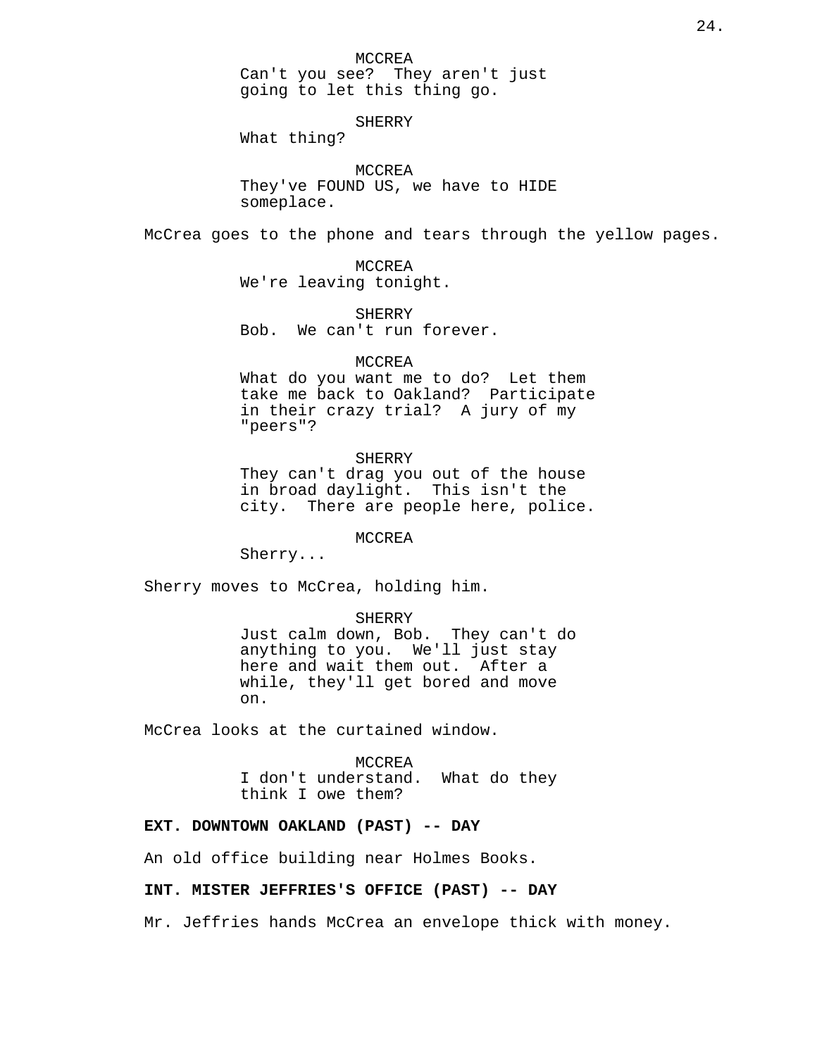MCCREA
Can't you see? They aren't just going to let this thing go.

SHERRY
What thing?

MCCREA
They've FOUND US, we have to HIDE someplace.

McCrea goes to the phone and tears through the yellow pages.

MCCREA
We're leaving tonight.

SHERRY
Bob. We can't run forever.

MCCREA
What do you want me to do? Let them take me back to Oakland? Participate in their crazy trial? A jury of my "peers"?

SHERRY
They can't drag you out of the house in broad daylight. This isn't the city. There are people here, police.

MCCREA
Sherry...

Sherry moves to McCrea, holding him.

SHERRY
Just calm down, Bob. They can't do anything to you. We'll just stay here and wait them out. After a while, they'll get bored and move on.

McCrea looks at the curtained window.

MCCREA
I don't understand. What do they think I owe them?

**EXT. DOWNTOWN OAKLAND (PAST) -- DAY**

An old office building near Holmes Books.

**INT. MISTER JEFFRIES'S OFFICE (PAST) -- DAY**

Mr. Jeffries hands McCrea an envelope thick with money.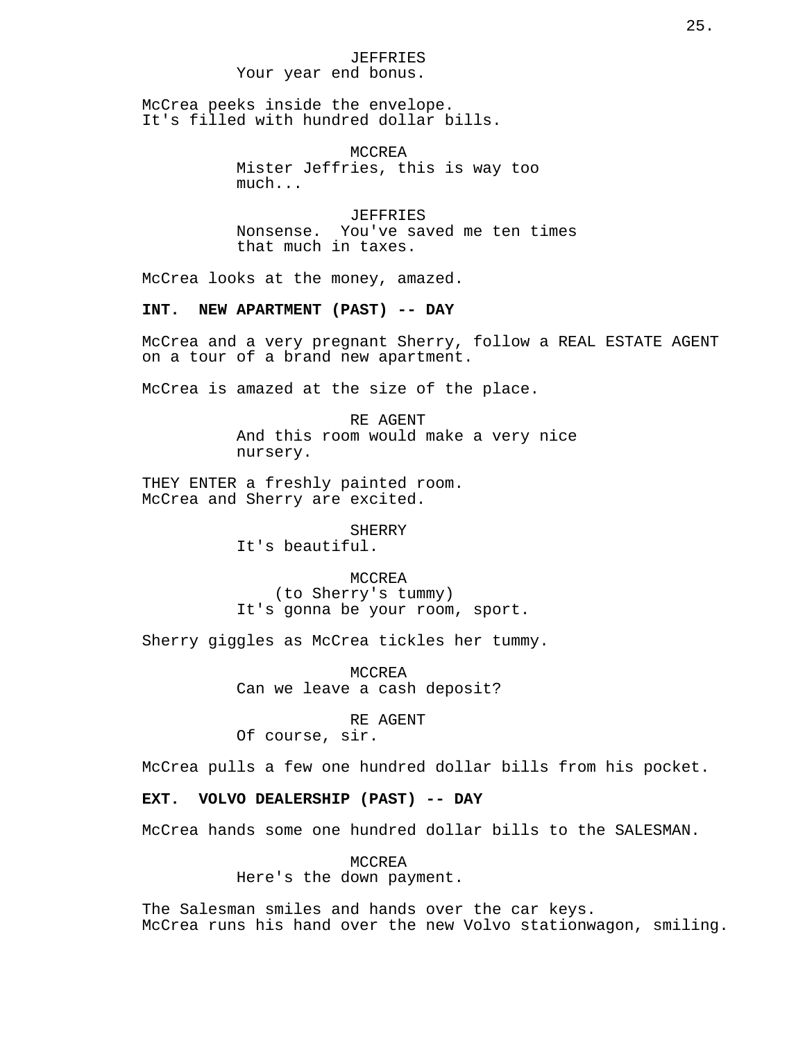JEFFRIES
Your year end bonus.

McCrea peeks inside the envelope.
It's filled with hundred dollar bills.

MCCREA
Mister Jeffries, this is way too much...

JEFFRIES
Nonsense.  You've saved me ten times that much in taxes.

McCrea looks at the money, amazed.

**INT.  NEW APARTMENT (PAST) -- DAY**

McCrea and a very pregnant Sherry, follow a REAL ESTATE AGENT on a tour of a brand new apartment.

McCrea is amazed at the size of the place.

RE AGENT
And this room would make a very nice nursery.

THEY ENTER a freshly painted room.
McCrea and Sherry are excited.

SHERRY
It's beautiful.

MCCREA
(to Sherry's tummy)
It's gonna be your room, sport.

Sherry giggles as McCrea tickles her tummy.

MCCREA
Can we leave a cash deposit?

RE AGENT
Of course, sir.

McCrea pulls a few one hundred dollar bills from his pocket.

**EXT.  VOLVO DEALERSHIP (PAST) -- DAY**

McCrea hands some one hundred dollar bills to the SALESMAN.

MCCREA
Here's the down payment.

The Salesman smiles and hands over the car keys.
McCrea runs his hand over the new Volvo stationwagon, smiling.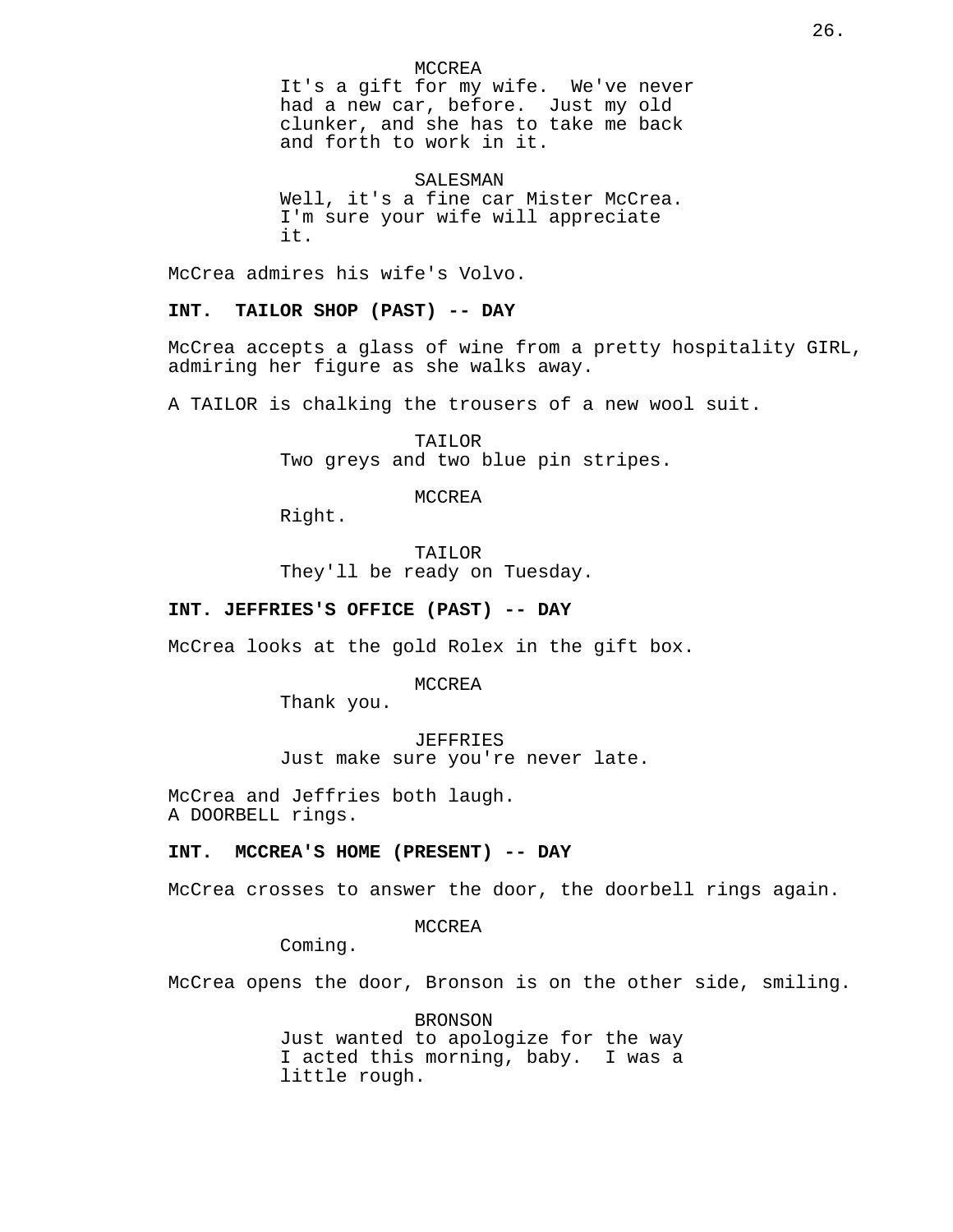MCCREA
It's a gift for my wife. We've never had a new car, before. Just my old clunker, and she has to take me back and forth to work in it.

SALESMAN
Well, it's a fine car Mister McCrea. I'm sure your wife will appreciate it.

McCrea admires his wife's Volvo.

**INT. TAILOR SHOP (PAST) -- DAY**

McCrea accepts a glass of wine from a pretty hospitality GIRL, admiring her figure as she walks away.

A TAILOR is chalking the trousers of a new wool suit.

TAILOR
Two greys and two blue pin stripes.

MCCREA
Right.

TAILOR
They'll be ready on Tuesday.

**INT. JEFFRIES'S OFFICE (PAST) -- DAY**

McCrea looks at the gold Rolex in the gift box.

MCCREA
Thank you.

JEFFRIES
Just make sure you're never late.

McCrea and Jeffries both laugh.
A DOORBELL rings.

**INT. MCCREA'S HOME (PRESENT) -- DAY**

McCrea crosses to answer the door, the doorbell rings again.

MCCREA
Coming.

McCrea opens the door, Bronson is on the other side, smiling.

BRONSON
Just wanted to apologize for the way I acted this morning, baby. I was a little rough.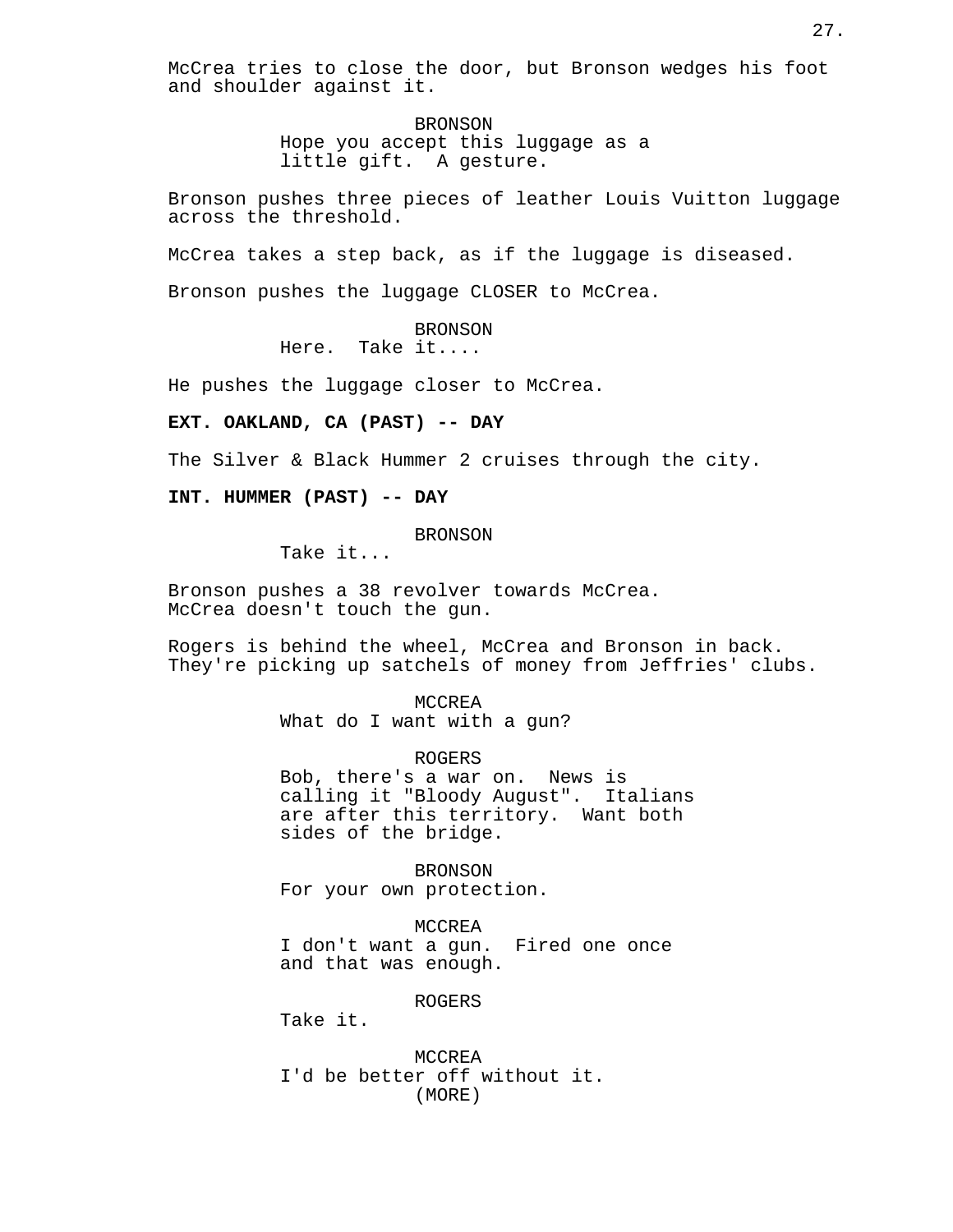McCrea tries to close the door, but Bronson wedges his foot and shoulder against it.

BRONSON
Hope you accept this luggage as a little gift.  A gesture.

Bronson pushes three pieces of leather Louis Vuitton luggage across the threshold.

McCrea takes a step back, as if the luggage is diseased.

Bronson pushes the luggage CLOSER to McCrea.

BRONSON
Here.  Take it....

He pushes the luggage closer to McCrea.

**EXT. OAKLAND, CA (PAST) -- DAY**

The Silver & Black Hummer 2 cruises through the city.

**INT. HUMMER (PAST) -- DAY**

BRONSON
Take it...

Bronson pushes a 38 revolver towards McCrea.
McCrea doesn't touch the gun.

Rogers is behind the wheel, McCrea and Bronson in back.
They're picking up satchels of money from Jeffries' clubs.

MCCREA
What do I want with a gun?

ROGERS
Bob, there's a war on.  News is calling it "Bloody August".  Italians are after this territory.  Want both sides of the bridge.

BRONSON
For your own protection.

MCCREA
I don't want a gun.  Fired one once and that was enough.

ROGERS
Take it.

MCCREA
I'd be better off without it.
(MORE)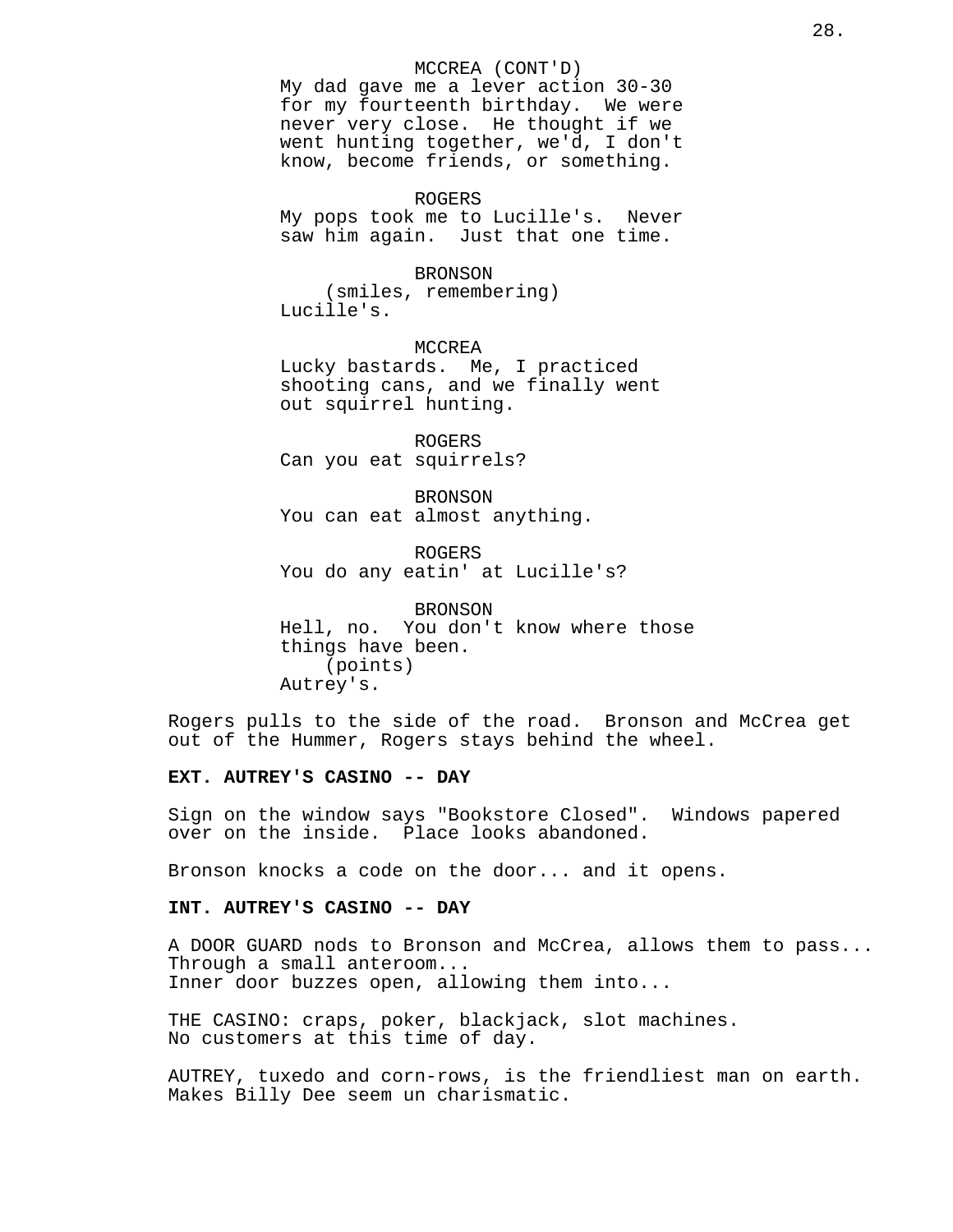MCCREA (CONT'D)
My dad gave me a lever action 30-30 for my fourteenth birthday. We were never very close. He thought if we went hunting together, we'd, I don't know, become friends, or something.

ROGERS
My pops took me to Lucille's. Never saw him again. Just that one time.

BRONSON
(smiles, remembering)
Lucille's.

MCCREA
Lucky bastards. Me, I practiced shooting cans, and we finally went out squirrel hunting.

ROGERS
Can you eat squirrels?

BRONSON
You can eat almost anything.

ROGERS
You do any eatin' at Lucille's?

BRONSON
Hell, no. You don't know where those things have been.
(points)
Autrey's.

Rogers pulls to the side of the road. Bronson and McCrea get out of the Hummer, Rogers stays behind the wheel.

**EXT. AUTREY'S CASINO -- DAY**

Sign on the window says "Bookstore Closed". Windows papered over on the inside. Place looks abandoned.

Bronson knocks a code on the door... and it opens.

**INT. AUTREY'S CASINO -- DAY**

A DOOR GUARD nods to Bronson and McCrea, allows them to pass...
Through a small anteroom...
Inner door buzzes open, allowing them into...

THE CASINO: craps, poker, blackjack, slot machines.
No customers at this time of day.

AUTREY, tuxedo and corn-rows, is the friendliest man on earth. Makes Billy Dee seem un charismatic.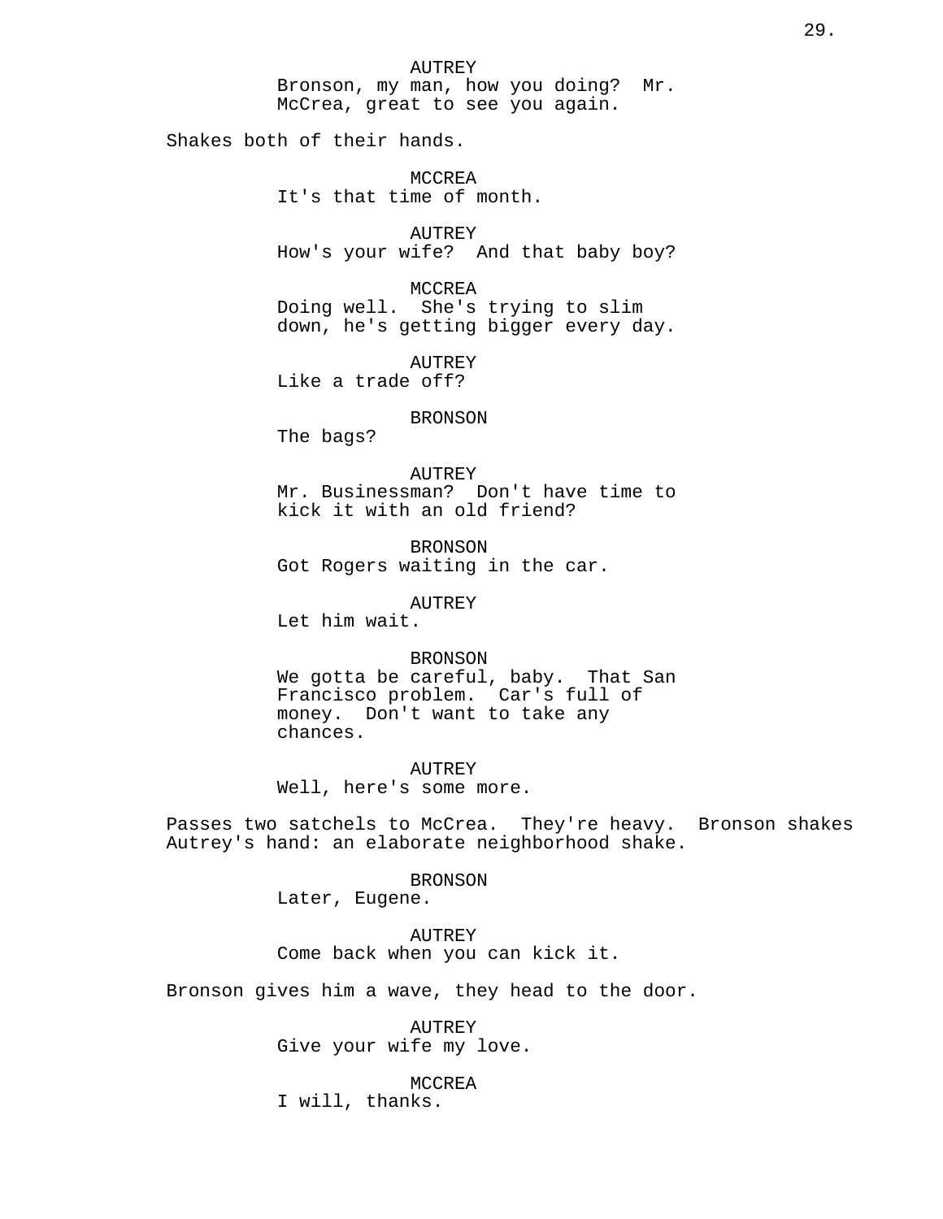AUTREY
Bronson, my man, how you doing? Mr. McCrea, great to see you again.

Shakes both of their hands.

MCCREA
It's that time of month.

AUTREY
How's your wife? And that baby boy?

MCCREA
Doing well. She's trying to slim down, he's getting bigger every day.

AUTREY
Like a trade off?

BRONSON
The bags?

AUTREY
Mr. Businessman? Don't have time to kick it with an old friend?

BRONSON
Got Rogers waiting in the car.

AUTREY
Let him wait.

BRONSON
We gotta be careful, baby. That San Francisco problem. Car's full of money. Don't want to take any chances.

AUTREY
Well, here's some more.

Passes two satchels to McCrea. They're heavy. Bronson shakes Autrey's hand: an elaborate neighborhood shake.

BRONSON
Later, Eugene.

AUTREY
Come back when you can kick it.

Bronson gives him a wave, they head to the door.

AUTREY
Give your wife my love.

MCCREA
I will, thanks.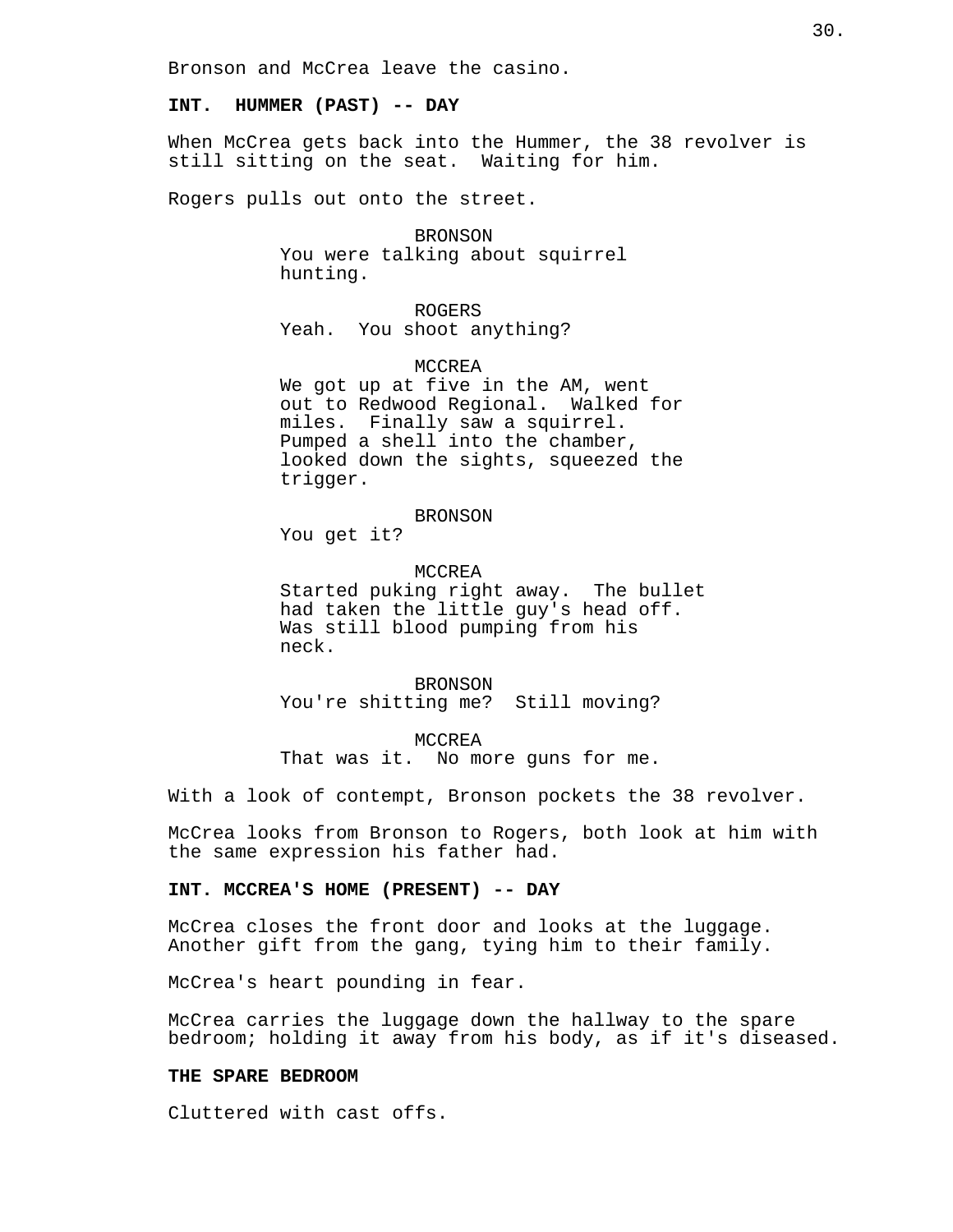Bronson and McCrea leave the casino.

**INT. HUMMER (PAST) -- DAY**

When McCrea gets back into the Hummer, the 38 revolver is still sitting on the seat. Waiting for him.

Rogers pulls out onto the street.

BRONSON
You were talking about squirrel hunting.

ROGERS
Yeah. You shoot anything?

MCCREA
We got up at five in the AM, went out to Redwood Regional. Walked for miles. Finally saw a squirrel. Pumped a shell into the chamber, looked down the sights, squeezed the trigger.

BRONSON
You get it?

MCCREA
Started puking right away. The bullet had taken the little guy's head off. Was still blood pumping from his neck.

BRONSON
You're shitting me? Still moving?

MCCREA
That was it. No more guns for me.

With a look of contempt, Bronson pockets the 38 revolver.

McCrea looks from Bronson to Rogers, both look at him with the same expression his father had.

**INT. MCCREA'S HOME (PRESENT) -- DAY**

McCrea closes the front door and looks at the luggage. Another gift from the gang, tying him to their family.

McCrea's heart pounding in fear.

McCrea carries the luggage down the hallway to the spare bedroom; holding it away from his body, as if it's diseased.

**THE SPARE BEDROOM**

Cluttered with cast offs.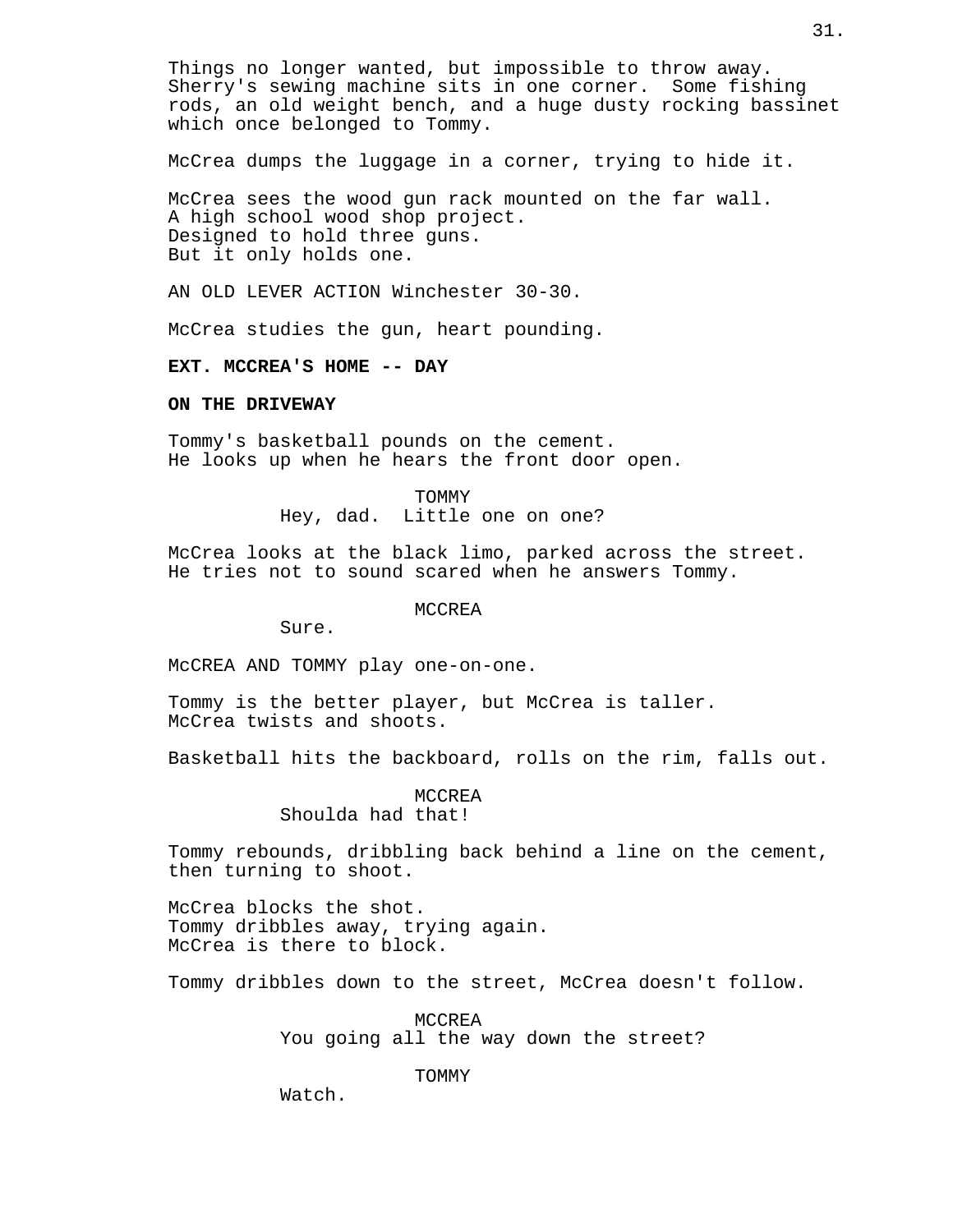Things no longer wanted, but impossible to throw away. Sherry's sewing machine sits in one corner. Some fishing rods, an old weight bench, and a huge dusty rocking bassinet which once belonged to Tommy.

McCrea dumps the luggage in a corner, trying to hide it.

McCrea sees the wood gun rack mounted on the far wall.
A high school wood shop project.
Designed to hold three guns.
But it only holds one.

AN OLD LEVER ACTION Winchester 30-30.

McCrea studies the gun, heart pounding.

**EXT. MCCREA'S HOME -- DAY**

**ON THE DRIVEWAY**

Tommy's basketball pounds on the cement.
He looks up when he hears the front door open.

TOMMY
Hey, dad. Little one on one?

McCrea looks at the black limo, parked across the street.
He tries not to sound scared when he answers Tommy.

MCCREA
Sure.

McCREA AND TOMMY play one-on-one.

Tommy is the better player, but McCrea is taller.
McCrea twists and shoots.

Basketball hits the backboard, rolls on the rim, falls out.

MCCREA
Shoulda had that!

Tommy rebounds, dribbling back behind a line on the cement, then turning to shoot.

McCrea blocks the shot.
Tommy dribbles away, trying again.
McCrea is there to block.

Tommy dribbles down to the street, McCrea doesn't follow.

MCCREA
You going all the way down the street?

TOMMY
Watch.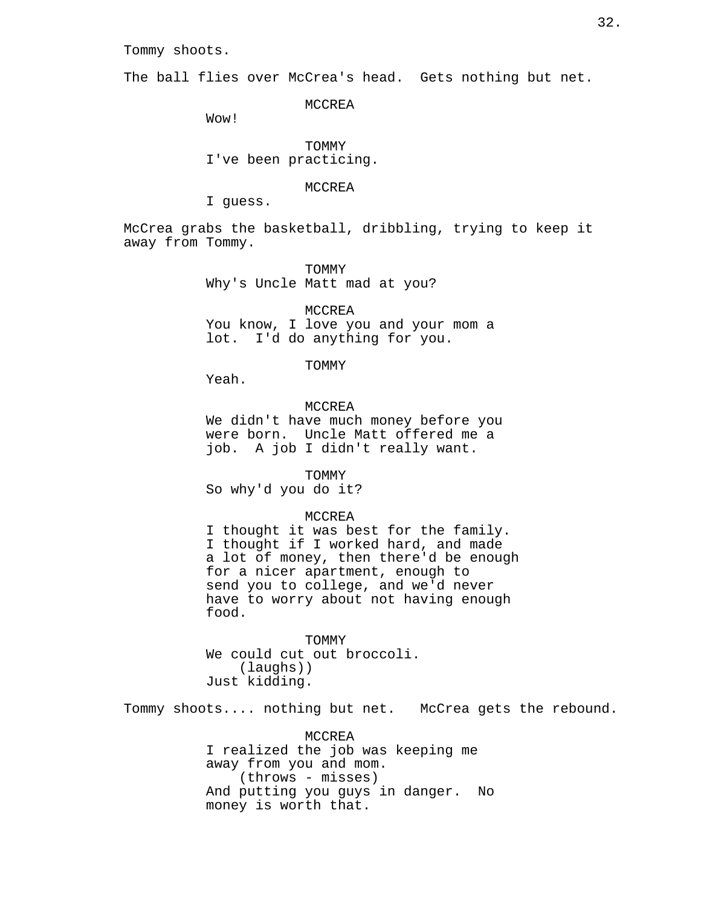Tommy shoots.

The ball flies over McCrea's head.  Gets nothing but net.

MCCREA
Wow!

TOMMY
I've been practicing.

MCCREA
I guess.

McCrea grabs the basketball, dribbling, trying to keep it away from Tommy.

TOMMY
Why's Uncle Matt mad at you?

MCCREA
You know, I love you and your mom a lot.  I'd do anything for you.

TOMMY
Yeah.

MCCREA
We didn't have much money before you were born.  Uncle Matt offered me a job.  A job I didn't really want.

TOMMY
So why'd you do it?

MCCREA
I thought it was best for the family. I thought if I worked hard, and made a lot of money, then there'd be enough for a nicer apartment, enough to send you to college, and we'd never have to worry about not having enough food.

TOMMY
We could cut out broccoli.
(laughs))
Just kidding.

Tommy shoots.... nothing but net.   McCrea gets the rebound.

MCCREA
I realized the job was keeping me away from you and mom.
(throws - misses)
And putting you guys in danger.  No money is worth that.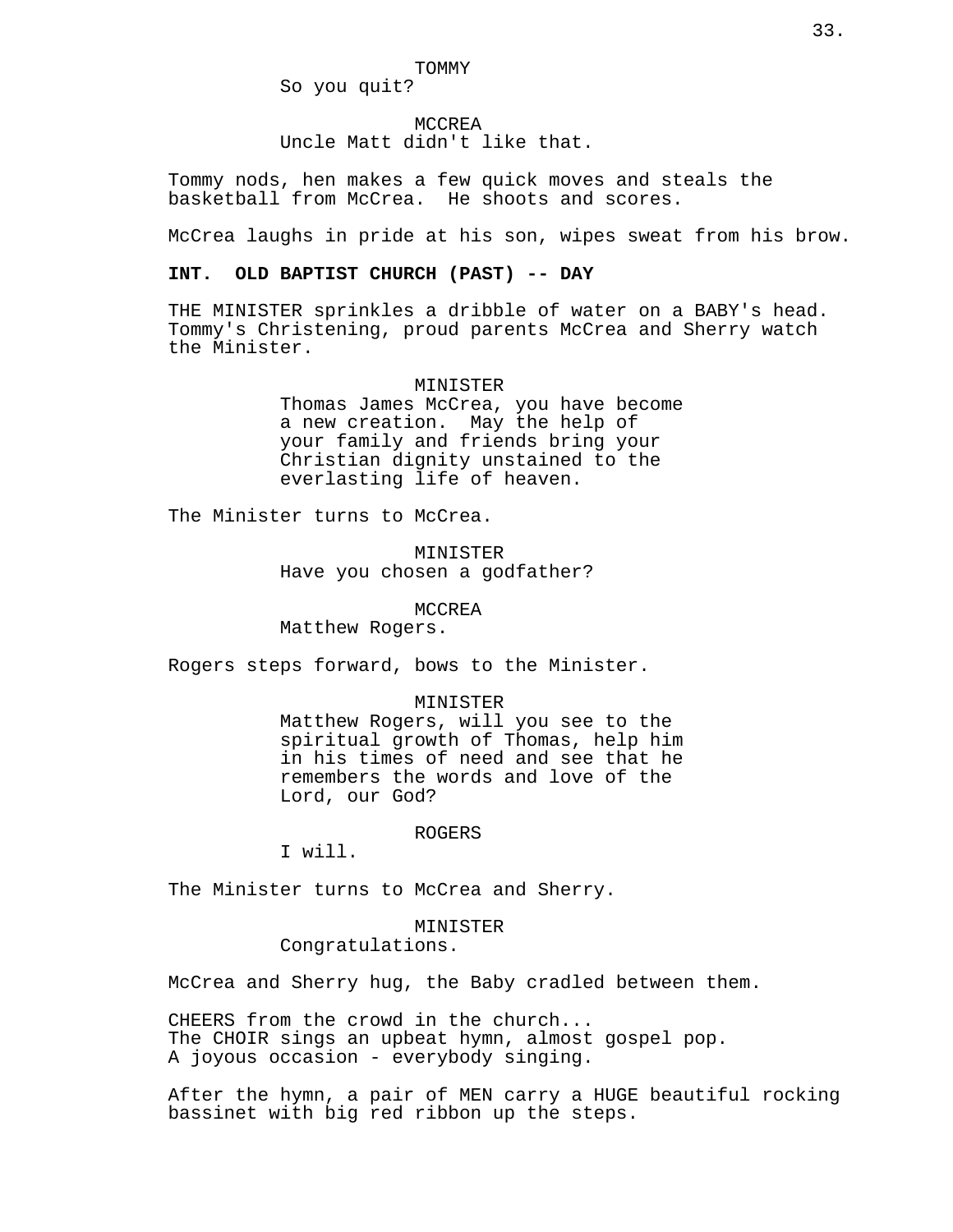TOMMY
So you quit?

MCCREA
Uncle Matt didn't like that.

Tommy nods, hen makes a few quick moves and steals the basketball from McCrea. He shoots and scores.

McCrea laughs in pride at his son, wipes sweat from his brow.

**INT. OLD BAPTIST CHURCH (PAST) -- DAY**

THE MINISTER sprinkles a dribble of water on a BABY's head. Tommy's Christening, proud parents McCrea and Sherry watch the Minister.

MINISTER
Thomas James McCrea, you have become a new creation. May the help of your family and friends bring your Christian dignity unstained to the everlasting life of heaven.

The Minister turns to McCrea.

MINISTER
Have you chosen a godfather?

MCCREA
Matthew Rogers.

Rogers steps forward, bows to the Minister.

MINISTER
Matthew Rogers, will you see to the spiritual growth of Thomas, help him in his times of need and see that he remembers the words and love of the Lord, our God?

ROGERS
I will.

The Minister turns to McCrea and Sherry.

MINISTER
Congratulations.

McCrea and Sherry hug, the Baby cradled between them.

CHEERS from the crowd in the church...
The CHOIR sings an upbeat hymn, almost gospel pop.
A joyous occasion - everybody singing.

After the hymn, a pair of MEN carry a HUGE beautiful rocking bassinet with big red ribbon up the steps.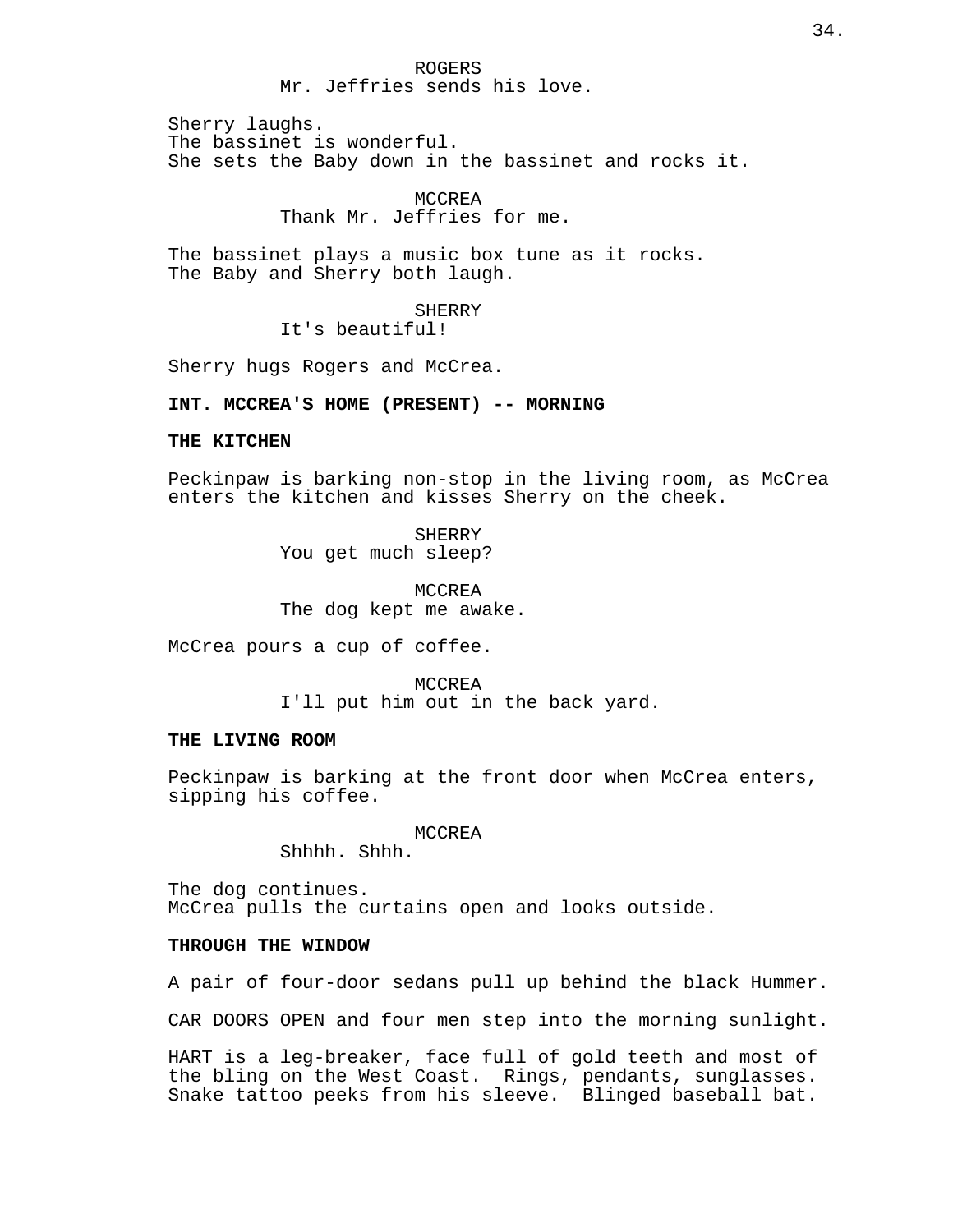ROGERS
Mr. Jeffries sends his love.

Sherry laughs.
The bassinet is wonderful.
She sets the Baby down in the bassinet and rocks it.

MCCREA
Thank Mr. Jeffries for me.

The bassinet plays a music box tune as it rocks.
The Baby and Sherry both laugh.

SHERRY
It's beautiful!

Sherry hugs Rogers and McCrea.

**INT. MCCREA'S HOME (PRESENT) -- MORNING**

**THE KITCHEN**

Peckinpaw is barking non-stop in the living room, as McCrea enters the kitchen and kisses Sherry on the cheek.

SHERRY
You get much sleep?

MCCREA
The dog kept me awake.

McCrea pours a cup of coffee.

MCCREA
I'll put him out in the back yard.

**THE LIVING ROOM**

Peckinpaw is barking at the front door when McCrea enters, sipping his coffee.

MCCREA
Shhhh. Shhh.

The dog continues.
McCrea pulls the curtains open and looks outside.

**THROUGH THE WINDOW**

A pair of four-door sedans pull up behind the black Hummer.

CAR DOORS OPEN and four men step into the morning sunlight.

HART is a leg-breaker, face full of gold teeth and most of the bling on the West Coast. Rings, pendants, sunglasses. Snake tattoo peeks from his sleeve. Blinged baseball bat.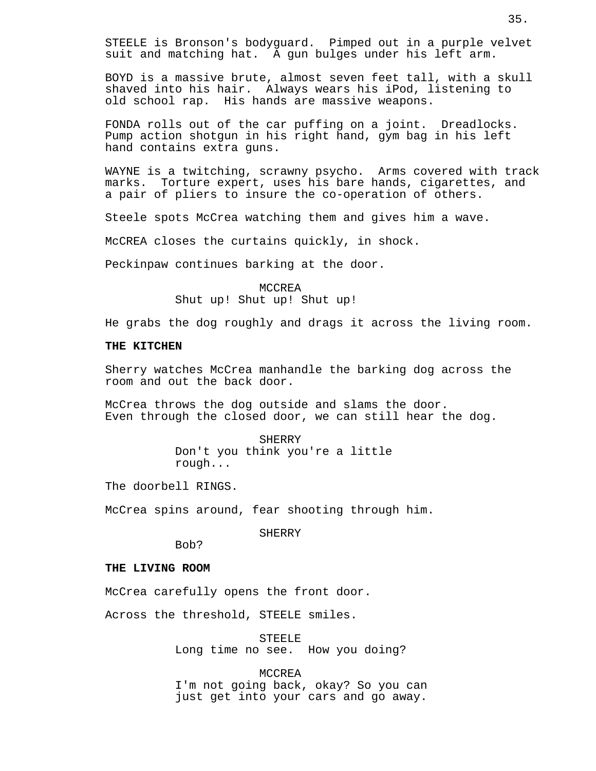STEELE is Bronson's bodyguard. Pimped out in a purple velvet suit and matching hat. A gun bulges under his left arm.

BOYD is a massive brute, almost seven feet tall, with a skull shaved into his hair. Always wears his iPod, listening to old school rap. His hands are massive weapons.

FONDA rolls out of the car puffing on a joint. Dreadlocks. Pump action shotgun in his right hand, gym bag in his left hand contains extra guns.

WAYNE is a twitching, scrawny psycho. Arms covered with track marks. Torture expert, uses his bare hands, cigarettes, and a pair of pliers to insure the co-operation of others.

Steele spots McCrea watching them and gives him a wave.

McCREA closes the curtains quickly, in shock.

Peckinpaw continues barking at the door.

MCCREA
Shut up! Shut up! Shut up!

He grabs the dog roughly and drags it across the living room.

**THE KITCHEN**

Sherry watches McCrea manhandle the barking dog across the room and out the back door.

McCrea throws the dog outside and slams the door. Even through the closed door, we can still hear the dog.

SHERRY
Don't you think you're a little rough...

The doorbell RINGS.

McCrea spins around, fear shooting through him.

SHERRY
Bob?

**THE LIVING ROOM**

McCrea carefully opens the front door.

Across the threshold, STEELE smiles.

STEELE
Long time no see. How you doing?

MCCREA
I'm not going back, okay? So you can just get into your cars and go away.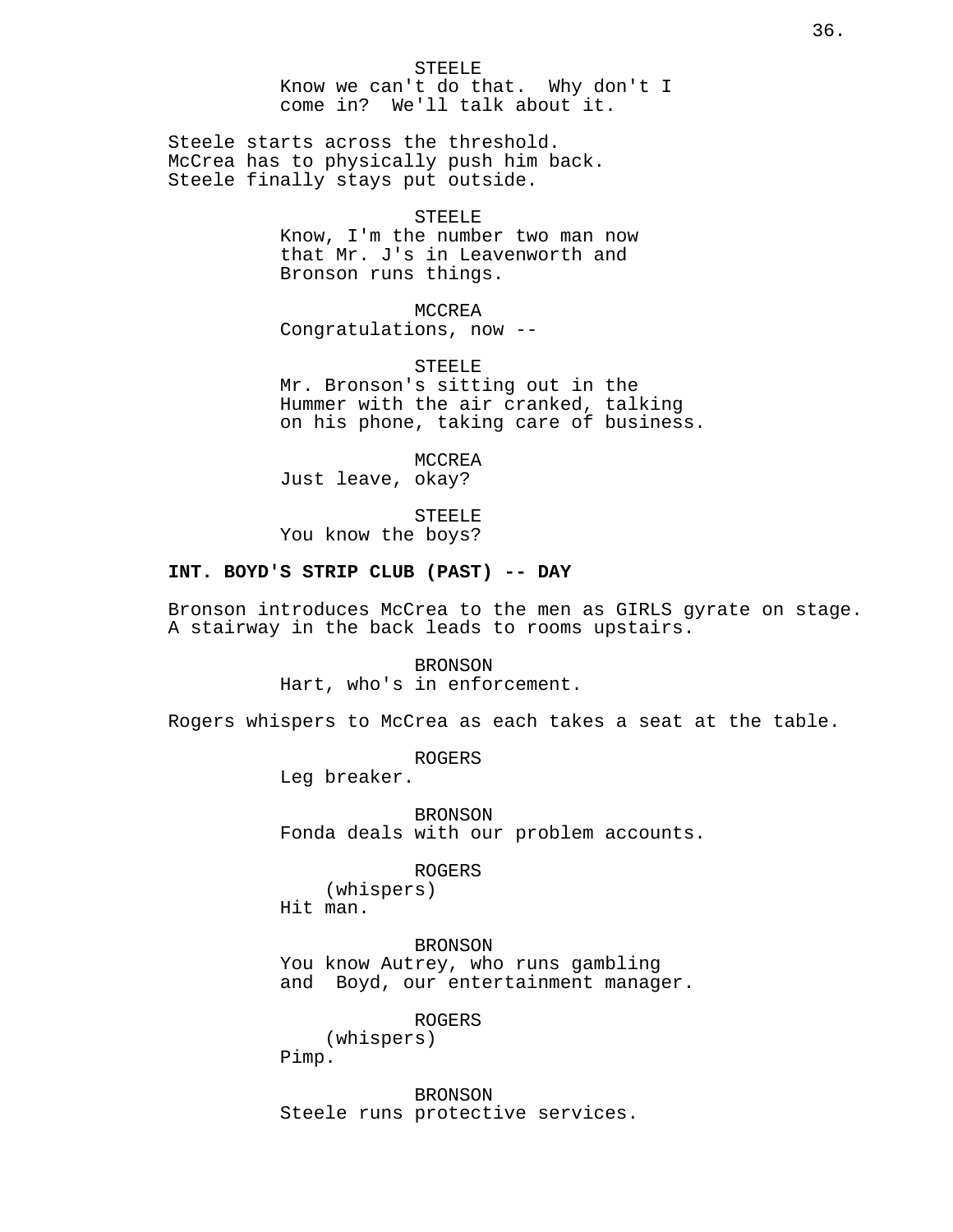STEELE
Know we can't do that.  Why don't I come in?  We'll talk about it.

Steele starts across the threshold.
McCrea has to physically push him back.
Steele finally stays put outside.

STEELE
Know, I'm the number two man now that Mr. J's in Leavenworth and Bronson runs things.

MCCREA
Congratulations, now --

STEELE
Mr. Bronson's sitting out in the Hummer with the air cranked, talking on his phone, taking care of business.

MCCREA
Just leave, okay?

STEELE
You know the boys?

**INT. BOYD'S STRIP CLUB (PAST) -- DAY**

Bronson introduces McCrea to the men as GIRLS gyrate on stage.
A stairway in the back leads to rooms upstairs.

BRONSON
Hart, who's in enforcement.

Rogers whispers to McCrea as each takes a seat at the table.

ROGERS
Leg breaker.

BRONSON
Fonda deals with our problem accounts.

ROGERS
(whispers)
Hit man.

BRONSON
You know Autrey, who runs gambling and  Boyd, our entertainment manager.

ROGERS
(whispers)
Pimp.

BRONSON
Steele runs protective services.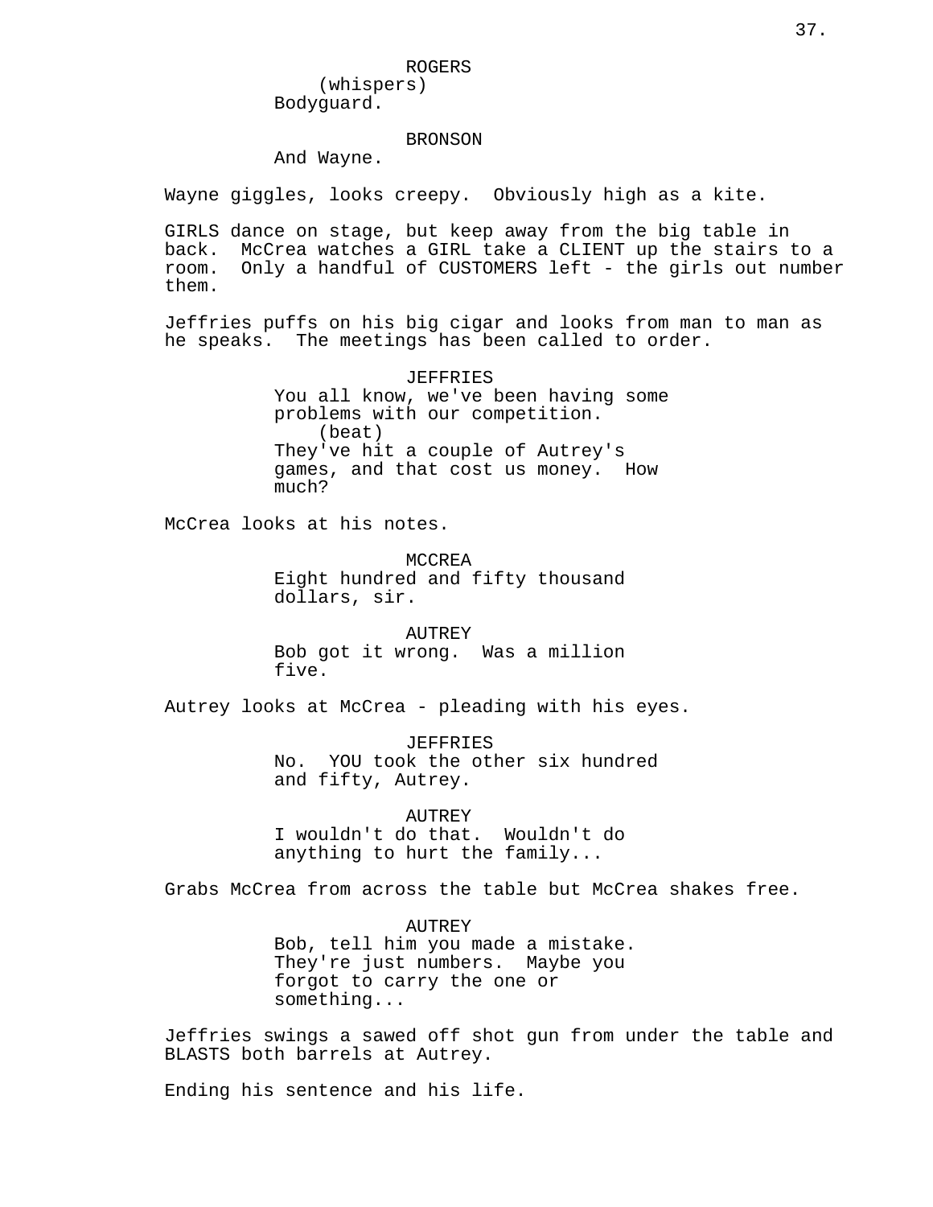ROGERS
(whispers)
Bodyguard.

BRONSON
And Wayne.

Wayne giggles, looks creepy. Obviously high as a kite.

GIRLS dance on stage, but keep away from the big table in back. McCrea watches a GIRL take a CLIENT up the stairs to a room. Only a handful of CUSTOMERS left - the girls out number them.

Jeffries puffs on his big cigar and looks from man to man as he speaks. The meetings has been called to order.

JEFFRIES
You all know, we've been having some problems with our competition.
(beat)
They've hit a couple of Autrey's games, and that cost us money. How much?

McCrea looks at his notes.

MCCREA
Eight hundred and fifty thousand dollars, sir.

AUTREY
Bob got it wrong. Was a million five.

Autrey looks at McCrea - pleading with his eyes.

JEFFRIES
No. YOU took the other six hundred and fifty, Autrey.

AUTREY
I wouldn't do that. Wouldn't do anything to hurt the family...

Grabs McCrea from across the table but McCrea shakes free.

AUTREY
Bob, tell him you made a mistake. They're just numbers. Maybe you forgot to carry the one or something...

Jeffries swings a sawed off shot gun from under the table and BLASTS both barrels at Autrey.

Ending his sentence and his life.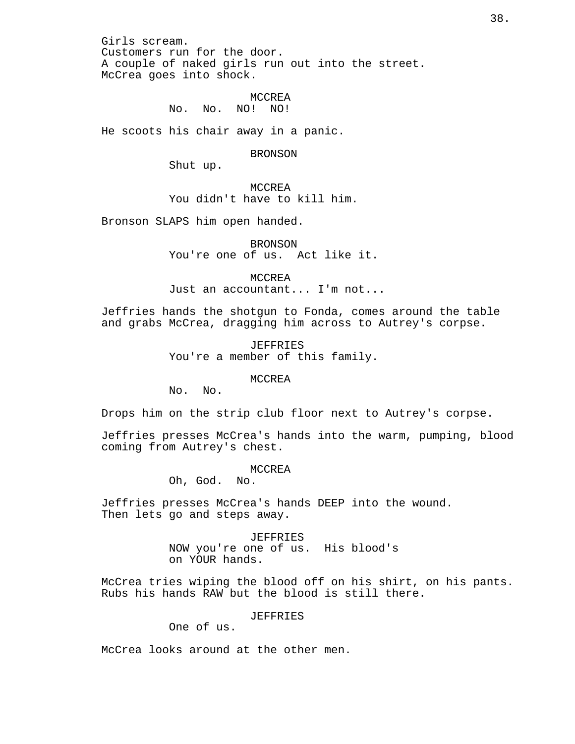Girls scream.
Customers run for the door.
A couple of naked girls run out into the street.
McCrea goes into shock.

MCCREA
No. No. NO! NO!

He scoots his chair away in a panic.

BRONSON
Shut up.

MCCREA
You didn't have to kill him.

Bronson SLAPS him open handed.

BRONSON
You're one of us. Act like it.

MCCREA
Just an accountant... I'm not...

Jeffries hands the shotgun to Fonda, comes around the table and grabs McCrea, dragging him across to Autrey's corpse.

JEFFRIES
You're a member of this family.

MCCREA
No. No.

Drops him on the strip club floor next to Autrey's corpse.

Jeffries presses McCrea's hands into the warm, pumping, blood coming from Autrey's chest.

MCCREA
Oh, God. No.

Jeffries presses McCrea's hands DEEP into the wound.
Then lets go and steps away.

JEFFRIES
NOW you're one of us. His blood's on YOUR hands.

McCrea tries wiping the blood off on his shirt, on his pants. Rubs his hands RAW but the blood is still there.

JEFFRIES
One of us.

McCrea looks around at the other men.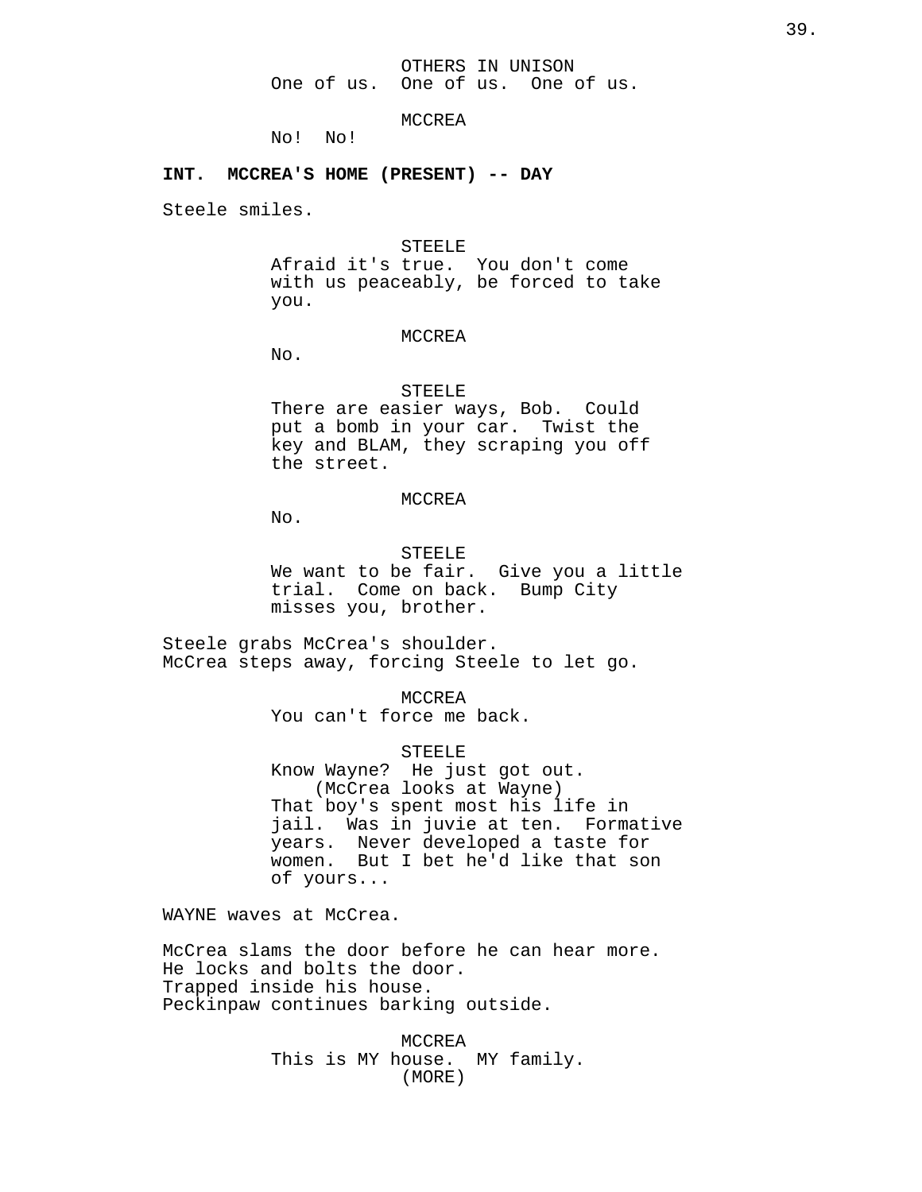OTHERS IN UNISON
One of us. One of us. One of us.

MCCREA
No! No!

**INT. MCCREA'S HOME (PRESENT) -- DAY**

Steele smiles.

STEELE
Afraid it's true. You don't come with us peaceably, be forced to take you.

MCCREA
No.

STEELE
There are easier ways, Bob. Could put a bomb in your car. Twist the key and BLAM, they scraping you off the street.

MCCREA
No.

STEELE
We want to be fair. Give you a little trial. Come on back. Bump City misses you, brother.

Steele grabs McCrea's shoulder.
McCrea steps away, forcing Steele to let go.

MCCREA
You can't force me back.

STEELE
Know Wayne? He just got out.
(McCrea looks at Wayne)
That boy's spent most his life in jail. Was in juvie at ten. Formative years. Never developed a taste for women. But I bet he'd like that son of yours...

WAYNE waves at McCrea.

McCrea slams the door before he can hear more.
He locks and bolts the door.
Trapped inside his house.
Peckinpaw continues barking outside.

MCCREA
This is MY house. MY family.
(MORE)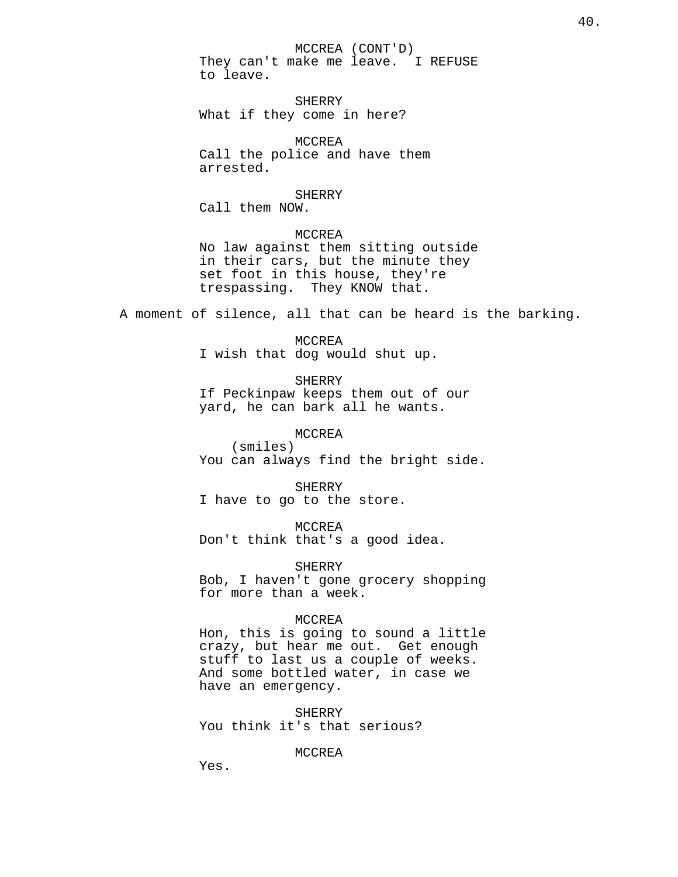MCCREA (CONT'D)
They can't make me leave. I REFUSE to leave.

SHERRY
What if they come in here?

MCCREA
Call the police and have them arrested.

SHERRY
Call them NOW.

MCCREA
No law against them sitting outside in their cars, but the minute they set foot in this house, they're trespassing. They KNOW that.

A moment of silence, all that can be heard is the barking.

MCCREA
I wish that dog would shut up.

SHERRY
If Peckinpaw keeps them out of our yard, he can bark all he wants.

MCCREA
(smiles)
You can always find the bright side.

SHERRY
I have to go to the store.

MCCREA
Don't think that's a good idea.

SHERRY
Bob, I haven't gone grocery shopping for more than a week.

MCCREA
Hon, this is going to sound a little crazy, but hear me out. Get enough stuff to last us a couple of weeks. And some bottled water, in case we have an emergency.

SHERRY
You think it's that serious?

MCCREA
Yes.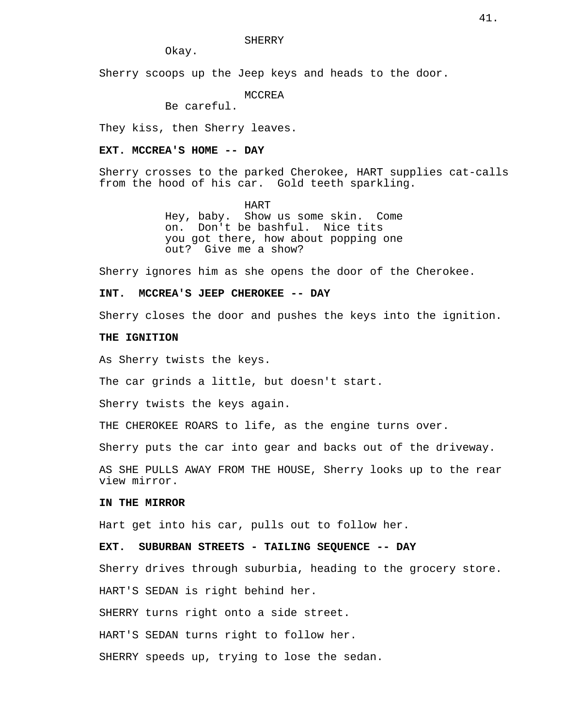SHERRY
Okay.

Sherry scoops up the Jeep keys and heads to the door.

MCCREA
Be careful.

They kiss, then Sherry leaves.

**EXT. MCCREA'S HOME -- DAY**

Sherry crosses to the parked Cherokee, HART supplies cat-calls from the hood of his car. Gold teeth sparkling.

HART
Hey, baby. Show us some skin. Come on. Don't be bashful. Nice tits you got there, how about popping one out? Give me a show?

Sherry ignores him as she opens the door of the Cherokee.

**INT. MCCREA'S JEEP CHEROKEE -- DAY**

Sherry closes the door and pushes the keys into the ignition.

**THE IGNITION**

As Sherry twists the keys.

The car grinds a little, but doesn't start.

Sherry twists the keys again.

THE CHEROKEE ROARS to life, as the engine turns over.

Sherry puts the car into gear and backs out of the driveway.

AS SHE PULLS AWAY FROM THE HOUSE, Sherry looks up to the rear view mirror.

**IN THE MIRROR**

Hart get into his car, pulls out to follow her.

**EXT. SUBURBAN STREETS - TAILING SEQUENCE -- DAY**

Sherry drives through suburbia, heading to the grocery store.

HART'S SEDAN is right behind her.

SHERRY turns right onto a side street.

HART'S SEDAN turns right to follow her.

SHERRY speeds up, trying to lose the sedan.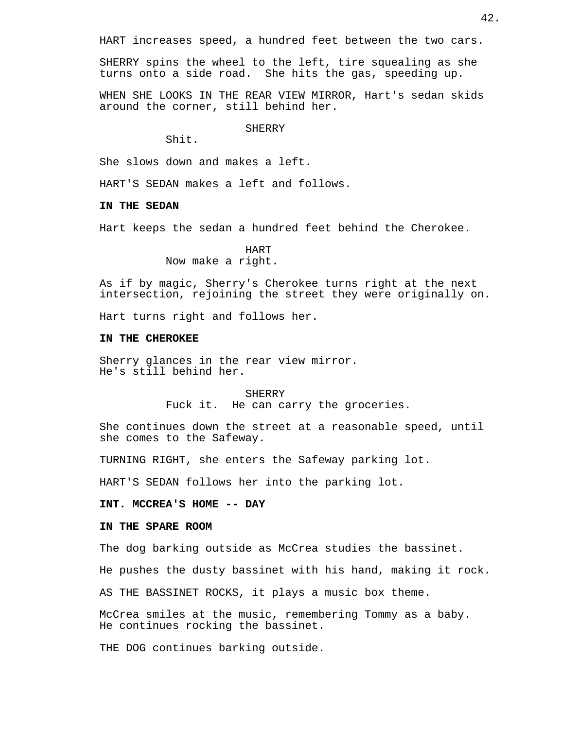HART increases speed, a hundred feet between the two cars.

SHERRY spins the wheel to the left, tire squealing as she turns onto a side road. She hits the gas, speeding up.

WHEN SHE LOOKS IN THE REAR VIEW MIRROR, Hart's sedan skids around the corner, still behind her.

SHERRY
Shit.

She slows down and makes a left.

HART'S SEDAN makes a left and follows.

**IN THE SEDAN**

Hart keeps the sedan a hundred feet behind the Cherokee.

HART
Now make a right.

As if by magic, Sherry's Cherokee turns right at the next intersection, rejoining the street they were originally on.

Hart turns right and follows her.

**IN THE CHEROKEE**

Sherry glances in the rear view mirror.
He's still behind her.

SHERRY
Fuck it. He can carry the groceries.

She continues down the street at a reasonable speed, until she comes to the Safeway.

TURNING RIGHT, she enters the Safeway parking lot.

HART'S SEDAN follows her into the parking lot.

**INT. MCCREA'S HOME -- DAY**

**IN THE SPARE ROOM**

The dog barking outside as McCrea studies the bassinet.

He pushes the dusty bassinet with his hand, making it rock.

AS THE BASSINET ROCKS, it plays a music box theme.

McCrea smiles at the music, remembering Tommy as a baby.
He continues rocking the bassinet.

THE DOG continues barking outside.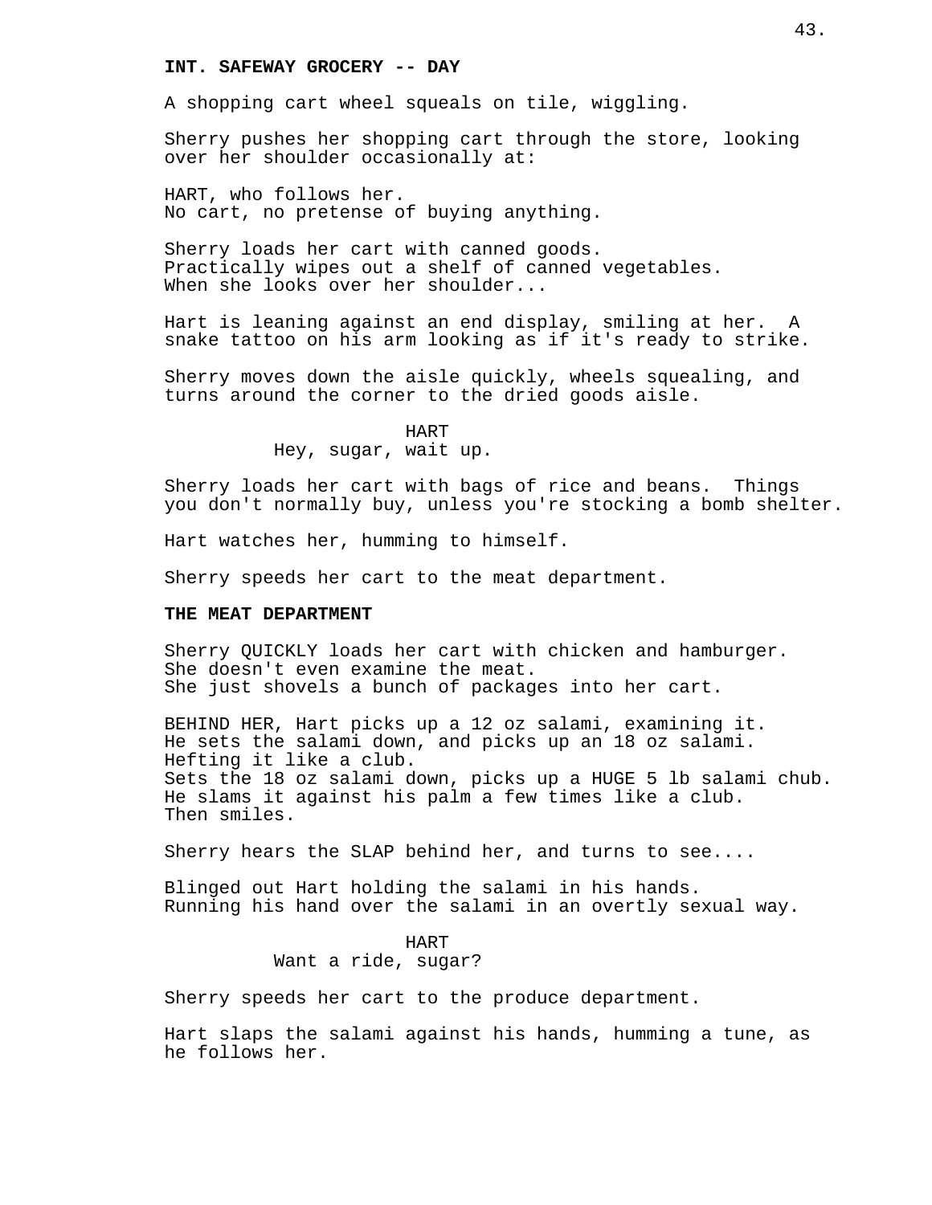**INT. SAFEWAY GROCERY -- DAY**

A shopping cart wheel squeals on tile, wiggling.

Sherry pushes her shopping cart through the store, looking over her shoulder occasionally at:

HART, who follows her.
No cart, no pretense of buying anything.

Sherry loads her cart with canned goods.
Practically wipes out a shelf of canned vegetables.
When she looks over her shoulder...

Hart is leaning against an end display, smiling at her. A snake tattoo on his arm looking as if it's ready to strike.

Sherry moves down the aisle quickly, wheels squealing, and turns around the corner to the dried goods aisle.

HART
Hey, sugar, wait up.

Sherry loads her cart with bags of rice and beans. Things you don't normally buy, unless you're stocking a bomb shelter.

Hart watches her, humming to himself.

Sherry speeds her cart to the meat department.

**THE MEAT DEPARTMENT**

Sherry QUICKLY loads her cart with chicken and hamburger.
She doesn't even examine the meat.
She just shovels a bunch of packages into her cart.

BEHIND HER, Hart picks up a 12 oz salami, examining it.
He sets the salami down, and picks up an 18 oz salami.
Hefting it like a club.
Sets the 18 oz salami down, picks up a HUGE 5 lb salami chub.
He slams it against his palm a few times like a club.
Then smiles.

Sherry hears the SLAP behind her, and turns to see....

Blinged out Hart holding the salami in his hands.
Running his hand over the salami in an overtly sexual way.

HART
Want a ride, sugar?

Sherry speeds her cart to the produce department.

Hart slaps the salami against his hands, humming a tune, as he follows her.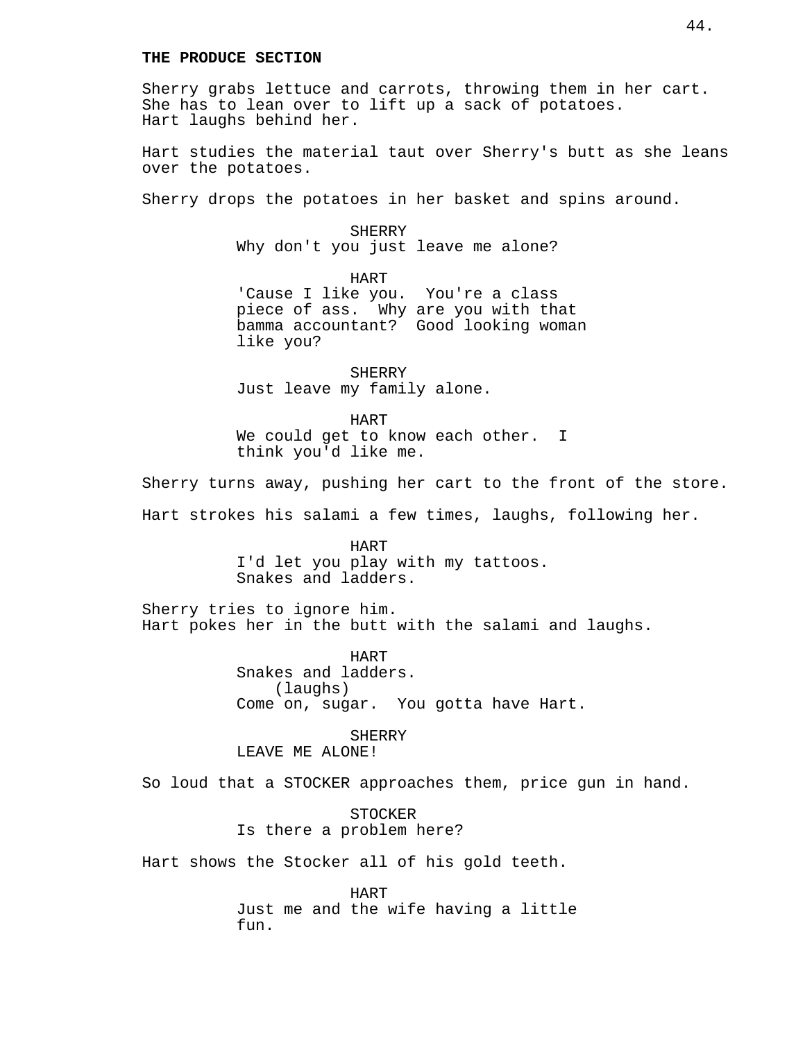**THE PRODUCE SECTION**

Sherry grabs lettuce and carrots, throwing them in her cart. She has to lean over to lift up a sack of potatoes. Hart laughs behind her.

Hart studies the material taut over Sherry's butt as she leans over the potatoes.

Sherry drops the potatoes in her basket and spins around.

SHERRY
Why don't you just leave me alone?

HART
'Cause I like you. You're a class piece of ass. Why are you with that bamma accountant? Good looking woman like you?

SHERRY
Just leave my family alone.

HART
We could get to know each other. I think you'd like me.

Sherry turns away, pushing her cart to the front of the store.

Hart strokes his salami a few times, laughs, following her.

HART
I'd let you play with my tattoos. Snakes and ladders.

Sherry tries to ignore him.
Hart pokes her in the butt with the salami and laughs.

HART
Snakes and ladders.
(laughs)
Come on, sugar. You gotta have Hart.

SHERRY
LEAVE ME ALONE!

So loud that a STOCKER approaches them, price gun in hand.

STOCKER
Is there a problem here?

Hart shows the Stocker all of his gold teeth.

HART
Just me and the wife having a little fun.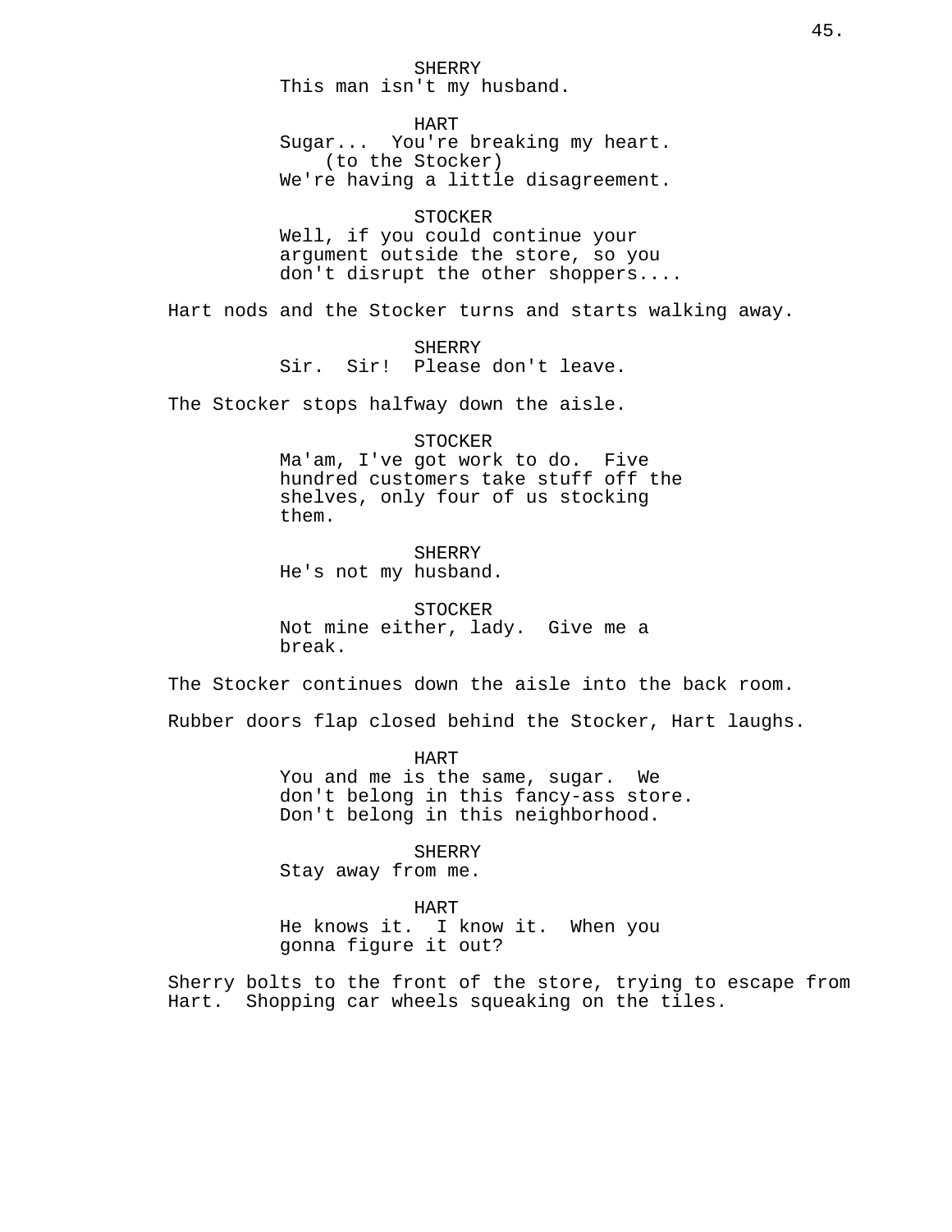SHERRY
This man isn't my husband.

HART
Sugar... You're breaking my heart.
(to the Stocker)
We're having a little disagreement.

STOCKER
Well, if you could continue your argument outside the store, so you don't disrupt the other shoppers....

Hart nods and the Stocker turns and starts walking away.

SHERRY
Sir. Sir! Please don't leave.

The Stocker stops halfway down the aisle.

STOCKER
Ma'am, I've got work to do. Five hundred customers take stuff off the shelves, only four of us stocking them.

SHERRY
He's not my husband.

STOCKER
Not mine either, lady. Give me a break.

The Stocker continues down the aisle into the back room.

Rubber doors flap closed behind the Stocker, Hart laughs.

HART
You and me is the same, sugar. We don't belong in this fancy-ass store. Don't belong in this neighborhood.

SHERRY
Stay away from me.

HART
He knows it. I know it. When you gonna figure it out?

Sherry bolts to the front of the store, trying to escape from Hart. Shopping car wheels squeaking on the tiles.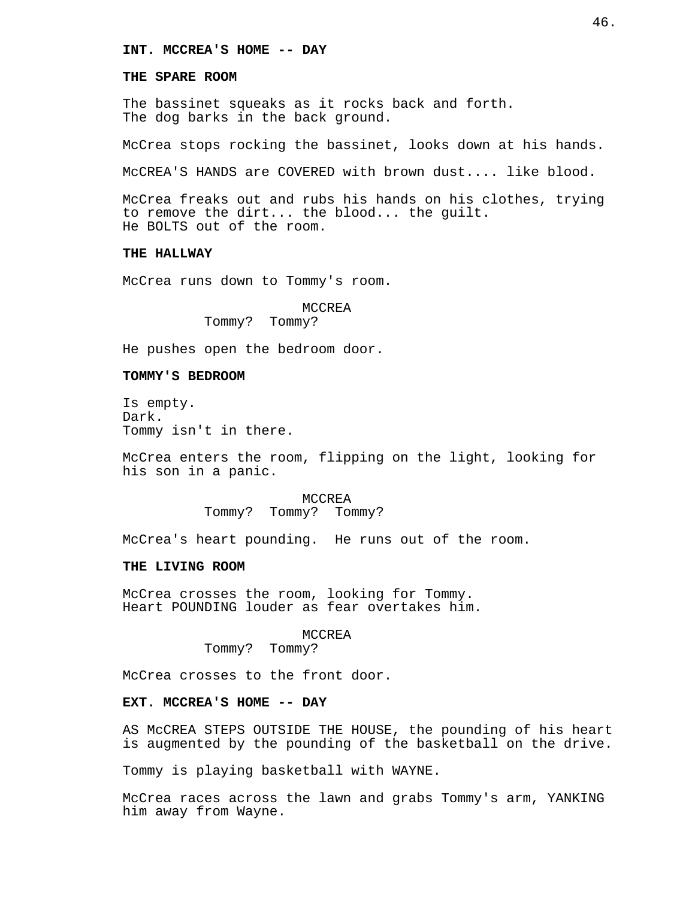**INT. MCCREA'S HOME -- DAY**

**THE SPARE ROOM**

The bassinet squeaks as it rocks back and forth.
The dog barks in the back ground.

McCrea stops rocking the bassinet, looks down at his hands.

McCREA'S HANDS are COVERED with brown dust.... like blood.

McCrea freaks out and rubs his hands on his clothes, trying to remove the dirt... the blood... the guilt.
He BOLTS out of the room.

**THE HALLWAY**

McCrea runs down to Tommy's room.

MCCREA
Tommy? Tommy?

He pushes open the bedroom door.

**TOMMY'S BEDROOM**

Is empty.
Dark.
Tommy isn't in there.

McCrea enters the room, flipping on the light, looking for his son in a panic.

MCCREA
Tommy? Tommy? Tommy?

McCrea's heart pounding. He runs out of the room.

**THE LIVING ROOM**

McCrea crosses the room, looking for Tommy.
Heart POUNDING louder as fear overtakes him.

MCCREA
Tommy? Tommy?

McCrea crosses to the front door.

**EXT. MCCREA'S HOME -- DAY**

AS McCREA STEPS OUTSIDE THE HOUSE, the pounding of his heart is augmented by the pounding of the basketball on the drive.

Tommy is playing basketball with WAYNE.

McCrea races across the lawn and grabs Tommy's arm, YANKING him away from Wayne.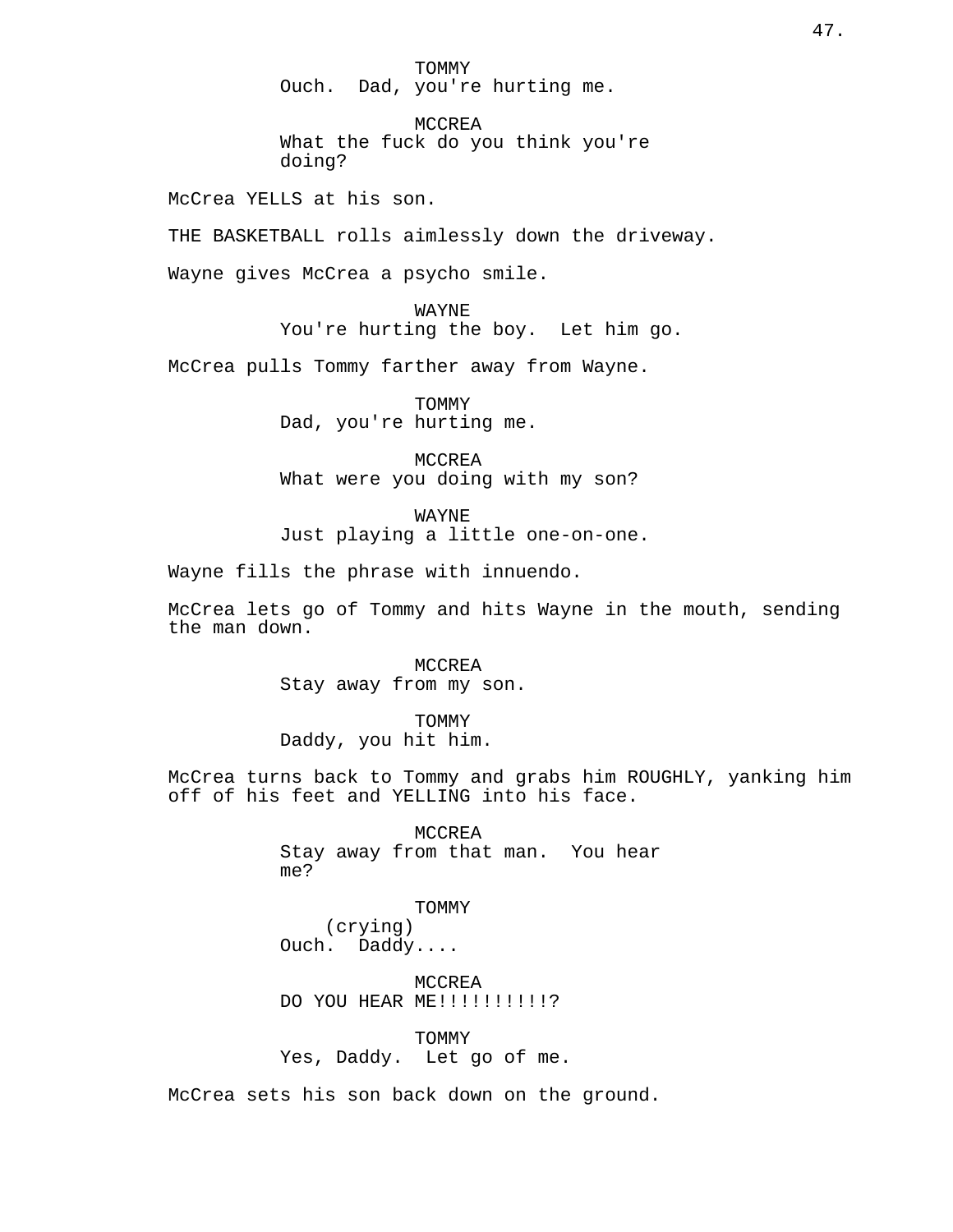TOMMY
Ouch.  Dad, you're hurting me.

MCCREA
What the fuck do you think you're doing?

McCrea YELLS at his son.

THE BASKETBALL rolls aimlessly down the driveway.

Wayne gives McCrea a psycho smile.

WAYNE
You're hurting the boy.  Let him go.

McCrea pulls Tommy farther away from Wayne.

TOMMY
Dad, you're hurting me.

MCCREA
What were you doing with my son?

WAYNE
Just playing a little one-on-one.

Wayne fills the phrase with innuendo.

McCrea lets go of Tommy and hits Wayne in the mouth, sending the man down.

MCCREA
Stay away from my son.

TOMMY
Daddy, you hit him.

McCrea turns back to Tommy and grabs him ROUGHLY, yanking him off of his feet and YELLING into his face.

MCCREA
Stay away from that man.  You hear me?

TOMMY
(crying)
Ouch.  Daddy....

MCCREA
DO YOU HEAR ME!!!!!!!!!!?

TOMMY
Yes, Daddy.  Let go of me.

McCrea sets his son back down on the ground.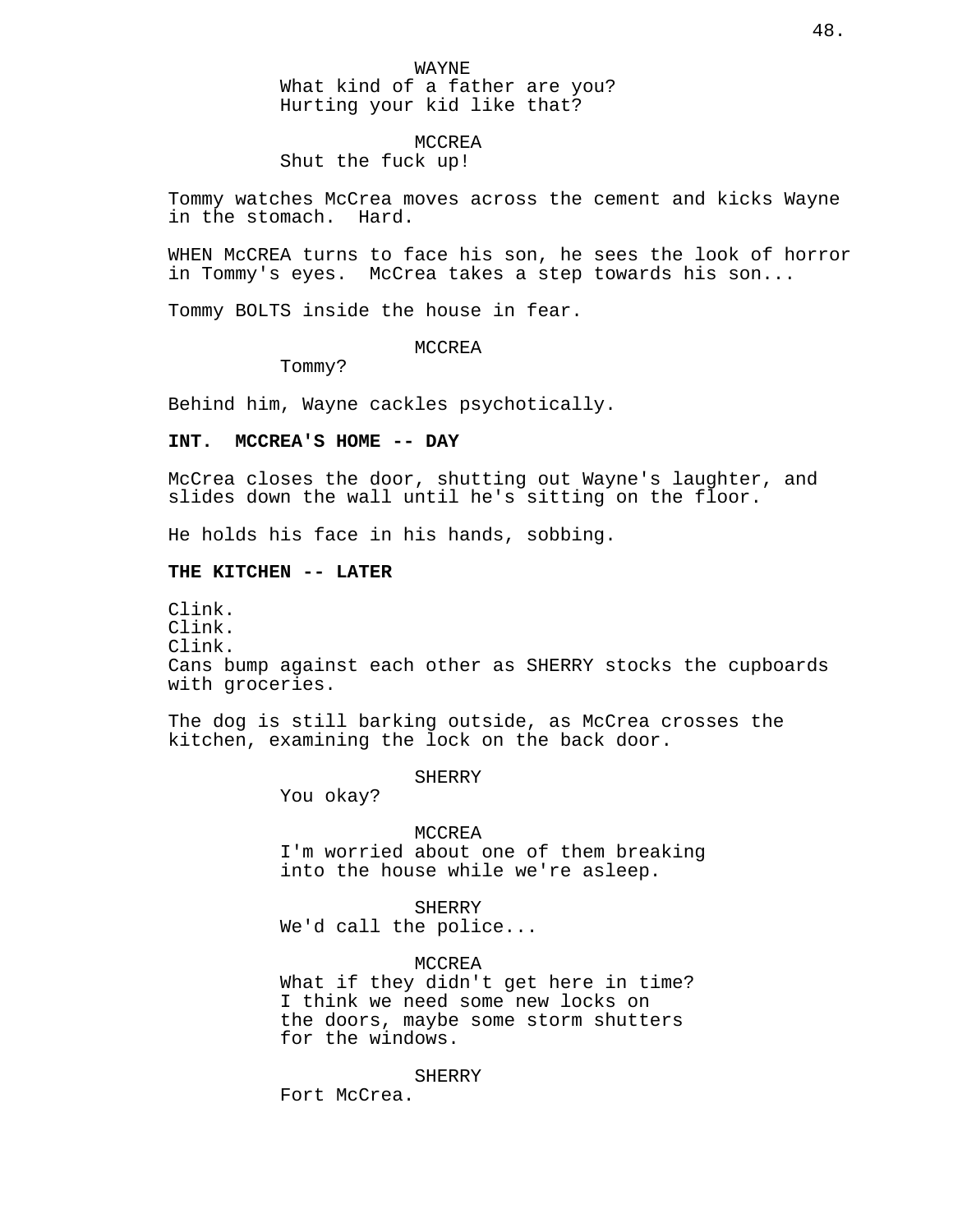WAYNE

What kind of a father are you? Hurting your kid like that?

MCCREA

Shut the fuck up!

Tommy watches McCrea moves across the cement and kicks Wayne in the stomach. Hard.

WHEN McCREA turns to face his son, he sees the look of horror in Tommy's eyes. McCrea takes a step towards his son...

Tommy BOLTS inside the house in fear.

MCCREA

Tommy?

Behind him, Wayne cackles psychotically.

**INT. MCCREA'S HOME -- DAY**

McCrea closes the door, shutting out Wayne's laughter, and slides down the wall until he's sitting on the floor.

He holds his face in his hands, sobbing.

**THE KITCHEN -- LATER**

Clink.
Clink.
Clink.
Cans bump against each other as SHERRY stocks the cupboards with groceries.

The dog is still barking outside, as McCrea crosses the kitchen, examining the lock on the back door.

SHERRY

You okay?

MCCREA

I'm worried about one of them breaking into the house while we're asleep.

SHERRY

We'd call the police...

MCCREA

What if they didn't get here in time? I think we need some new locks on the doors, maybe some storm shutters for the windows.

SHERRY

Fort McCrea.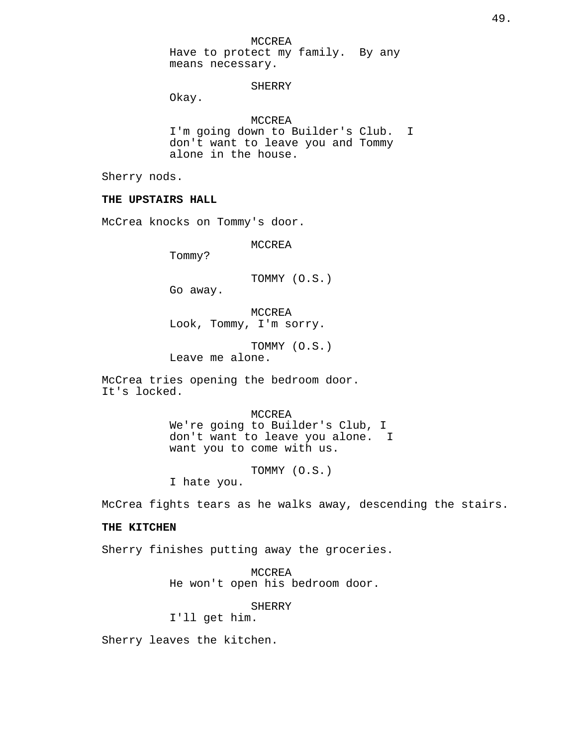MCCREA
Have to protect my family. By any means necessary.

SHERRY
Okay.

MCCREA
I'm going down to Builder's Club. I don't want to leave you and Tommy alone in the house.

Sherry nods.

**THE UPSTAIRS HALL**

McCrea knocks on Tommy's door.

MCCREA
Tommy?

TOMMY (O.S.)
Go away.

MCCREA
Look, Tommy, I'm sorry.

TOMMY (O.S.)
Leave me alone.

McCrea tries opening the bedroom door. It's locked.

MCCREA
We're going to Builder's Club, I don't want to leave you alone. I want you to come with us.

TOMMY (O.S.)
I hate you.

McCrea fights tears as he walks away, descending the stairs.

**THE KITCHEN**

Sherry finishes putting away the groceries.

MCCREA
He won't open his bedroom door.

SHERRY
I'll get him.

Sherry leaves the kitchen.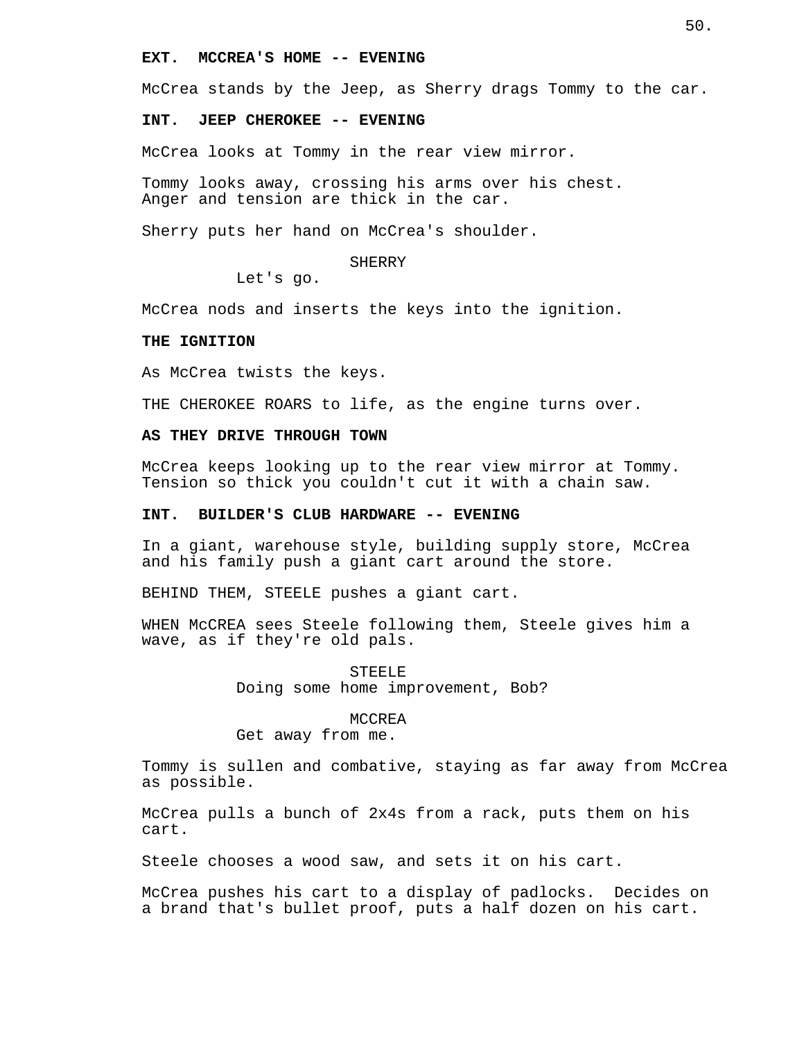**EXT. MCCREA'S HOME -- EVENING**

McCrea stands by the Jeep, as Sherry drags Tommy to the car.

**INT. JEEP CHEROKEE -- EVENING**

McCrea looks at Tommy in the rear view mirror.

Tommy looks away, crossing his arms over his chest.
Anger and tension are thick in the car.

Sherry puts her hand on McCrea's shoulder.

SHERRY
Let's go.

McCrea nods and inserts the keys into the ignition.

**THE IGNITION**

As McCrea twists the keys.

THE CHEROKEE ROARS to life, as the engine turns over.

**AS THEY DRIVE THROUGH TOWN**

McCrea keeps looking up to the rear view mirror at Tommy.
Tension so thick you couldn't cut it with a chain saw.

**INT. BUILDER'S CLUB HARDWARE -- EVENING**

In a giant, warehouse style, building supply store, McCrea and his family push a giant cart around the store.

BEHIND THEM, STEELE pushes a giant cart.

WHEN McCREA sees Steele following them, Steele gives him a wave, as if they're old pals.

STEELE
Doing some home improvement, Bob?

MCCREA
Get away from me.

Tommy is sullen and combative, staying as far away from McCrea as possible.

McCrea pulls a bunch of 2x4s from a rack, puts them on his cart.

Steele chooses a wood saw, and sets it on his cart.

McCrea pushes his cart to a display of padlocks. Decides on a brand that's bullet proof, puts a half dozen on his cart.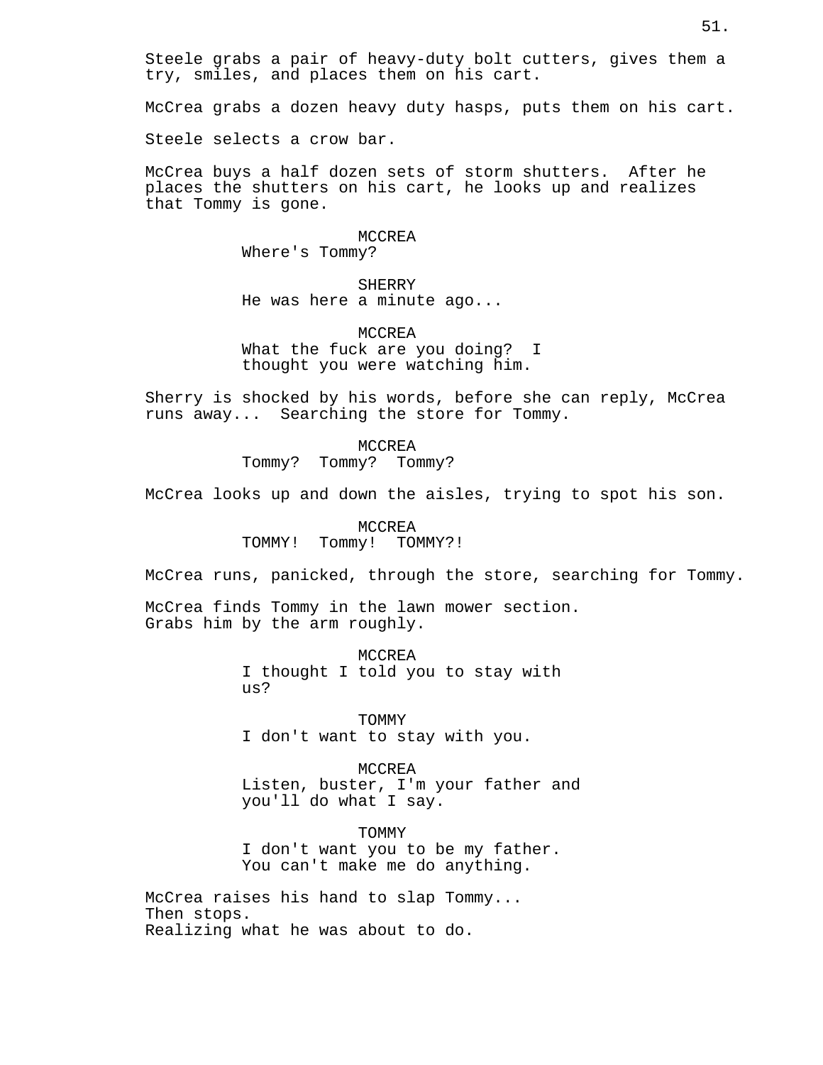Steele grabs a pair of heavy-duty bolt cutters, gives them a try, smiles, and places them on his cart.

McCrea grabs a dozen heavy duty hasps, puts them on his cart.

Steele selects a crow bar.

McCrea buys a half dozen sets of storm shutters. After he places the shutters on his cart, he looks up and realizes that Tommy is gone.

MCCREA
Where's Tommy?

SHERRY
He was here a minute ago...

MCCREA
What the fuck are you doing? I thought you were watching him.

Sherry is shocked by his words, before she can reply, McCrea runs away... Searching the store for Tommy.

MCCREA
Tommy? Tommy? Tommy?

McCrea looks up and down the aisles, trying to spot his son.

MCCREA
TOMMY! Tommy! TOMMY?!

McCrea runs, panicked, through the store, searching for Tommy.

McCrea finds Tommy in the lawn mower section.
Grabs him by the arm roughly.

MCCREA
I thought I told you to stay with us?

TOMMY
I don't want to stay with you.

MCCREA
Listen, buster, I'm your father and you'll do what I say.

TOMMY
I don't want you to be my father. You can't make me do anything.

McCrea raises his hand to slap Tommy...
Then stops.
Realizing what he was about to do.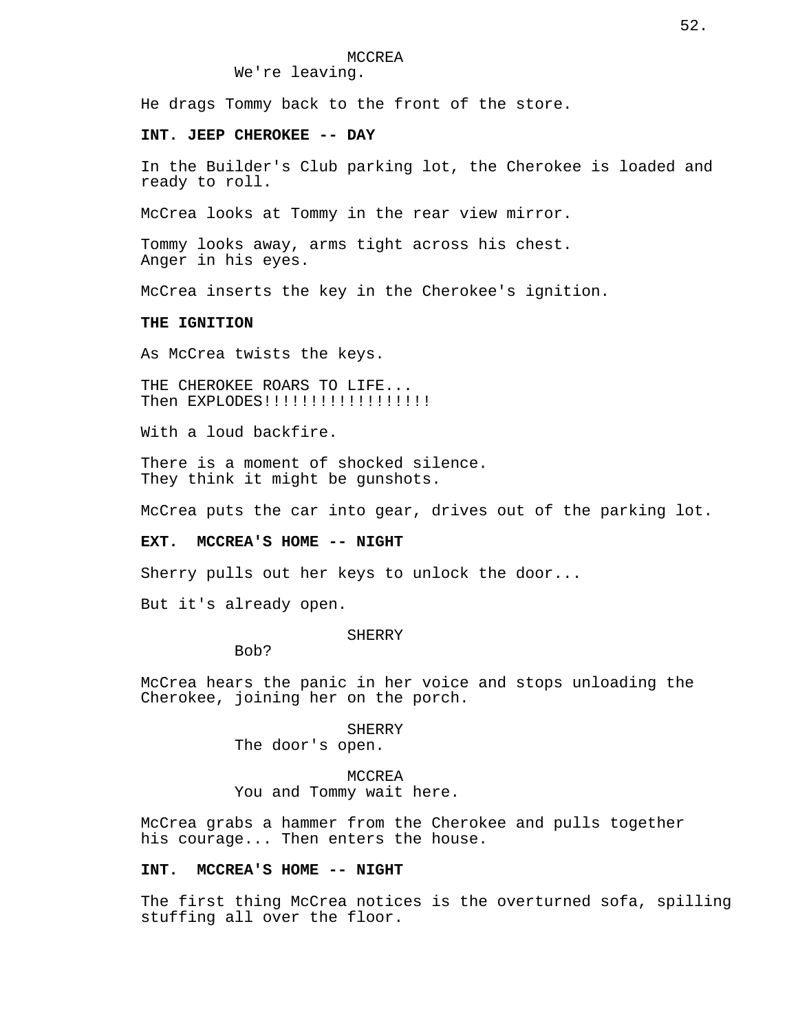MCCREA
We're leaving.

He drags Tommy back to the front of the store.

**INT. JEEP CHEROKEE -- DAY**

In the Builder's Club parking lot, the Cherokee is loaded and ready to roll.

McCrea looks at Tommy in the rear view mirror.

Tommy looks away, arms tight across his chest.
Anger in his eyes.

McCrea inserts the key in the Cherokee's ignition.

**THE IGNITION**

As McCrea twists the keys.

THE CHEROKEE ROARS TO LIFE...
Then EXPLODES!!!!!!!!!!!!!!!!!

With a loud backfire.

There is a moment of shocked silence.
They think it might be gunshots.

McCrea puts the car into gear, drives out of the parking lot.

**EXT. MCCREA'S HOME -- NIGHT**

Sherry pulls out her keys to unlock the door...

But it's already open.

SHERRY
Bob?

McCrea hears the panic in her voice and stops unloading the Cherokee, joining her on the porch.

SHERRY
The door's open.

MCCREA
You and Tommy wait here.

McCrea grabs a hammer from the Cherokee and pulls together his courage... Then enters the house.

**INT. MCCREA'S HOME -- NIGHT**

The first thing McCrea notices is the overturned sofa, spilling stuffing all over the floor.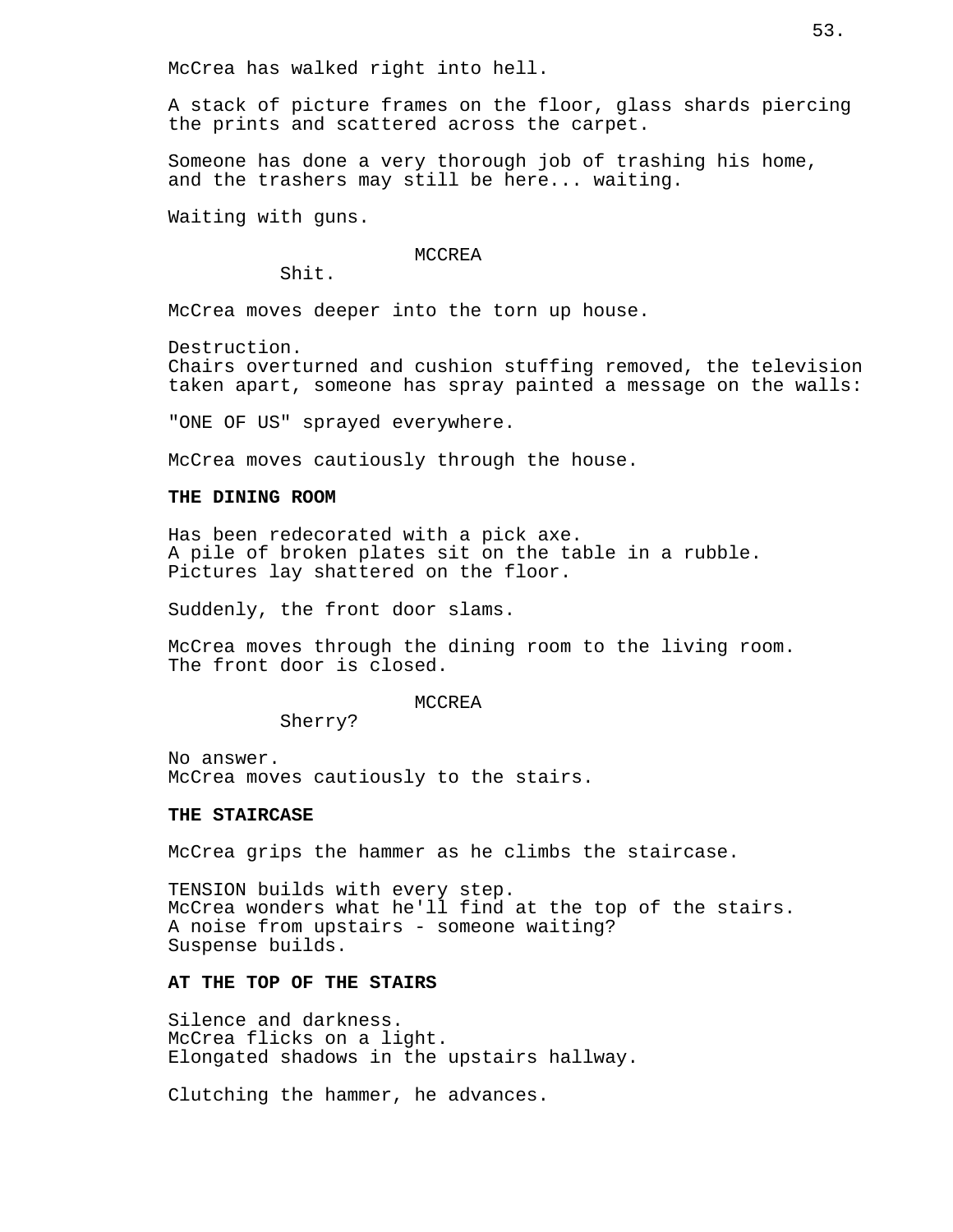McCrea has walked right into hell.

A stack of picture frames on the floor, glass shards piercing the prints and scattered across the carpet.

Someone has done a very thorough job of trashing his home, and the trashers may still be here... waiting.

Waiting with guns.

MCCREA
Shit.

McCrea moves deeper into the torn up house.

Destruction.
Chairs overturned and cushion stuffing removed, the television taken apart, someone has spray painted a message on the walls:

"ONE OF US" sprayed everywhere.

McCrea moves cautiously through the house.

**THE DINING ROOM**

Has been redecorated with a pick axe.
A pile of broken plates sit on the table in a rubble.
Pictures lay shattered on the floor.

Suddenly, the front door slams.

McCrea moves through the dining room to the living room.
The front door is closed.

MCCREA
Sherry?

No answer.
McCrea moves cautiously to the stairs.

**THE STAIRCASE**

McCrea grips the hammer as he climbs the staircase.

TENSION builds with every step.
McCrea wonders what he'll find at the top of the stairs.
A noise from upstairs - someone waiting?
Suspense builds.

**AT THE TOP OF THE STAIRS**

Silence and darkness.
McCrea flicks on a light.
Elongated shadows in the upstairs hallway.

Clutching the hammer, he advances.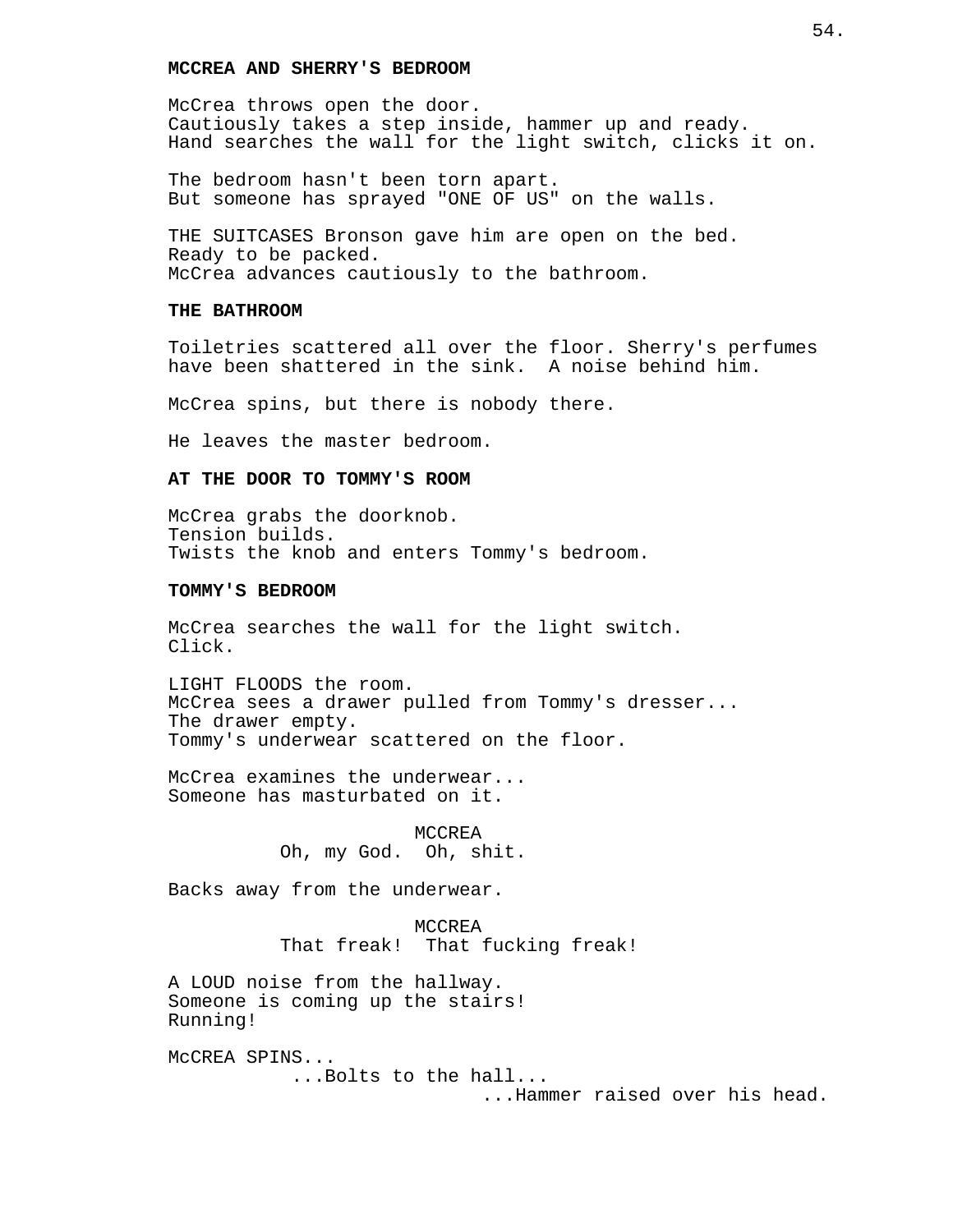**MCCREA AND SHERRY'S BEDROOM**

McCrea throws open the door.
Cautiously takes a step inside, hammer up and ready.
Hand searches the wall for the light switch, clicks it on.

The bedroom hasn't been torn apart.
But someone has sprayed "ONE OF US" on the walls.

THE SUITCASES Bronson gave him are open on the bed.
Ready to be packed.
McCrea advances cautiously to the bathroom.

**THE BATHROOM**

Toiletries scattered all over the floor. Sherry's perfumes have been shattered in the sink. A noise behind him.

McCrea spins, but there is nobody there.

He leaves the master bedroom.

**AT THE DOOR TO TOMMY'S ROOM**

McCrea grabs the doorknob.
Tension builds.
Twists the knob and enters Tommy's bedroom.

**TOMMY'S BEDROOM**

McCrea searches the wall for the light switch.
Click.

LIGHT FLOODS the room.
McCrea sees a drawer pulled from Tommy's dresser...
The drawer empty.
Tommy's underwear scattered on the floor.

McCrea examines the underwear...
Someone has masturbated on it.

MCCREA
Oh, my God. Oh, shit.

Backs away from the underwear.

MCCREA
That freak! That fucking freak!

A LOUD noise from the hallway.
Someone is coming up the stairs!
Running!

McCREA SPINS...
...Bolts to the hall...
...Hammer raised over his head.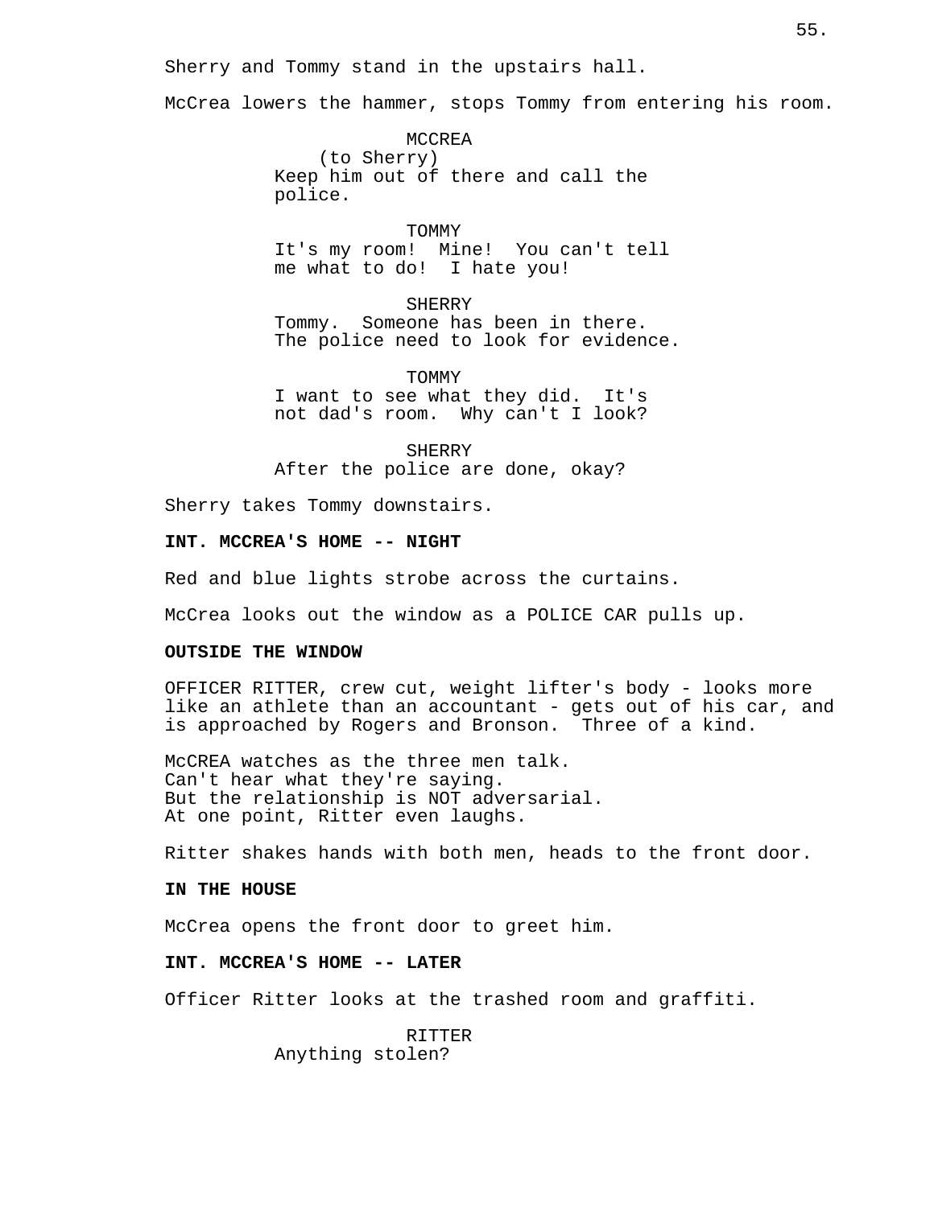Sherry and Tommy stand in the upstairs hall.

McCrea lowers the hammer, stops Tommy from entering his room.

MCCREA
(to Sherry)
Keep him out of there and call the police.

TOMMY
It's my room! Mine! You can't tell me what to do! I hate you!

SHERRY
Tommy. Someone has been in there. The police need to look for evidence.

TOMMY
I want to see what they did. It's not dad's room. Why can't I look?

SHERRY
After the police are done, okay?

Sherry takes Tommy downstairs.

**INT. MCCREA'S HOME -- NIGHT**

Red and blue lights strobe across the curtains.

McCrea looks out the window as a POLICE CAR pulls up.

**OUTSIDE THE WINDOW**

OFFICER RITTER, crew cut, weight lifter's body - looks more like an athlete than an accountant - gets out of his car, and is approached by Rogers and Bronson. Three of a kind.

McCREA watches as the three men talk.
Can't hear what they're saying.
But the relationship is NOT adversarial.
At one point, Ritter even laughs.

Ritter shakes hands with both men, heads to the front door.

**IN THE HOUSE**

McCrea opens the front door to greet him.

**INT. MCCREA'S HOME -- LATER**

Officer Ritter looks at the trashed room and graffiti.

RITTER
Anything stolen?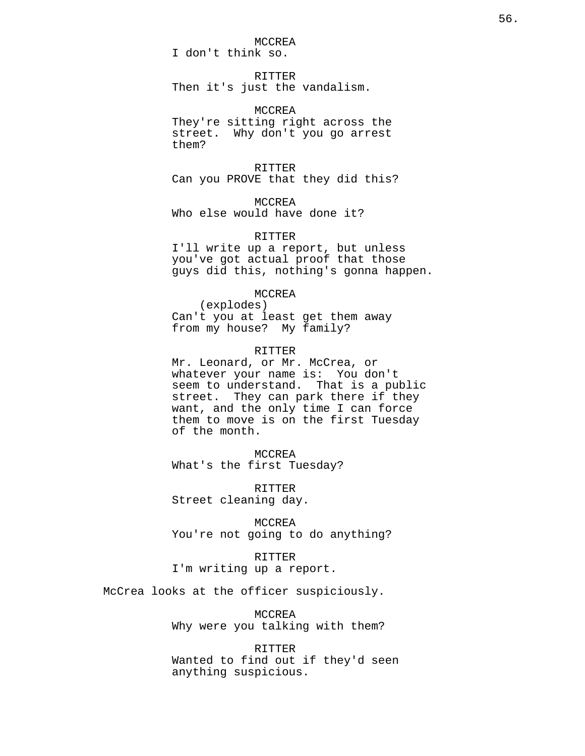MCCREA
I don't think so.

RITTER
Then it's just the vandalism.

MCCREA
They're sitting right across the street. Why don't you go arrest them?

RITTER
Can you PROVE that they did this?

MCCREA
Who else would have done it?

RITTER
I'll write up a report, but unless you've got actual proof that those guys did this, nothing's gonna happen.

MCCREA
(explodes)
Can't you at least get them away from my house? My family?

RITTER
Mr. Leonard, or Mr. McCrea, or whatever your name is: You don't seem to understand. That is a public street. They can park there if they want, and the only time I can force them to move is on the first Tuesday of the month.

MCCREA
What's the first Tuesday?

RITTER
Street cleaning day.

MCCREA
You're not going to do anything?

RITTER
I'm writing up a report.

McCrea looks at the officer suspiciously.

MCCREA
Why were you talking with them?

RITTER
Wanted to find out if they'd seen anything suspicious.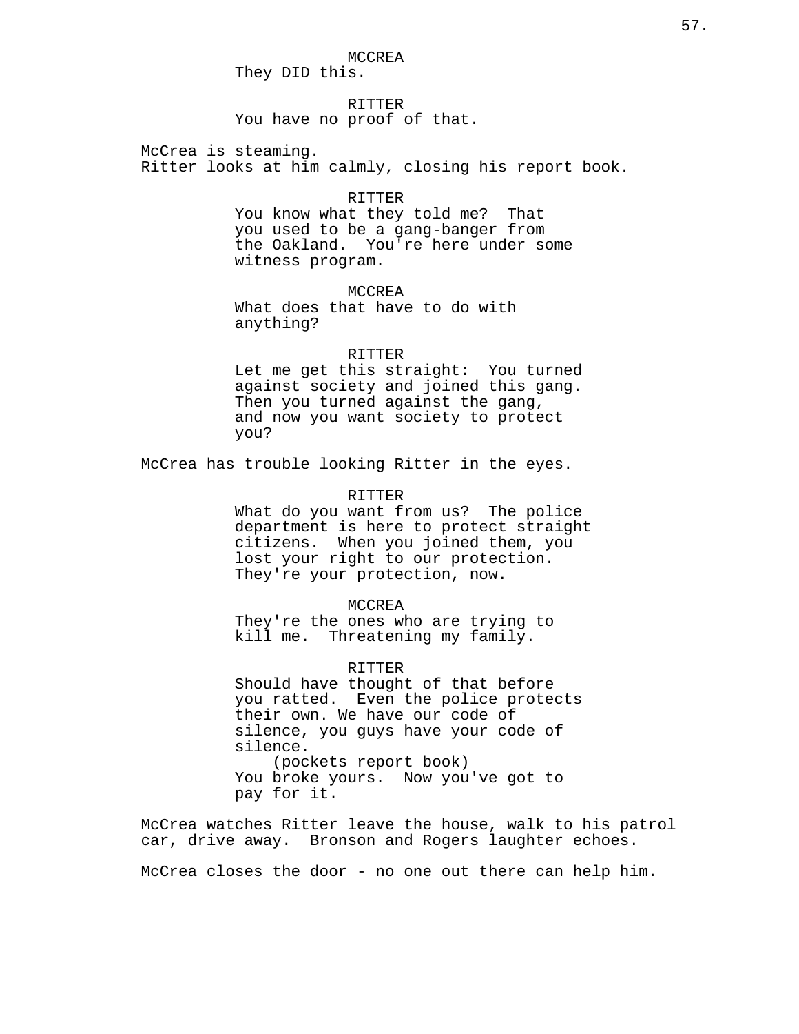MCCREA

They DID this.

RITTER

You have no proof of that.

McCrea is steaming.
Ritter looks at him calmly, closing his report book.

RITTER

You know what they told me? That you used to be a gang-banger from the Oakland. You're here under some witness program.

MCCREA

What does that have to do with anything?

RITTER

Let me get this straight: You turned against society and joined this gang. Then you turned against the gang, and now you want society to protect you?

McCrea has trouble looking Ritter in the eyes.

RITTER

What do you want from us? The police department is here to protect straight citizens. When you joined them, you lost your right to our protection. They're your protection, now.

MCCREA

They're the ones who are trying to kill me. Threatening my family.

RITTER

Should have thought of that before you ratted. Even the police protects their own. We have our code of silence, you guys have your code of silence.

(pockets report book)

You broke yours. Now you've got to pay for it.

McCrea watches Ritter leave the house, walk to his patrol car, drive away. Bronson and Rogers laughter echoes.

McCrea closes the door - no one out there can help him.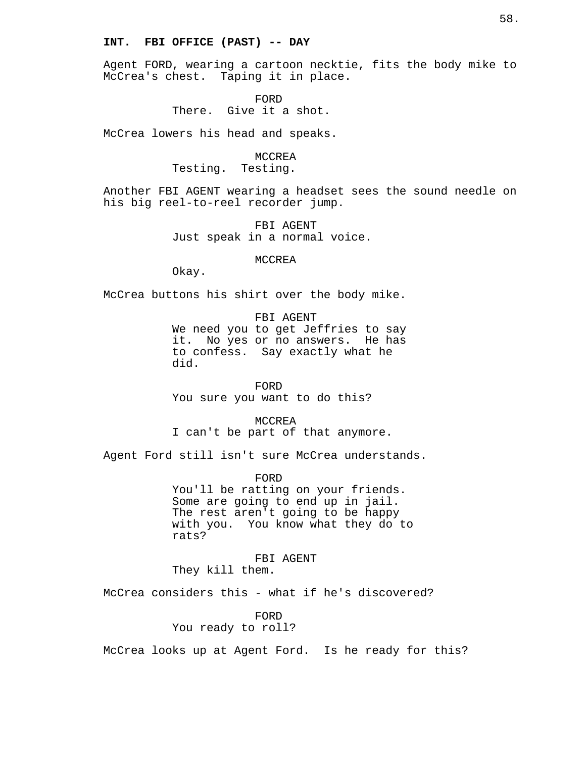**INT. FBI OFFICE (PAST) -- DAY**

Agent FORD, wearing a cartoon necktie, fits the body mike to McCrea's chest. Taping it in place.

FORD
There. Give it a shot.

McCrea lowers his head and speaks.

MCCREA
Testing. Testing.

Another FBI AGENT wearing a headset sees the sound needle on his big reel-to-reel recorder jump.

FBI AGENT
Just speak in a normal voice.

MCCREA
Okay.

McCrea buttons his shirt over the body mike.

FBI AGENT
We need you to get Jeffries to say it. No yes or no answers. He has to confess. Say exactly what he did.

FORD
You sure you want to do this?

MCCREA
I can't be part of that anymore.

Agent Ford still isn't sure McCrea understands.

FORD
You'll be ratting on your friends. Some are going to end up in jail. The rest aren't going to be happy with you. You know what they do to rats?

FBI AGENT
They kill them.

McCrea considers this - what if he's discovered?

FORD
You ready to roll?

McCrea looks up at Agent Ford. Is he ready for this?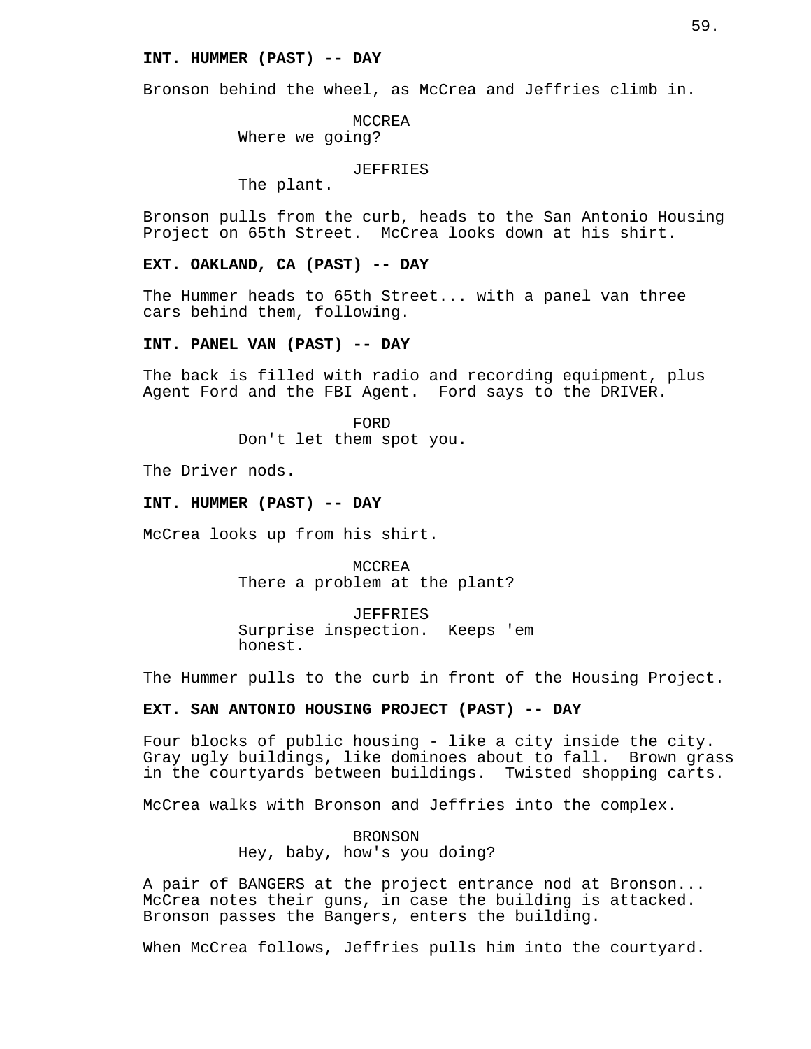**INT. HUMMER (PAST) -- DAY**

Bronson behind the wheel, as McCrea and Jeffries climb in.

MCCREA
Where we going?

JEFFRIES
The plant.

Bronson pulls from the curb, heads to the San Antonio Housing Project on 65th Street. McCrea looks down at his shirt.

**EXT. OAKLAND, CA (PAST) -- DAY**

The Hummer heads to 65th Street... with a panel van three cars behind them, following.

**INT. PANEL VAN (PAST) -- DAY**

The back is filled with radio and recording equipment, plus Agent Ford and the FBI Agent. Ford says to the DRIVER.

FORD
Don't let them spot you.

The Driver nods.

**INT. HUMMER (PAST) -- DAY**

McCrea looks up from his shirt.

MCCREA
There a problem at the plant?

JEFFRIES
Surprise inspection. Keeps 'em honest.

The Hummer pulls to the curb in front of the Housing Project.

**EXT. SAN ANTONIO HOUSING PROJECT (PAST) -- DAY**

Four blocks of public housing - like a city inside the city. Gray ugly buildings, like dominoes about to fall. Brown grass in the courtyards between buildings. Twisted shopping carts.

McCrea walks with Bronson and Jeffries into the complex.

BRONSON
Hey, baby, how's you doing?

A pair of BANGERS at the project entrance nod at Bronson... McCrea notes their guns, in case the building is attacked. Bronson passes the Bangers, enters the building.

When McCrea follows, Jeffries pulls him into the courtyard.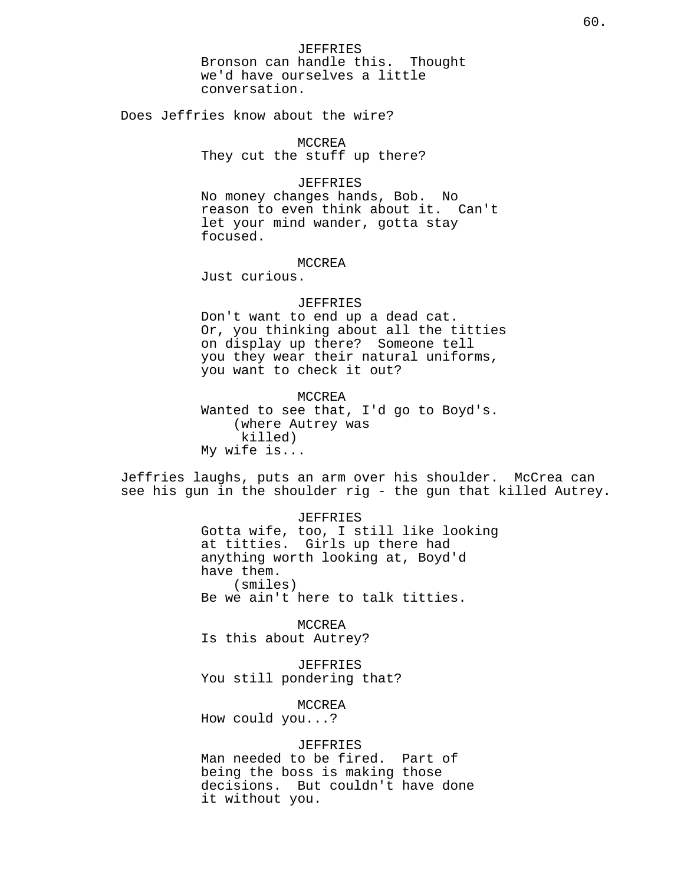JEFFRIES
Bronson can handle this. Thought we'd have ourselves a little conversation.

Does Jeffries know about the wire?

MCCREA
They cut the stuff up there?

JEFFRIES
No money changes hands, Bob. No reason to even think about it. Can't let your mind wander, gotta stay focused.

MCCREA
Just curious.

JEFFRIES
Don't want to end up a dead cat. Or, you thinking about all the titties on display up there? Someone tell you they wear their natural uniforms, you want to check it out?

MCCREA
Wanted to see that, I'd go to Boyd's.
(where Autrey was killed)
My wife is...

Jeffries laughs, puts an arm over his shoulder. McCrea can see his gun in the shoulder rig - the gun that killed Autrey.

JEFFRIES
Gotta wife, too, I still like looking at titties. Girls up there had anything worth looking at, Boyd'd have them.
(smiles)
Be we ain't here to talk titties.

MCCREA
Is this about Autrey?

JEFFRIES
You still pondering that?

MCCREA
How could you...?

JEFFRIES
Man needed to be fired. Part of being the boss is making those decisions. But couldn't have done it without you.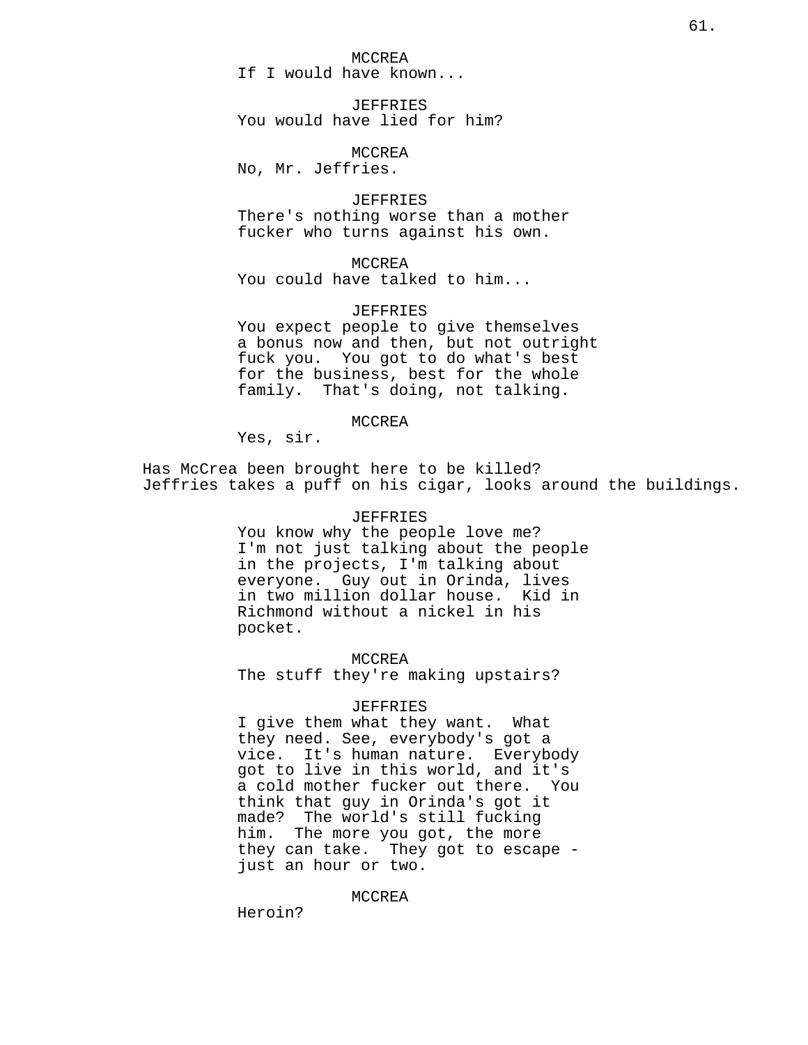MCCREA
If I would have known...

JEFFRIES
You would have lied for him?

MCCREA
No, Mr. Jeffries.

JEFFRIES
There's nothing worse than a mother fucker who turns against his own.

MCCREA
You could have talked to him...

JEFFRIES
You expect people to give themselves a bonus now and then, but not outright fuck you. You got to do what's best for the business, best for the whole family. That's doing, not talking.

MCCREA
Yes, sir.

Has McCrea been brought here to be killed? Jeffries takes a puff on his cigar, looks around the buildings.

JEFFRIES
You know why the people love me? I'm not just talking about the people in the projects, I'm talking about everyone. Guy out in Orinda, lives in two million dollar house. Kid in Richmond without a nickel in his pocket.

MCCREA
The stuff they're making upstairs?

JEFFRIES
I give them what they want. What they need. See, everybody's got a vice. It's human nature. Everybody got to live in this world, and it's a cold mother fucker out there. You think that guy in Orinda's got it made? The world's still fucking him. The more you got, the more they can take. They got to escape - just an hour or two.

MCCREA
Heroin?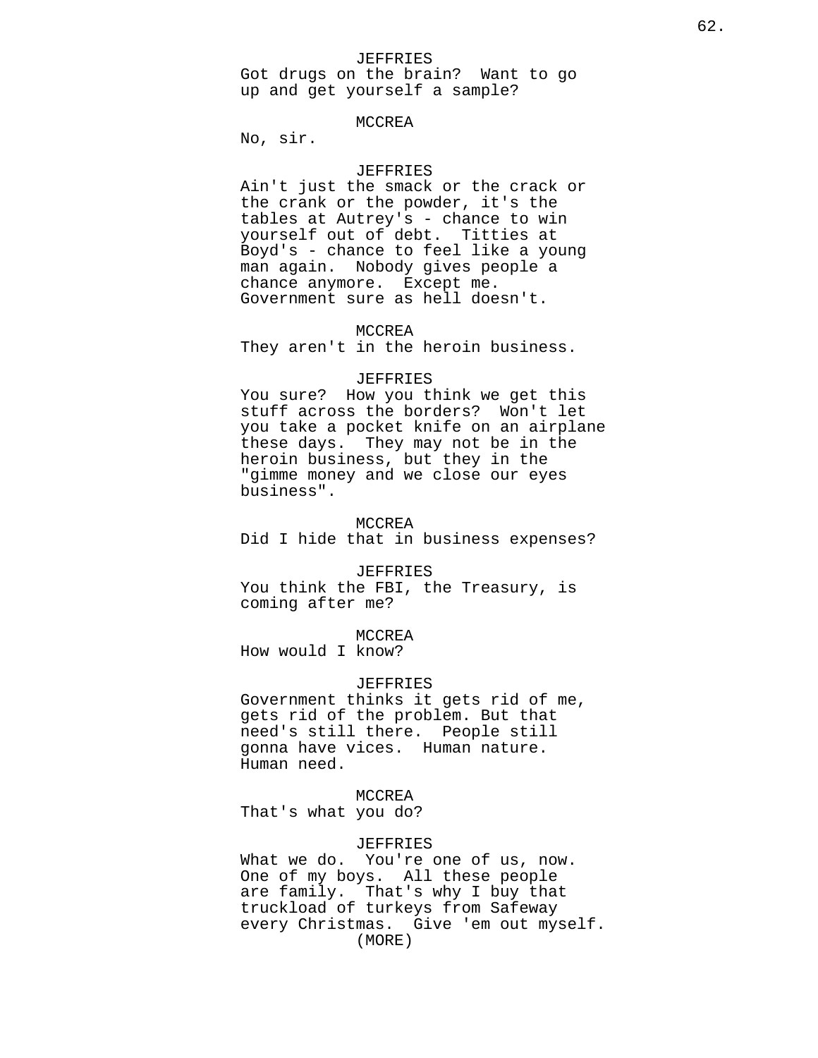JEFFRIES
Got drugs on the brain? Want to go up and get yourself a sample?

MCCREA
No, sir.

JEFFRIES
Ain't just the smack or the crack or the crank or the powder, it's the tables at Autrey's - chance to win yourself out of debt. Titties at Boyd's - chance to feel like a young man again. Nobody gives people a chance anymore. Except me. Government sure as hell doesn't.

MCCREA
They aren't in the heroin business.

JEFFRIES
You sure? How you think we get this stuff across the borders? Won't let you take a pocket knife on an airplane these days. They may not be in the heroin business, but they in the "gimme money and we close our eyes business".

MCCREA
Did I hide that in business expenses?

JEFFRIES
You think the FBI, the Treasury, is coming after me?

MCCREA
How would I know?

JEFFRIES
Government thinks it gets rid of me, gets rid of the problem. But that need's still there. People still gonna have vices. Human nature. Human need.

MCCREA
That's what you do?

JEFFRIES
What we do. You're one of us, now. One of my boys. All these people are family. That's why I buy that truckload of turkeys from Safeway every Christmas. Give 'em out myself.
(MORE)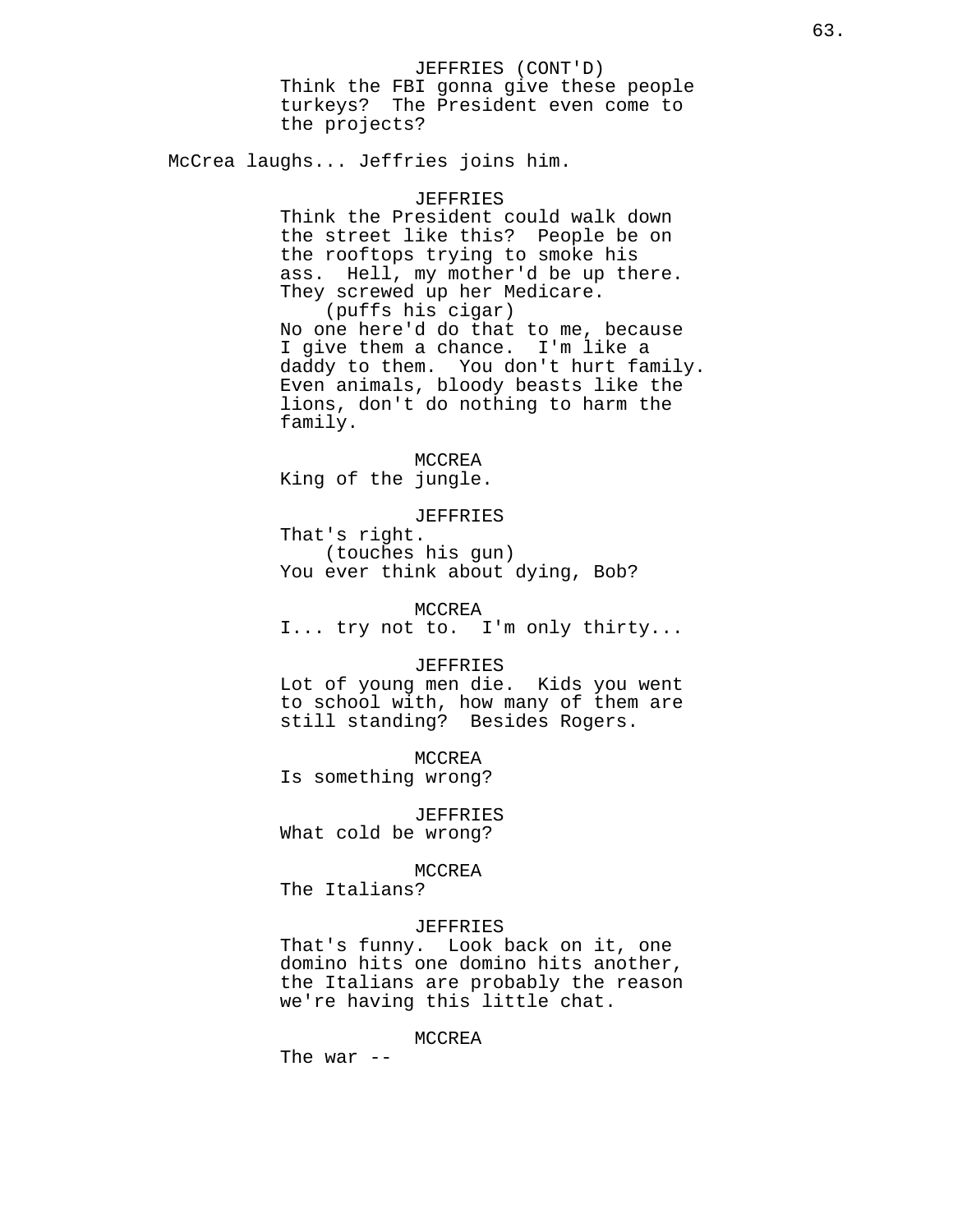JEFFRIES (CONT'D)
Think the FBI gonna give these people turkeys?  The President even come to the projects?

McCrea laughs... Jeffries joins him.

JEFFRIES
Think the President could walk down the street like this?  People be on the rooftops trying to smoke his ass.  Hell, my mother'd be up there. They screwed up her Medicare.
(puffs his cigar)
No one here'd do that to me, because I give them a chance.  I'm like a daddy to them.  You don't hurt family. Even animals, bloody beasts like the lions, don't do nothing to harm the family.

MCCREA
King of the jungle.

JEFFRIES
That's right.
(touches his gun)
You ever think about dying, Bob?

MCCREA
I... try not to.  I'm only thirty...

JEFFRIES
Lot of young men die.  Kids you went to school with, how many of them are still standing?  Besides Rogers.

MCCREA
Is something wrong?

JEFFRIES
What cold be wrong?

MCCREA
The Italians?

JEFFRIES
That's funny.  Look back on it, one domino hits one domino hits another, the Italians are probably the reason we're having this little chat.

MCCREA
The war --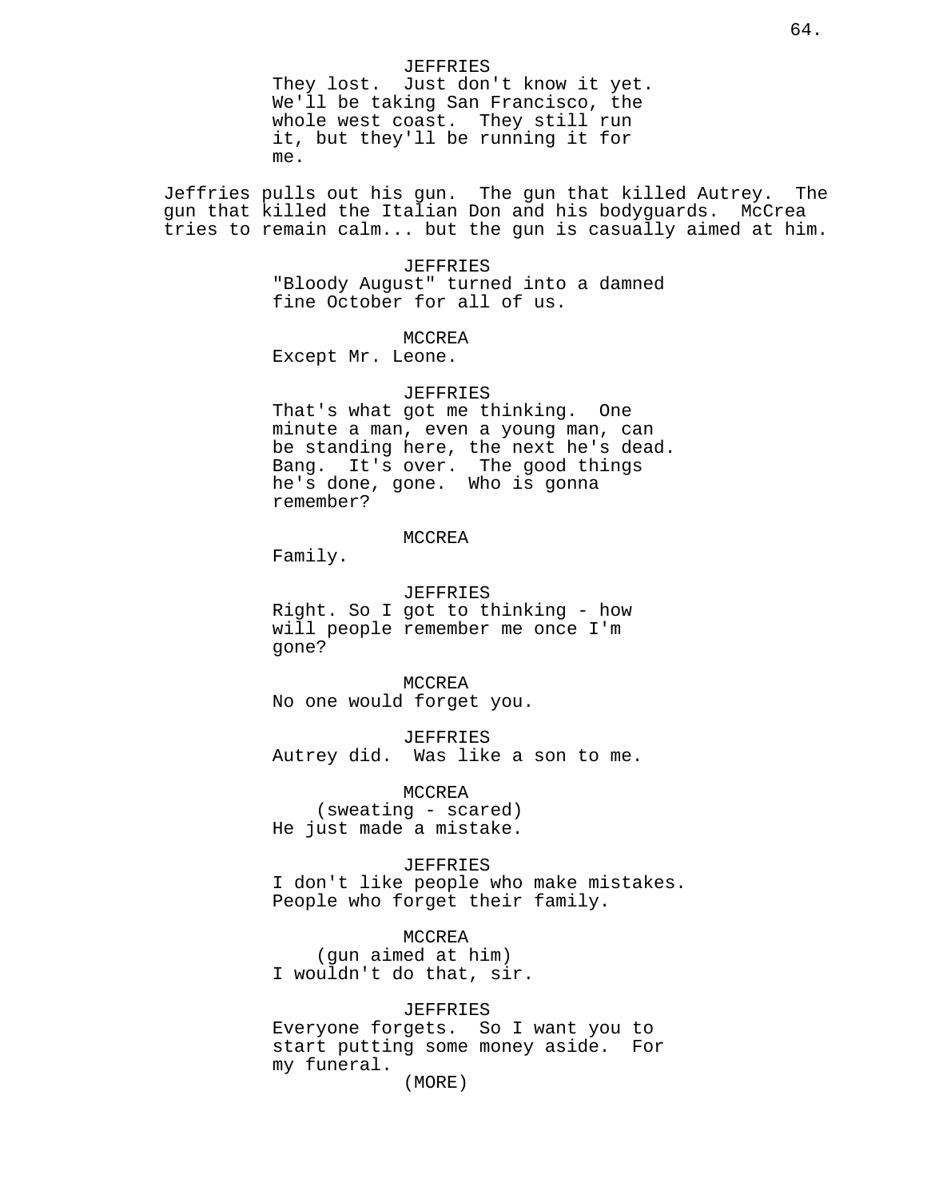JEFFRIES
They lost. Just don't know it yet. We'll be taking San Francisco, the whole west coast. They still run it, but they'll be running it for me.

Jeffries pulls out his gun. The gun that killed Autrey. The gun that killed the Italian Don and his bodyguards. McCrea tries to remain calm... but the gun is casually aimed at him.

JEFFRIES
"Bloody August" turned into a damned fine October for all of us.

MCCREA
Except Mr. Leone.

JEFFRIES
That's what got me thinking. One minute a man, even a young man, can be standing here, the next he's dead. Bang. It's over. The good things he's done, gone. Who is gonna remember?

MCCREA
Family.

JEFFRIES
Right. So I got to thinking - how will people remember me once I'm gone?

MCCREA
No one would forget you.

JEFFRIES
Autrey did. Was like a son to me.

MCCREA
(sweating - scared)
He just made a mistake.

JEFFRIES
I don't like people who make mistakes. People who forget their family.

MCCREA
(gun aimed at him)
I wouldn't do that, sir.

JEFFRIES
Everyone forgets. So I want you to start putting some money aside. For my funeral.
(MORE)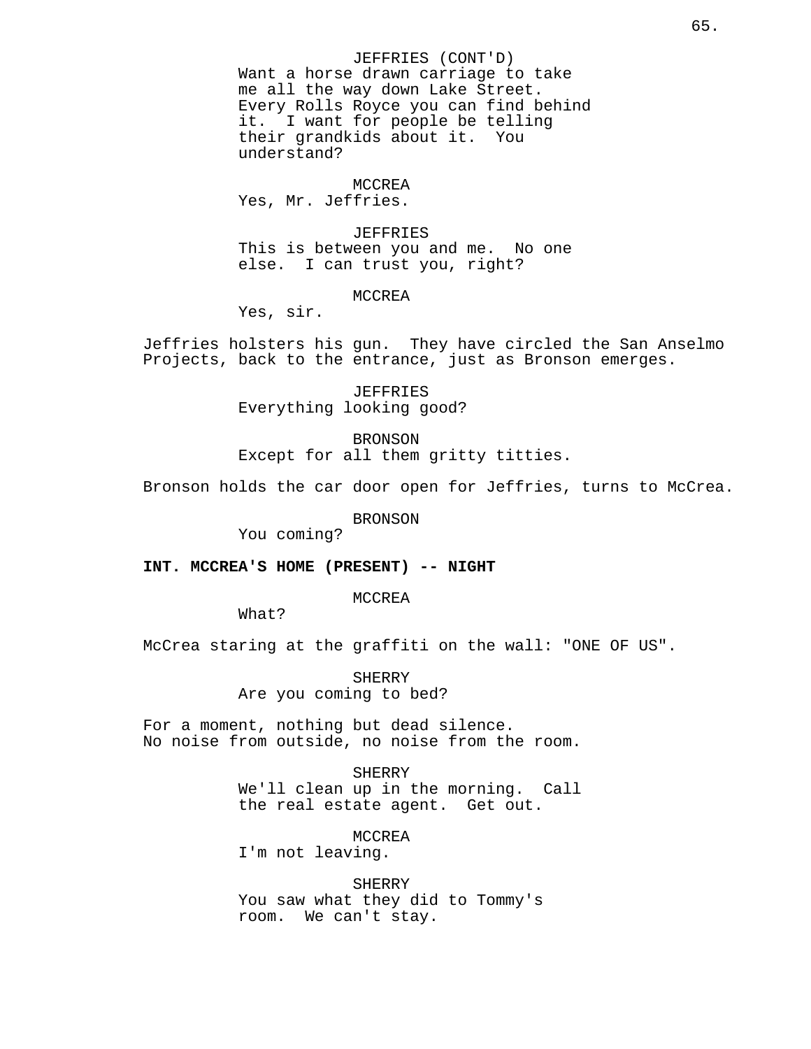JEFFRIES (CONT'D)
Want a horse drawn carriage to take me all the way down Lake Street. Every Rolls Royce you can find behind it. I want for people be telling their grandkids about it. You understand?

MCCREA
Yes, Mr. Jeffries.

JEFFRIES
This is between you and me. No one else. I can trust you, right?

MCCREA
Yes, sir.

Jeffries holsters his gun. They have circled the San Anselmo Projects, back to the entrance, just as Bronson emerges.

JEFFRIES
Everything looking good?

BRONSON
Except for all them gritty titties.

Bronson holds the car door open for Jeffries, turns to McCrea.

BRONSON
You coming?

**INT. MCCREA'S HOME (PRESENT) -- NIGHT**

MCCREA
What?

McCrea staring at the graffiti on the wall: "ONE OF US".

SHERRY
Are you coming to bed?

For a moment, nothing but dead silence.
No noise from outside, no noise from the room.

SHERRY
We'll clean up in the morning. Call the real estate agent. Get out.

MCCREA
I'm not leaving.

SHERRY
You saw what they did to Tommy's room. We can't stay.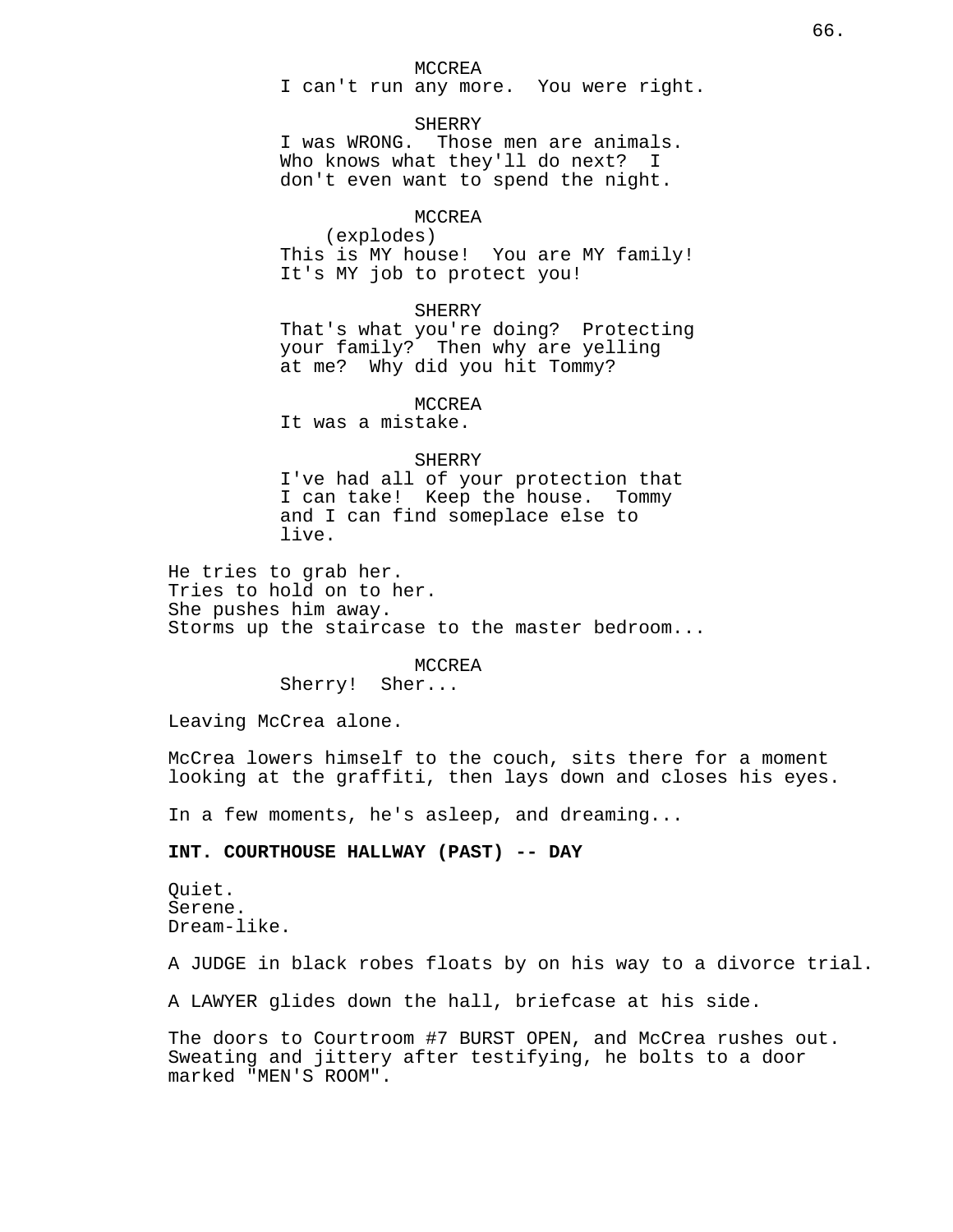MCCREA
I can't run any more. You were right.

SHERRY
I was WRONG. Those men are animals. Who knows what they'll do next? I don't even want to spend the night.

MCCREA
(explodes)
This is MY house! You are MY family! It's MY job to protect you!

SHERRY
That's what you're doing? Protecting your family? Then why are yelling at me? Why did you hit Tommy?

MCCREA
It was a mistake.

SHERRY
I've had all of your protection that I can take! Keep the house. Tommy and I can find someplace else to live.

He tries to grab her.
Tries to hold on to her.
She pushes him away.
Storms up the staircase to the master bedroom...

MCCREA
Sherry! Sher...

Leaving McCrea alone.

McCrea lowers himself to the couch, sits there for a moment looking at the graffiti, then lays down and closes his eyes.

In a few moments, he's asleep, and dreaming...

**INT. COURTHOUSE HALLWAY (PAST) -- DAY**

Quiet.
Serene.
Dream-like.

A JUDGE in black robes floats by on his way to a divorce trial.

A LAWYER glides down the hall, briefcase at his side.

The doors to Courtroom #7 BURST OPEN, and McCrea rushes out. Sweating and jittery after testifying, he bolts to a door marked "MEN'S ROOM".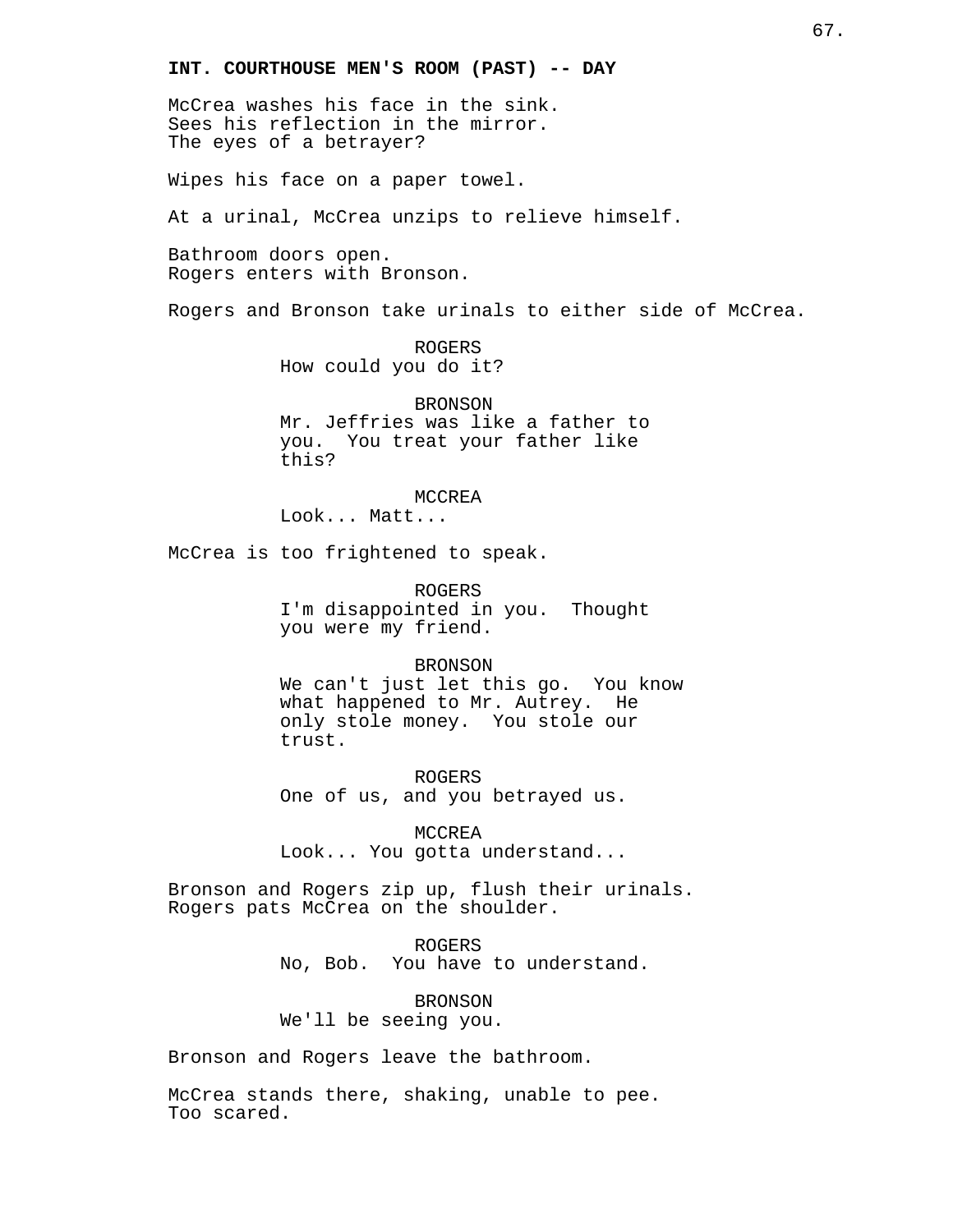**INT. COURTHOUSE MEN'S ROOM (PAST) -- DAY**

McCrea washes his face in the sink.
Sees his reflection in the mirror.
The eyes of a betrayer?

Wipes his face on a paper towel.

At a urinal, McCrea unzips to relieve himself.

Bathroom doors open.
Rogers enters with Bronson.

Rogers and Bronson take urinals to either side of McCrea.

ROGERS
How could you do it?

BRONSON
Mr. Jeffries was like a father to you. You treat your father like this?

MCCREA
Look... Matt...

McCrea is too frightened to speak.

ROGERS
I'm disappointed in you. Thought you were my friend.

BRONSON
We can't just let this go. You know what happened to Mr. Autrey. He only stole money. You stole our trust.

ROGERS
One of us, and you betrayed us.

MCCREA
Look... You gotta understand...

Bronson and Rogers zip up, flush their urinals.
Rogers pats McCrea on the shoulder.

ROGERS
No, Bob. You have to understand.

BRONSON
We'll be seeing you.

Bronson and Rogers leave the bathroom.

McCrea stands there, shaking, unable to pee.
Too scared.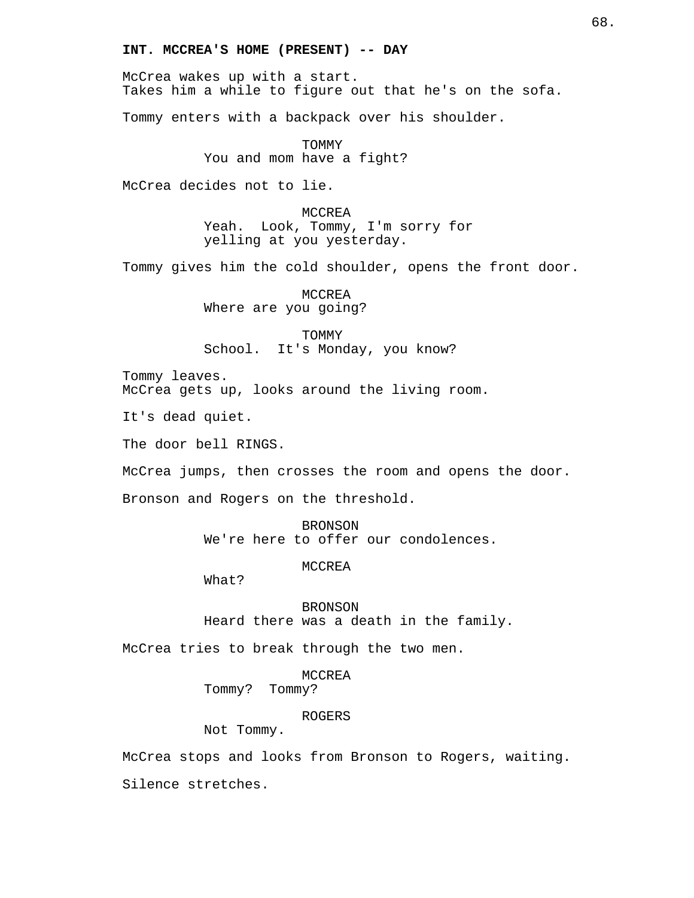**INT. MCCREA'S HOME (PRESENT) -- DAY**

McCrea wakes up with a start.
Takes him a while to figure out that he's on the sofa.

Tommy enters with a backpack over his shoulder.

TOMMY
You and mom have a fight?

McCrea decides not to lie.

MCCREA
Yeah. Look, Tommy, I'm sorry for yelling at you yesterday.

Tommy gives him the cold shoulder, opens the front door.

MCCREA
Where are you going?

TOMMY
School. It's Monday, you know?

Tommy leaves.
McCrea gets up, looks around the living room.

It's dead quiet.

The door bell RINGS.

McCrea jumps, then crosses the room and opens the door.

Bronson and Rogers on the threshold.

BRONSON
We're here to offer our condolences.

MCCREA
What?

BRONSON
Heard there was a death in the family.

McCrea tries to break through the two men.

MCCREA
Tommy? Tommy?

ROGERS
Not Tommy.

McCrea stops and looks from Bronson to Rogers, waiting.

Silence stretches.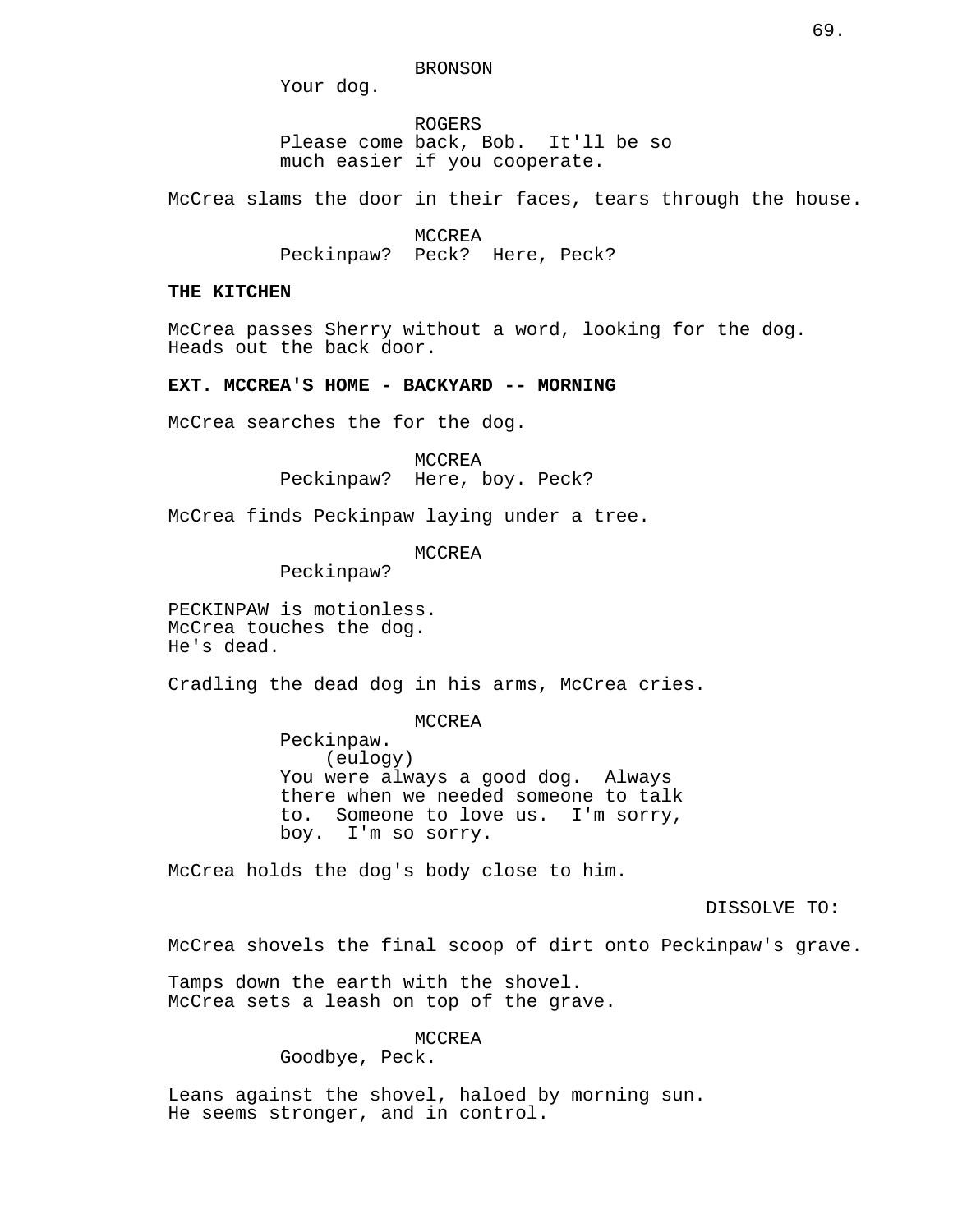BRONSON

Your dog.

ROGERS

Please come back, Bob. It'll be so much easier if you cooperate.

McCrea slams the door in their faces, tears through the house.

MCCREA

Peckinpaw? Peck? Here, Peck?

**THE KITCHEN**

McCrea passes Sherry without a word, looking for the dog. Heads out the back door.

**EXT. MCCREA'S HOME - BACKYARD -- MORNING**

McCrea searches the for the dog.

MCCREA

Peckinpaw? Here, boy. Peck?

McCrea finds Peckinpaw laying under a tree.

MCCREA

Peckinpaw?

PECKINPAW is motionless.
McCrea touches the dog.
He's dead.

Cradling the dead dog in his arms, McCrea cries.

MCCREA

Peckinpaw.
(eulogy)
You were always a good dog. Always there when we needed someone to talk to. Someone to love us. I'm sorry, boy. I'm so sorry.

McCrea holds the dog's body close to him.

DISSOLVE TO:

McCrea shovels the final scoop of dirt onto Peckinpaw's grave.

Tamps down the earth with the shovel.
McCrea sets a leash on top of the grave.

MCCREA

Goodbye, Peck.

Leans against the shovel, haloed by morning sun.
He seems stronger, and in control.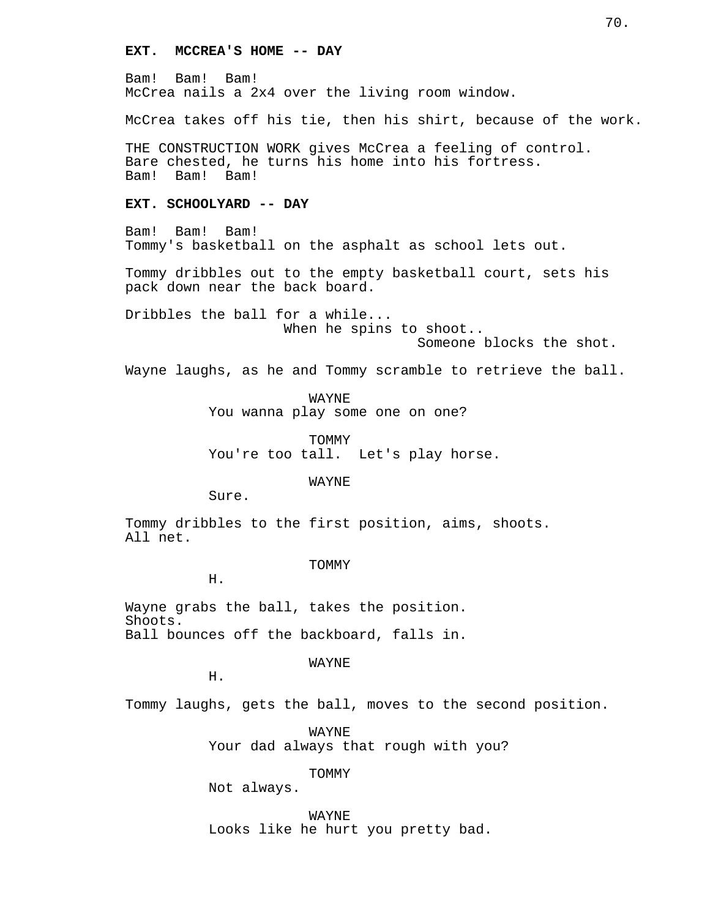**EXT.  MCCREA'S HOME -- DAY**

Bam!  Bam!  Bam!
McCrea nails a 2x4 over the living room window.

McCrea takes off his tie, then his shirt, because of the work.

THE CONSTRUCTION WORK gives McCrea a feeling of control.
Bare chested, he turns his home into his fortress.
Bam!  Bam!  Bam!

**EXT. SCHOOLYARD -- DAY**

Bam!  Bam!  Bam!
Tommy's basketball on the asphalt as school lets out.

Tommy dribbles out to the empty basketball court, sets his pack down near the back board.

Dribbles the ball for a while...
When he spins to shoot..
Someone blocks the shot.

Wayne laughs, as he and Tommy scramble to retrieve the ball.

WAYNE
You wanna play some one on one?

TOMMY
You're too tall.  Let's play horse.

WAYNE
Sure.

Tommy dribbles to the first position, aims, shoots.
All net.

TOMMY
H.

Wayne grabs the ball, takes the position.
Shoots.
Ball bounces off the backboard, falls in.

WAYNE
H.

Tommy laughs, gets the ball, moves to the second position.

WAYNE
Your dad always that rough with you?

TOMMY
Not always.

WAYNE
Looks like he hurt you pretty bad.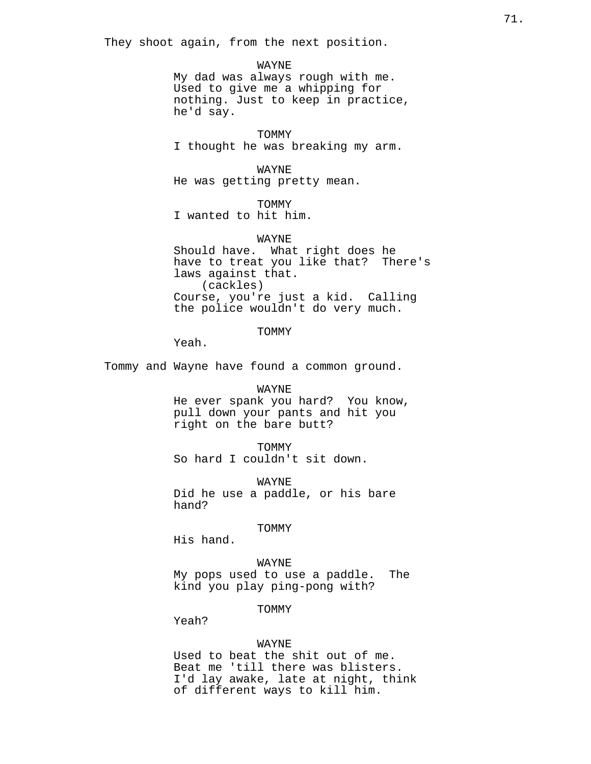They shoot again, from the next position.

WAYNE
My dad was always rough with me. Used to give me a whipping for nothing. Just to keep in practice, he'd say.

TOMMY
I thought he was breaking my arm.

WAYNE
He was getting pretty mean.

TOMMY
I wanted to hit him.

WAYNE
Should have. What right does he have to treat you like that? There's laws against that.
(cackles)
Course, you're just a kid. Calling the police wouldn't do very much.

TOMMY
Yeah.

Tommy and Wayne have found a common ground.

WAYNE
He ever spank you hard? You know, pull down your pants and hit you right on the bare butt?

TOMMY
So hard I couldn't sit down.

WAYNE
Did he use a paddle, or his bare hand?

TOMMY
His hand.

WAYNE
My pops used to use a paddle. The kind you play ping-pong with?

TOMMY
Yeah?

WAYNE
Used to beat the shit out of me. Beat me 'till there was blisters. I'd lay awake, late at night, think of different ways to kill him.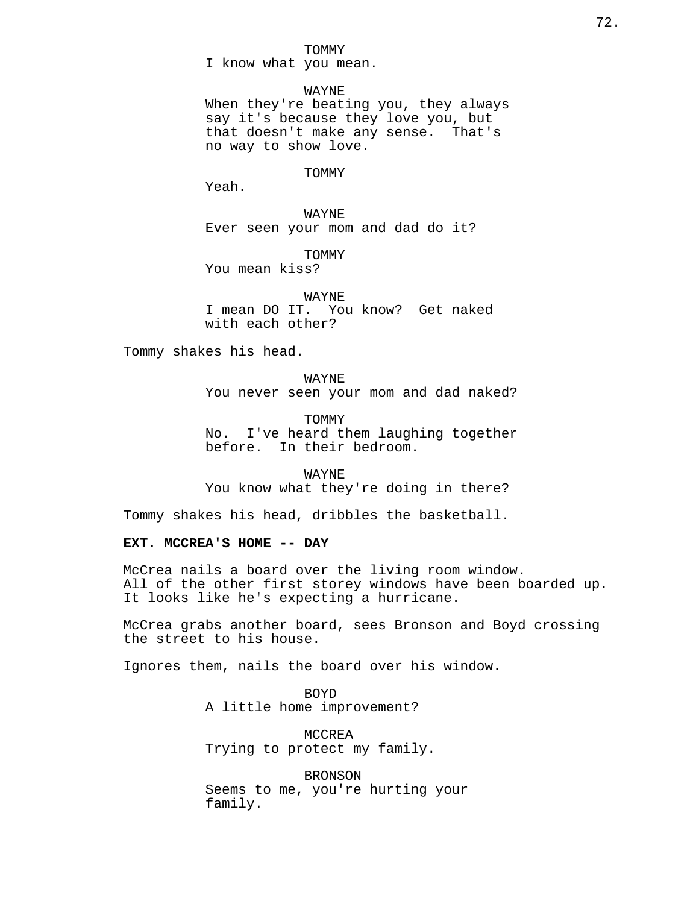TOMMY
I know what you mean.

WAYNE
When they're beating you, they always say it's because they love you, but that doesn't make any sense.  That's no way to show love.

TOMMY
Yeah.

WAYNE
Ever seen your mom and dad do it?

TOMMY
You mean kiss?

WAYNE
I mean DO IT.  You know?  Get naked with each other?

Tommy shakes his head.

WAYNE
You never seen your mom and dad naked?

TOMMY
No.  I've heard them laughing together before.  In their bedroom.

WAYNE
You know what they're doing in there?

Tommy shakes his head, dribbles the basketball.

**EXT. MCCREA'S HOME -- DAY**

McCrea nails a board over the living room window. All of the other first storey windows have been boarded up. It looks like he's expecting a hurricane.

McCrea grabs another board, sees Bronson and Boyd crossing the street to his house.

Ignores them, nails the board over his window.

BOYD
A little home improvement?

MCCREA
Trying to protect my family.

BRONSON
Seems to me, you're hurting your family.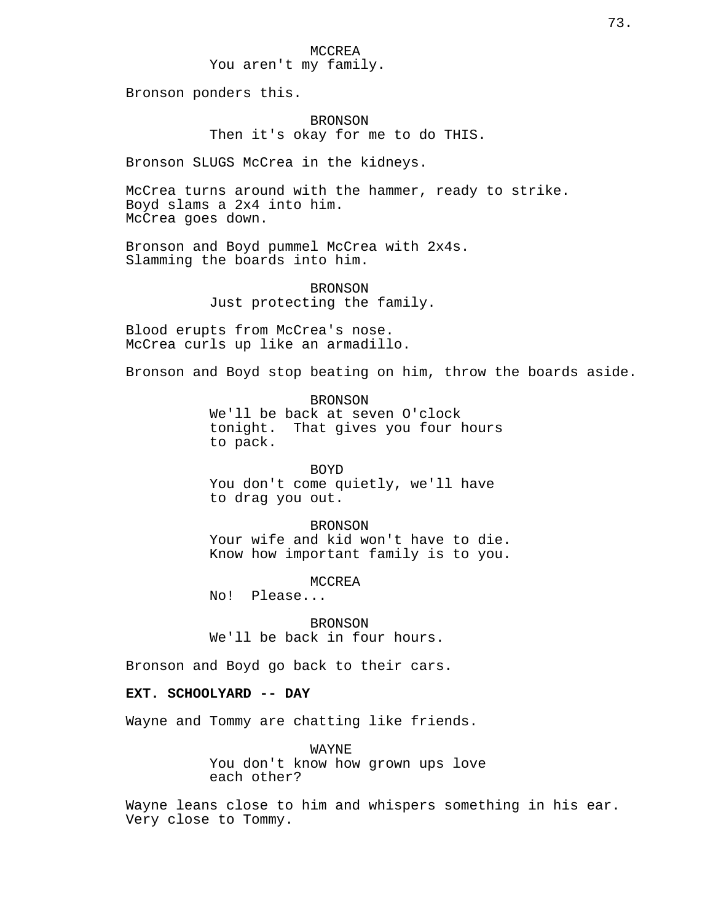MCCREA
You aren't my family.

Bronson ponders this.

BRONSON
Then it's okay for me to do THIS.

Bronson SLUGS McCrea in the kidneys.

McCrea turns around with the hammer, ready to strike.
Boyd slams a 2x4 into him.
McCrea goes down.

Bronson and Boyd pummel McCrea with 2x4s.
Slamming the boards into him.

BRONSON
Just protecting the family.

Blood erupts from McCrea's nose.
McCrea curls up like an armadillo.

Bronson and Boyd stop beating on him, throw the boards aside.

BRONSON
We'll be back at seven O'clock
tonight. That gives you four hours
to pack.

BOYD
You don't come quietly, we'll have
to drag you out.

BRONSON
Your wife and kid won't have to die.
Know how important family is to you.

MCCREA
No! Please...

BRONSON
We'll be back in four hours.

Bronson and Boyd go back to their cars.

**EXT. SCHOOLYARD -- DAY**

Wayne and Tommy are chatting like friends.

WAYNE
You don't know how grown ups love
each other?

Wayne leans close to him and whispers something in his ear.
Very close to Tommy.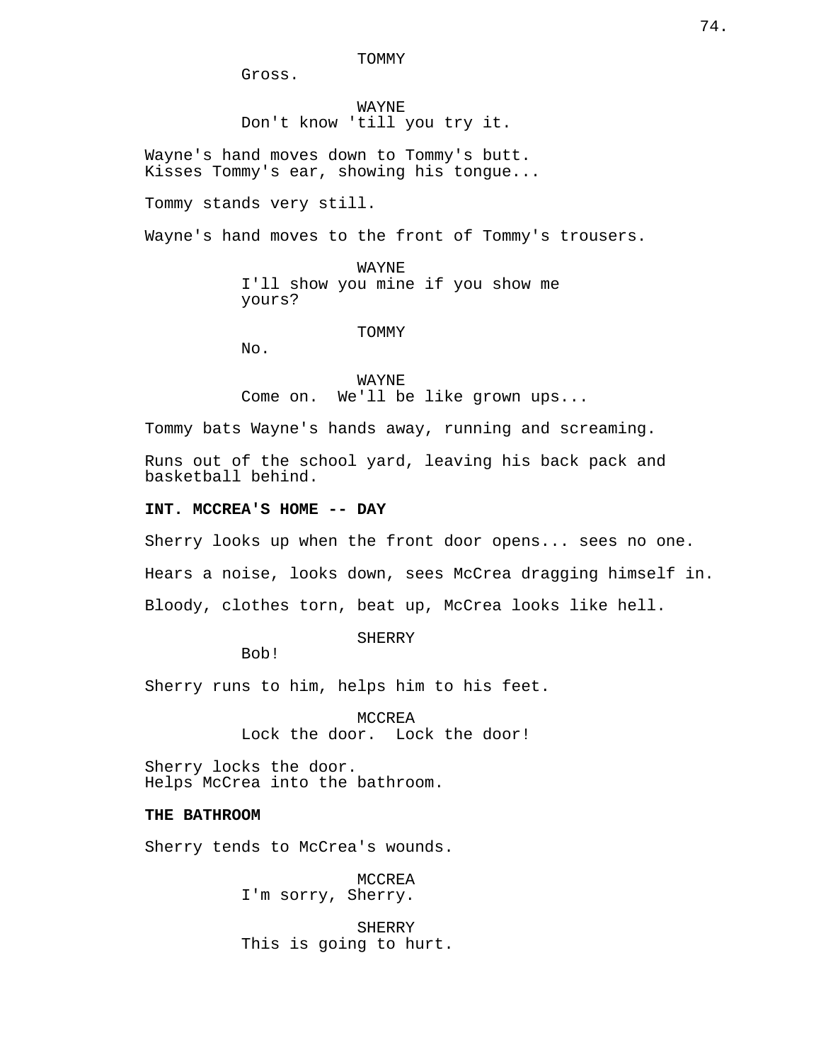TOMMY
Gross.

WAYNE
Don't know 'till you try it.

Wayne's hand moves down to Tommy's butt.
Kisses Tommy's ear, showing his tongue...

Tommy stands very still.

Wayne's hand moves to the front of Tommy's trousers.

WAYNE
I'll show you mine if you show me yours?

TOMMY
No.

WAYNE
Come on. We'll be like grown ups...

Tommy bats Wayne's hands away, running and screaming.

Runs out of the school yard, leaving his back pack and basketball behind.

**INT. MCCREA'S HOME -- DAY**

Sherry looks up when the front door opens... sees no one.

Hears a noise, looks down, sees McCrea dragging himself in.

Bloody, clothes torn, beat up, McCrea looks like hell.

SHERRY
Bob!

Sherry runs to him, helps him to his feet.

MCCREA
Lock the door. Lock the door!

Sherry locks the door.
Helps McCrea into the bathroom.

**THE BATHROOM**

Sherry tends to McCrea's wounds.

MCCREA
I'm sorry, Sherry.

SHERRY
This is going to hurt.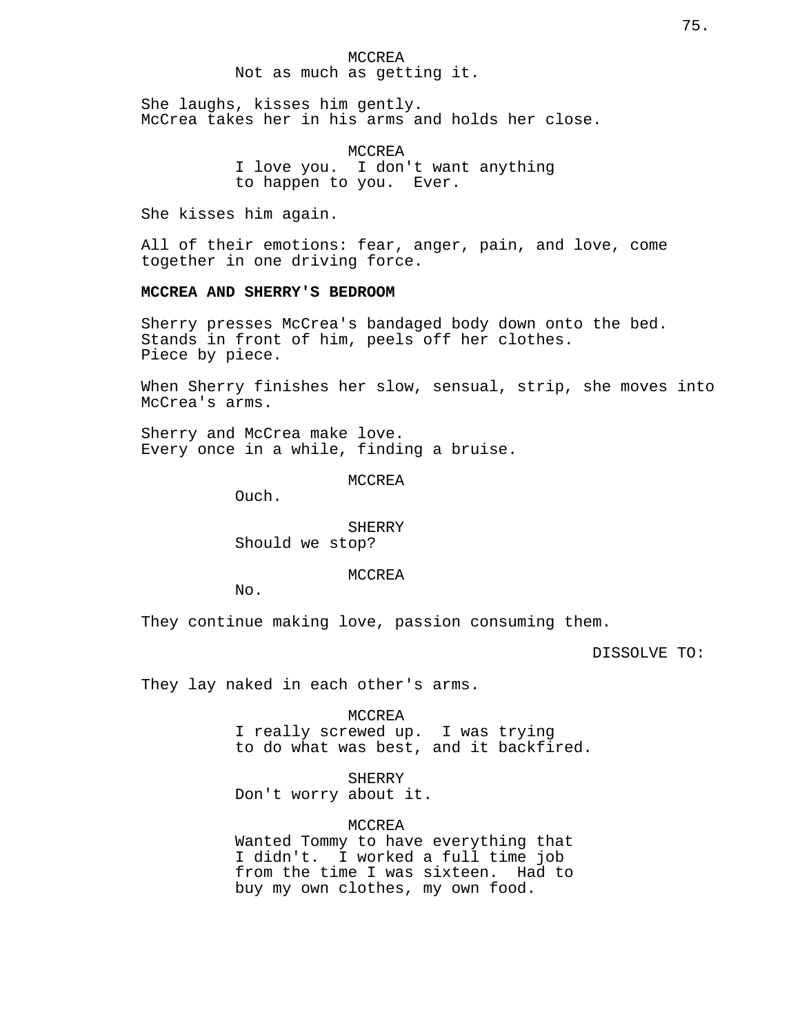MCCREA
Not as much as getting it.

She laughs, kisses him gently.
McCrea takes her in his arms and holds her close.

MCCREA
I love you. I don't want anything to happen to you. Ever.

She kisses him again.

All of their emotions: fear, anger, pain, and love, come together in one driving force.

**MCCREA AND SHERRY'S BEDROOM**

Sherry presses McCrea's bandaged body down onto the bed.
Stands in front of him, peels off her clothes.
Piece by piece.

When Sherry finishes her slow, sensual, strip, she moves into McCrea's arms.

Sherry and McCrea make love.
Every once in a while, finding a bruise.

MCCREA
Ouch.

SHERRY
Should we stop?

MCCREA
No.

They continue making love, passion consuming them.

DISSOLVE TO:

They lay naked in each other's arms.

MCCREA
I really screwed up. I was trying to do what was best, and it backfired.

SHERRY
Don't worry about it.

MCCREA
Wanted Tommy to have everything that I didn't. I worked a full time job from the time I was sixteen. Had to buy my own clothes, my own food.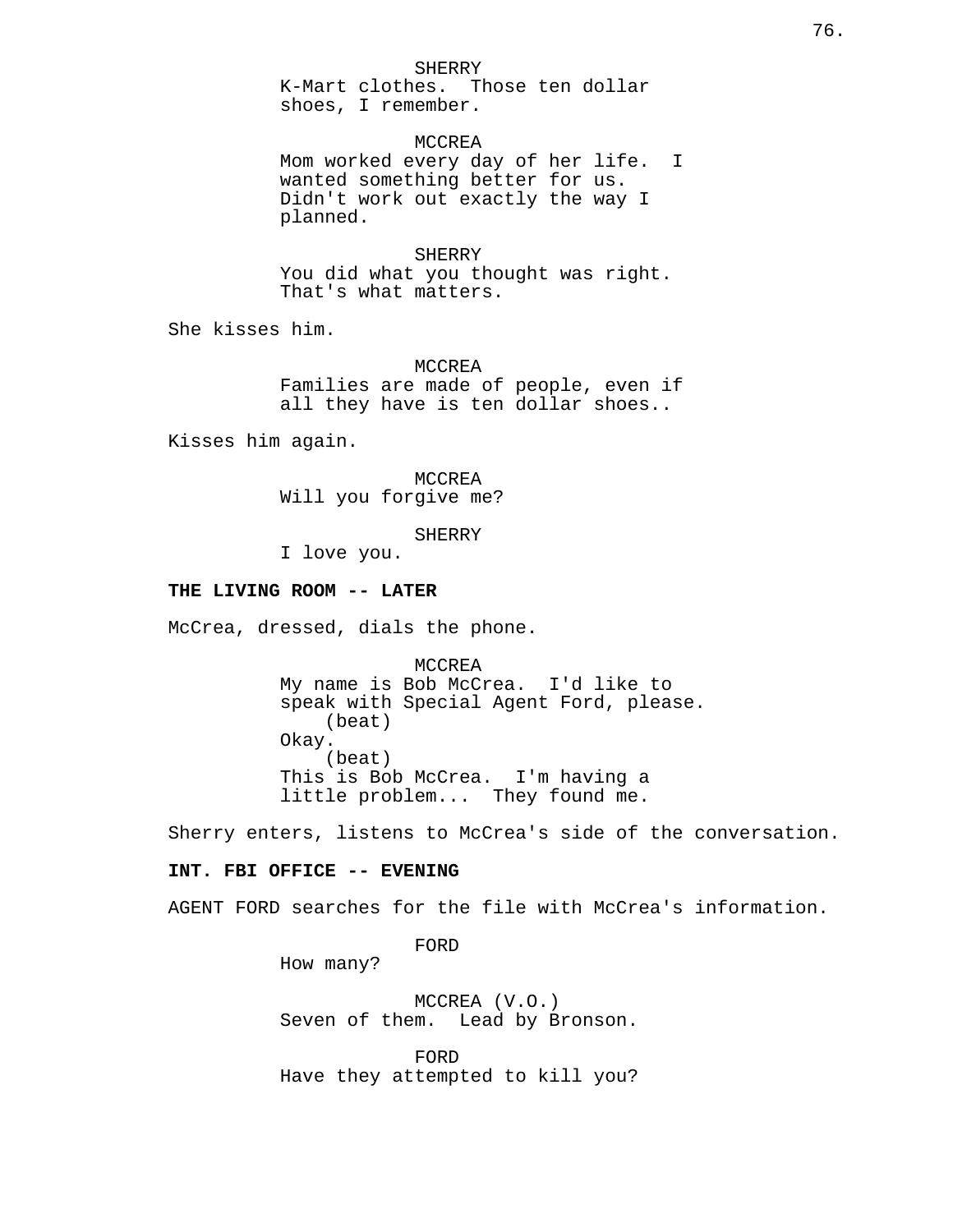SHERRY
K-Mart clothes.  Those ten dollar shoes, I remember.

MCCREA
Mom worked every day of her life.  I wanted something better for us.  Didn't work out exactly the way I planned.

SHERRY
You did what you thought was right.  That's what matters.

She kisses him.

MCCREA
Families are made of people, even if all they have is ten dollar shoes..

Kisses him again.

MCCREA
Will you forgive me?

SHERRY
I love you.

**THE LIVING ROOM -- LATER**

McCrea, dressed, dials the phone.

MCCREA
My name is Bob McCrea.  I'd like to speak with Special Agent Ford, please.
(beat)
Okay.
(beat)
This is Bob McCrea.  I'm having a little problem...  They found me.

Sherry enters, listens to McCrea's side of the conversation.

**INT. FBI OFFICE -- EVENING**

AGENT FORD searches for the file with McCrea's information.

FORD
How many?

MCCREA (V.O.)
Seven of them.  Lead by Bronson.

FORD
Have they attempted to kill you?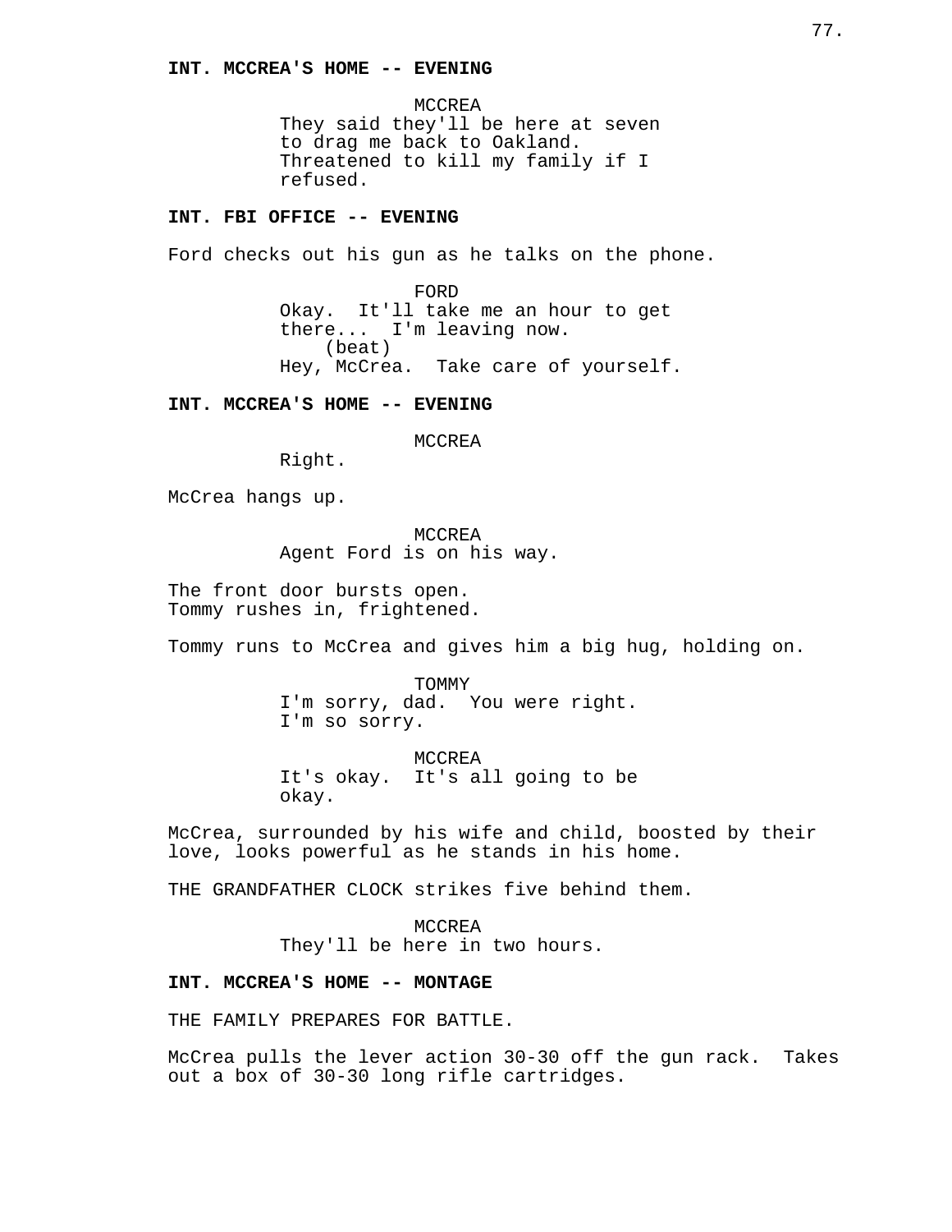**INT. MCCREA'S HOME -- EVENING**

MCCREA
They said they'll be here at seven to drag me back to Oakland. Threatened to kill my family if I refused.

**INT. FBI OFFICE -- EVENING**

Ford checks out his gun as he talks on the phone.

FORD
Okay. It'll take me an hour to get there... I'm leaving now.
(beat)
Hey, McCrea. Take care of yourself.

**INT. MCCREA'S HOME -- EVENING**

MCCREA
Right.

McCrea hangs up.

MCCREA
Agent Ford is on his way.

The front door bursts open.
Tommy rushes in, frightened.

Tommy runs to McCrea and gives him a big hug, holding on.

TOMMY
I'm sorry, dad. You were right. I'm so sorry.

MCCREA
It's okay. It's all going to be okay.

McCrea, surrounded by his wife and child, boosted by their love, looks powerful as he stands in his home.

THE GRANDFATHER CLOCK strikes five behind them.

MCCREA
They'll be here in two hours.

**INT. MCCREA'S HOME -- MONTAGE**

THE FAMILY PREPARES FOR BATTLE.

McCrea pulls the lever action 30-30 off the gun rack. Takes out a box of 30-30 long rifle cartridges.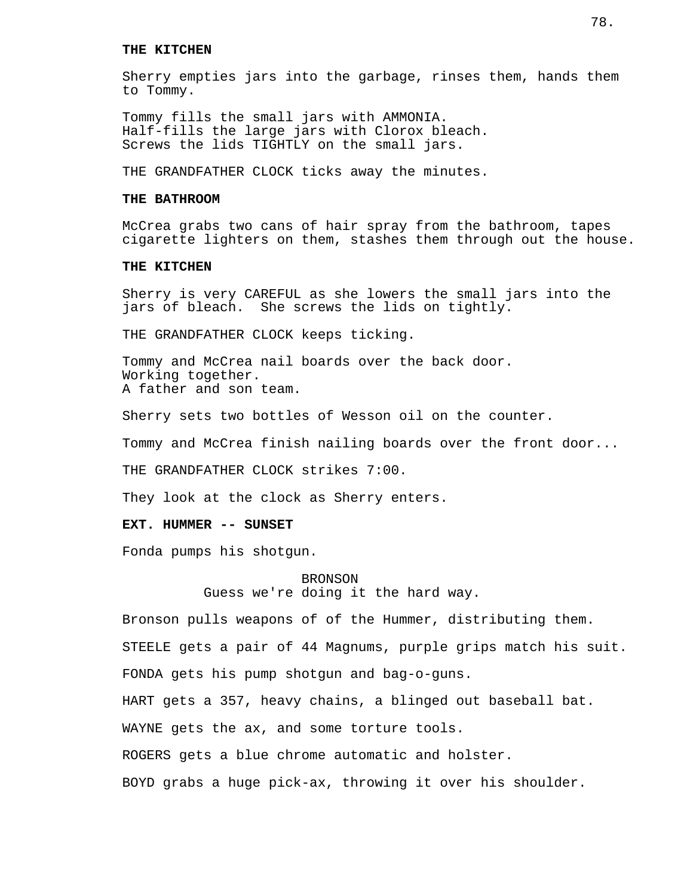**THE KITCHEN**

Sherry empties jars into the garbage, rinses them, hands them to Tommy.

Tommy fills the small jars with AMMONIA.
Half-fills the large jars with Clorox bleach.
Screws the lids TIGHTLY on the small jars.

THE GRANDFATHER CLOCK ticks away the minutes.

**THE BATHROOM**

McCrea grabs two cans of hair spray from the bathroom, tapes cigarette lighters on them, stashes them through out the house.

**THE KITCHEN**

Sherry is very CAREFUL as she lowers the small jars into the jars of bleach. She screws the lids on tightly.

THE GRANDFATHER CLOCK keeps ticking.

Tommy and McCrea nail boards over the back door.
Working together.
A father and son team.

Sherry sets two bottles of Wesson oil on the counter.

Tommy and McCrea finish nailing boards over the front door...

THE GRANDFATHER CLOCK strikes 7:00.

They look at the clock as Sherry enters.

**EXT. HUMMER -- SUNSET**

Fonda pumps his shotgun.

BRONSON
Guess we're doing it the hard way.

Bronson pulls weapons of of the Hummer, distributing them.

STEELE gets a pair of 44 Magnums, purple grips match his suit.

FONDA gets his pump shotgun and bag-o-guns.

HART gets a 357, heavy chains, a blinged out baseball bat.

WAYNE gets the ax, and some torture tools.

ROGERS gets a blue chrome automatic and holster.

BOYD grabs a huge pick-ax, throwing it over his shoulder.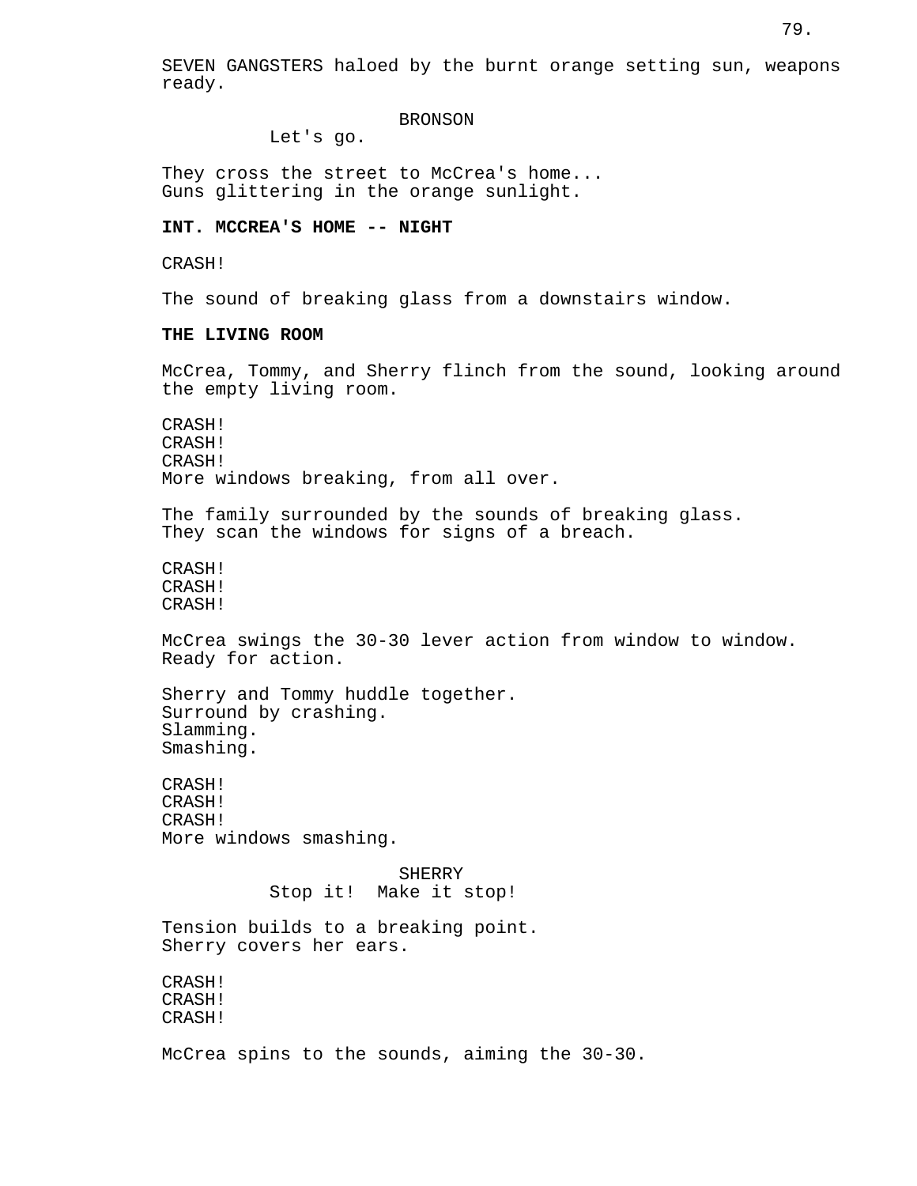SEVEN GANGSTERS haloed by the burnt orange setting sun, weapons ready.

BRONSON
Let's go.

They cross the street to McCrea's home...
Guns glittering in the orange sunlight.

**INT. MCCREA'S HOME -- NIGHT**

CRASH!

The sound of breaking glass from a downstairs window.

**THE LIVING ROOM**

McCrea, Tommy, and Sherry flinch from the sound, looking around the empty living room.

CRASH!
CRASH!
CRASH!
More windows breaking, from all over.

The family surrounded by the sounds of breaking glass.
They scan the windows for signs of a breach.

CRASH!
CRASH!
CRASH!

McCrea swings the 30-30 lever action from window to window.
Ready for action.

Sherry and Tommy huddle together.
Surround by crashing.
Slamming.
Smashing.

CRASH!
CRASH!
CRASH!
More windows smashing.

SHERRY
Stop it! Make it stop!

Tension builds to a breaking point.
Sherry covers her ears.

CRASH!
CRASH!
CRASH!

McCrea spins to the sounds, aiming the 30-30.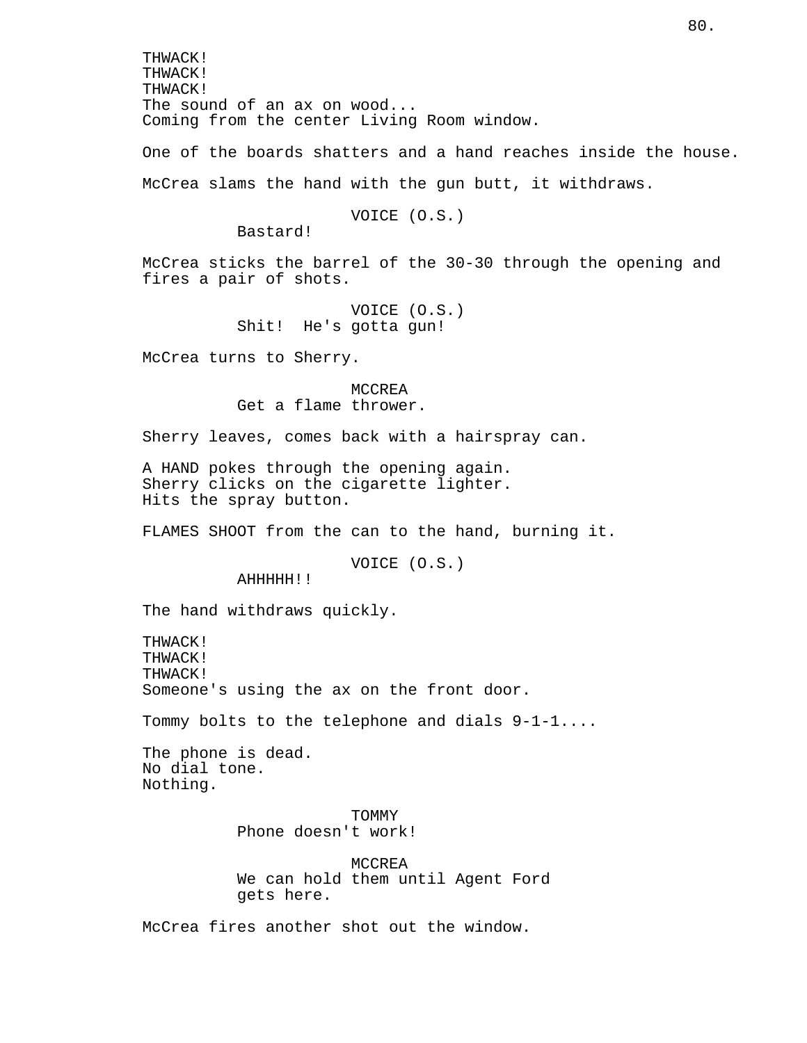THWACK!
THWACK!
THWACK!
The sound of an ax on wood...
Coming from the center Living Room window.

One of the boards shatters and a hand reaches inside the house.

McCrea slams the hand with the gun butt, it withdraws.

VOICE (O.S.)
Bastard!

McCrea sticks the barrel of the 30-30 through the opening and fires a pair of shots.

VOICE (O.S.)
Shit! He's gotta gun!

McCrea turns to Sherry.

MCCREA
Get a flame thrower.

Sherry leaves, comes back with a hairspray can.

A HAND pokes through the opening again.
Sherry clicks on the cigarette lighter.
Hits the spray button.

FLAMES SHOOT from the can to the hand, burning it.

VOICE (O.S.)
AHHHHH!!

The hand withdraws quickly.

THWACK!
THWACK!
THWACK!
Someone's using the ax on the front door.

Tommy bolts to the telephone and dials 9-1-1....

The phone is dead.
No dial tone.
Nothing.

TOMMY
Phone doesn't work!

MCCREA
We can hold them until Agent Ford gets here.

McCrea fires another shot out the window.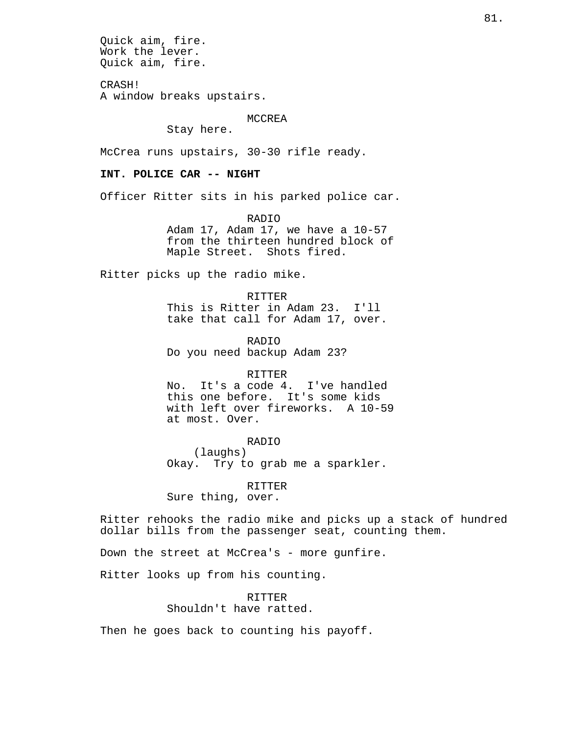Quick aim, fire.
Work the lever.
Quick aim, fire.

CRASH!
A window breaks upstairs.

MCCREA
Stay here.

McCrea runs upstairs, 30-30 rifle ready.

**INT. POLICE CAR -- NIGHT**

Officer Ritter sits in his parked police car.

RADIO
Adam 17, Adam 17, we have a 10-57 from the thirteen hundred block of Maple Street. Shots fired.

Ritter picks up the radio mike.

RITTER
This is Ritter in Adam 23. I'll take that call for Adam 17, over.

RADIO
Do you need backup Adam 23?

RITTER
No. It's a code 4. I've handled this one before. It's some kids with left over fireworks. A 10-59 at most. Over.

RADIO
(laughs)
Okay. Try to grab me a sparkler.

RITTER
Sure thing, over.

Ritter rehooks the radio mike and picks up a stack of hundred dollar bills from the passenger seat, counting them.

Down the street at McCrea's - more gunfire.

Ritter looks up from his counting.

RITTER
Shouldn't have ratted.

Then he goes back to counting his payoff.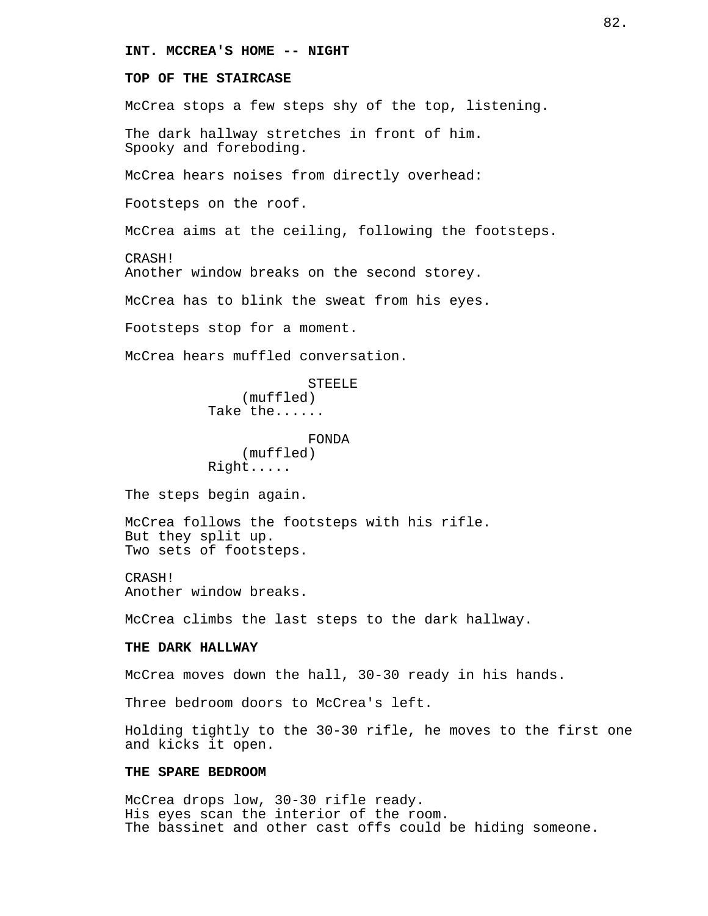**INT. MCCREA'S HOME -- NIGHT**

**TOP OF THE STAIRCASE**

McCrea stops a few steps shy of the top, listening.

The dark hallway stretches in front of him.
Spooky and foreboding.

McCrea hears noises from directly overhead:

Footsteps on the roof.

McCrea aims at the ceiling, following the footsteps.

CRASH!
Another window breaks on the second storey.

McCrea has to blink the sweat from his eyes.

Footsteps stop for a moment.

McCrea hears muffled conversation.

STEELE
(muffled)
Take the......

FONDA
(muffled)
Right.....

The steps begin again.

McCrea follows the footsteps with his rifle.
But they split up.
Two sets of footsteps.

CRASH!
Another window breaks.

McCrea climbs the last steps to the dark hallway.

**THE DARK HALLWAY**

McCrea moves down the hall, 30-30 ready in his hands.

Three bedroom doors to McCrea's left.

Holding tightly to the 30-30 rifle, he moves to the first one and kicks it open.

**THE SPARE BEDROOM**

McCrea drops low, 30-30 rifle ready.
His eyes scan the interior of the room.
The bassinet and other cast offs could be hiding someone.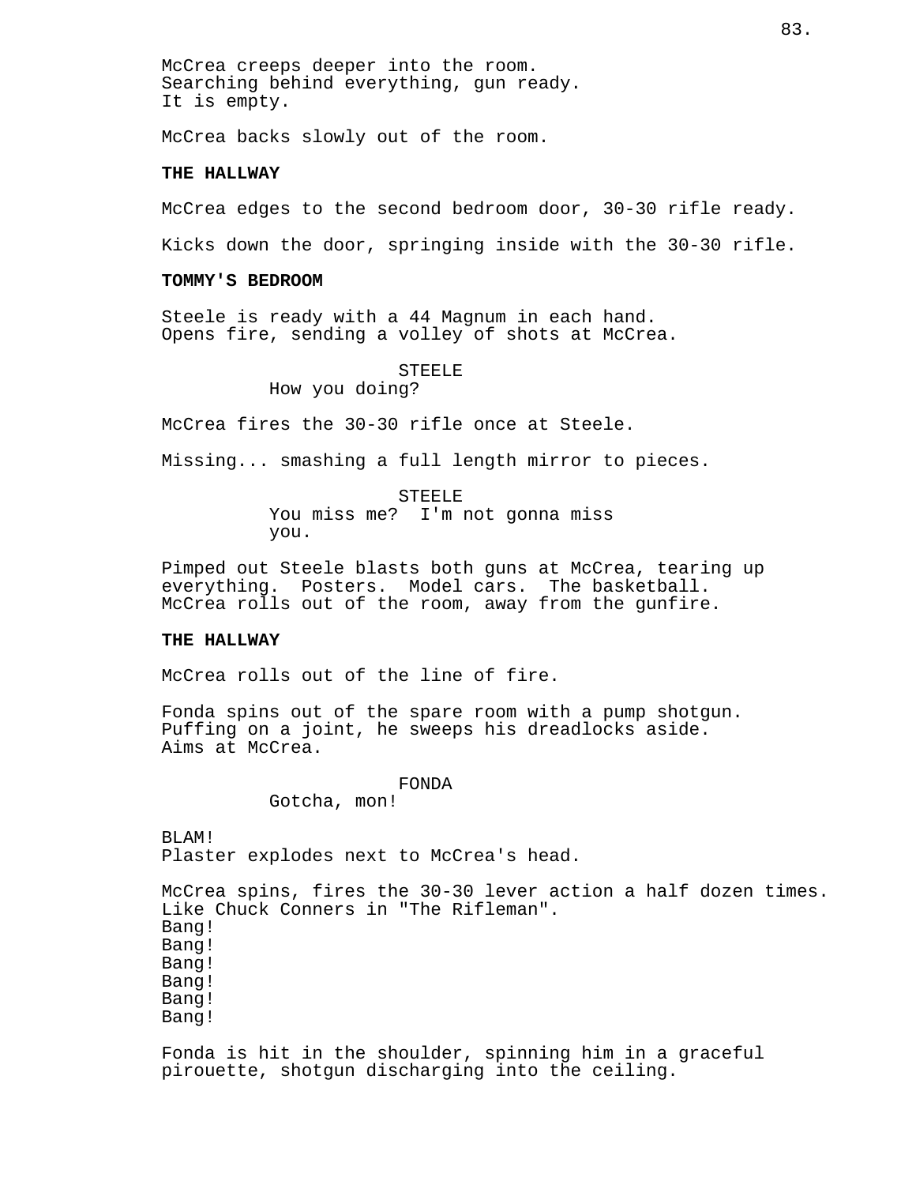McCrea creeps deeper into the room.
Searching behind everything, gun ready.
It is empty.

McCrea backs slowly out of the room.

**THE HALLWAY**

McCrea edges to the second bedroom door, 30-30 rifle ready.

Kicks down the door, springing inside with the 30-30 rifle.

**TOMMY'S BEDROOM**

Steele is ready with a 44 Magnum in each hand.
Opens fire, sending a volley of shots at McCrea.

STEELE
How you doing?

McCrea fires the 30-30 rifle once at Steele.

Missing... smashing a full length mirror to pieces.

STEELE
You miss me? I'm not gonna miss you.

Pimped out Steele blasts both guns at McCrea, tearing up everything. Posters. Model cars. The basketball.
McCrea rolls out of the room, away from the gunfire.

**THE HALLWAY**

McCrea rolls out of the line of fire.

Fonda spins out of the spare room with a pump shotgun.
Puffing on a joint, he sweeps his dreadlocks aside.
Aims at McCrea.

FONDA
Gotcha, mon!

BLAM!
Plaster explodes next to McCrea's head.

McCrea spins, fires the 30-30 lever action a half dozen times.
Like Chuck Conners in "The Rifleman".
Bang!
Bang!
Bang!
Bang!
Bang!
Bang!

Fonda is hit in the shoulder, spinning him in a graceful pirouette, shotgun discharging into the ceiling.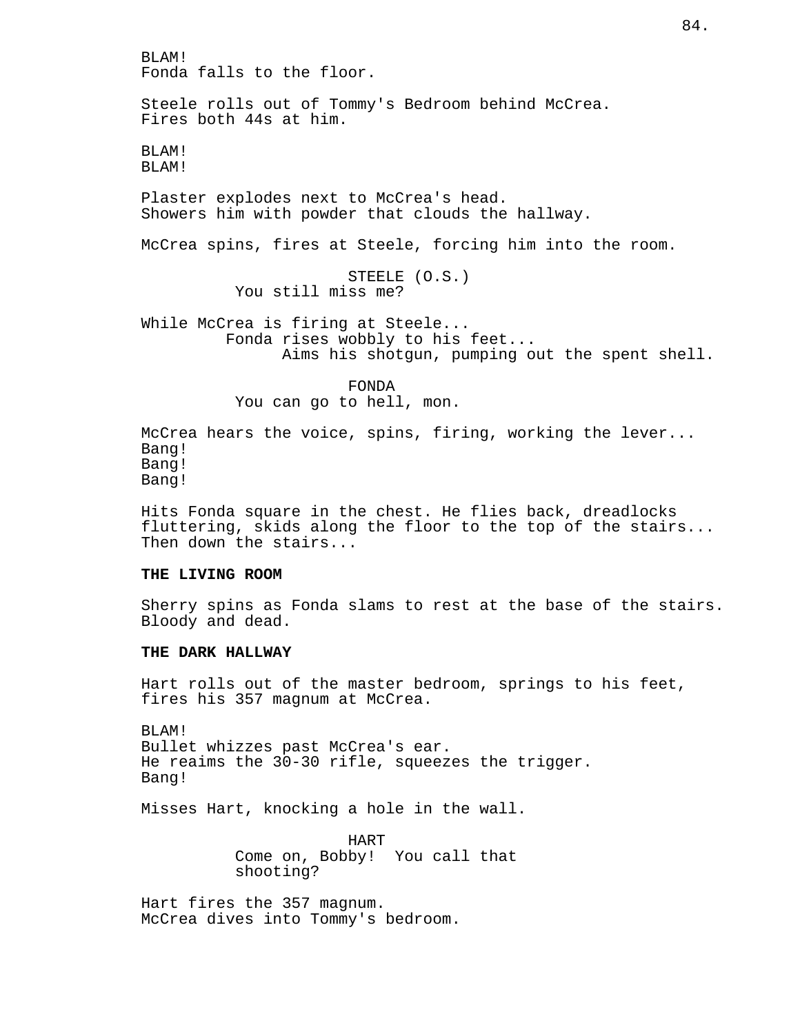BLAM!
Fonda falls to the floor.

Steele rolls out of Tommy's Bedroom behind McCrea.
Fires both 44s at him.

BLAM!
BLAM!

Plaster explodes next to McCrea's head.
Showers him with powder that clouds the hallway.

McCrea spins, fires at Steele, forcing him into the room.

STEELE (O.S.)
You still miss me?

While McCrea is firing at Steele...
Fonda rises wobbly to his feet...
Aims his shotgun, pumping out the spent shell.

FONDA
You can go to hell, mon.

McCrea hears the voice, spins, firing, working the lever...
Bang!
Bang!
Bang!

Hits Fonda square in the chest. He flies back, dreadlocks fluttering, skids along the floor to the top of the stairs...
Then down the stairs...

**THE LIVING ROOM**

Sherry spins as Fonda slams to rest at the base of the stairs.
Bloody and dead.

**THE DARK HALLWAY**

Hart rolls out of the master bedroom, springs to his feet, fires his 357 magnum at McCrea.

BLAM!
Bullet whizzes past McCrea's ear.
He reaims the 30-30 rifle, squeezes the trigger.
Bang!

Misses Hart, knocking a hole in the wall.

HART
Come on, Bobby! You call that shooting?

Hart fires the 357 magnum.
McCrea dives into Tommy's bedroom.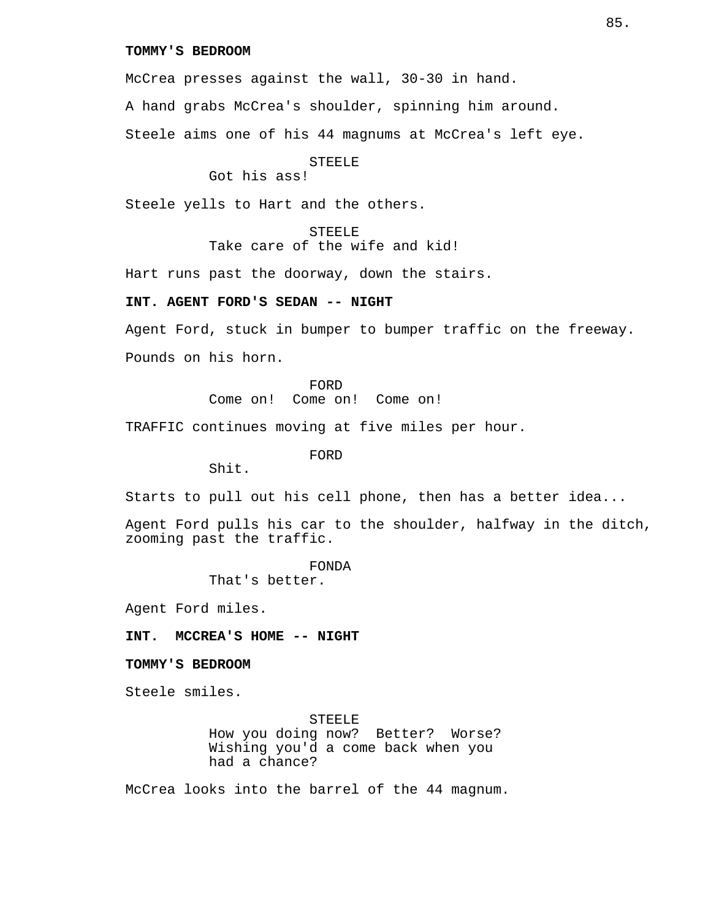**TOMMY'S BEDROOM**

McCrea presses against the wall, 30-30 in hand.

A hand grabs McCrea's shoulder, spinning him around.

Steele aims one of his 44 magnums at McCrea's left eye.

STEELE
Got his ass!

Steele yells to Hart and the others.

STEELE
Take care of the wife and kid!

Hart runs past the doorway, down the stairs.

**INT. AGENT FORD'S SEDAN -- NIGHT**

Agent Ford, stuck in bumper to bumper traffic on the freeway.

Pounds on his horn.

FORD
Come on!  Come on!  Come on!

TRAFFIC continues moving at five miles per hour.

FORD
Shit.

Starts to pull out his cell phone, then has a better idea...

Agent Ford pulls his car to the shoulder, halfway in the ditch, zooming past the traffic.

FONDA
That's better.

Agent Ford miles.

**INT.  MCCREA'S HOME -- NIGHT**

**TOMMY'S BEDROOM**

Steele smiles.

STEELE
How you doing now?  Better?  Worse?
Wishing you'd a come back when you
had a chance?

McCrea looks into the barrel of the 44 magnum.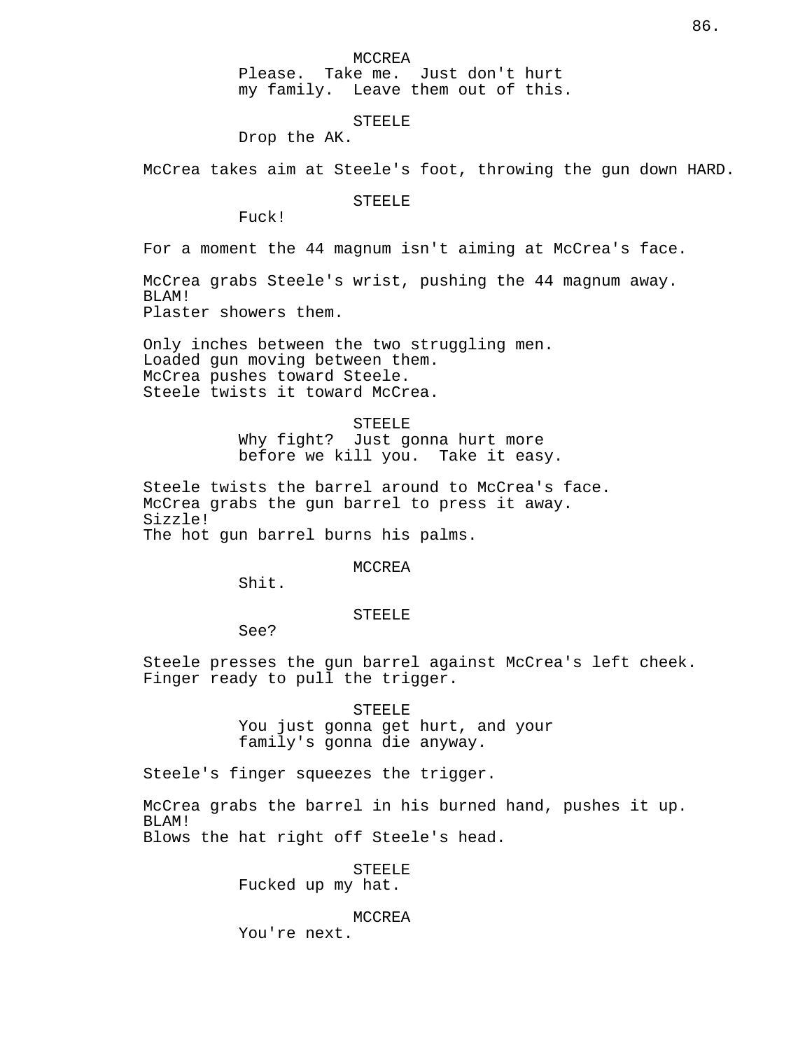MCCREA
Please.  Take me.  Just don't hurt my family.  Leave them out of this.

STEELE
Drop the AK.

McCrea takes aim at Steele's foot, throwing the gun down HARD.

STEELE
Fuck!

For a moment the 44 magnum isn't aiming at McCrea's face.

McCrea grabs Steele's wrist, pushing the 44 magnum away.
BLAM!
Plaster showers them.

Only inches between the two struggling men.
Loaded gun moving between them.
McCrea pushes toward Steele.
Steele twists it toward McCrea.

STEELE
Why fight?  Just gonna hurt more before we kill you.  Take it easy.

Steele twists the barrel around to McCrea's face.
McCrea grabs the gun barrel to press it away.
Sizzle!
The hot gun barrel burns his palms.

MCCREA
Shit.

STEELE
See?

Steele presses the gun barrel against McCrea's left cheek.
Finger ready to pull the trigger.

STEELE
You just gonna get hurt, and your family's gonna die anyway.

Steele's finger squeezes the trigger.

McCrea grabs the barrel in his burned hand, pushes it up.
BLAM!
Blows the hat right off Steele's head.

STEELE
Fucked up my hat.

MCCREA
You're next.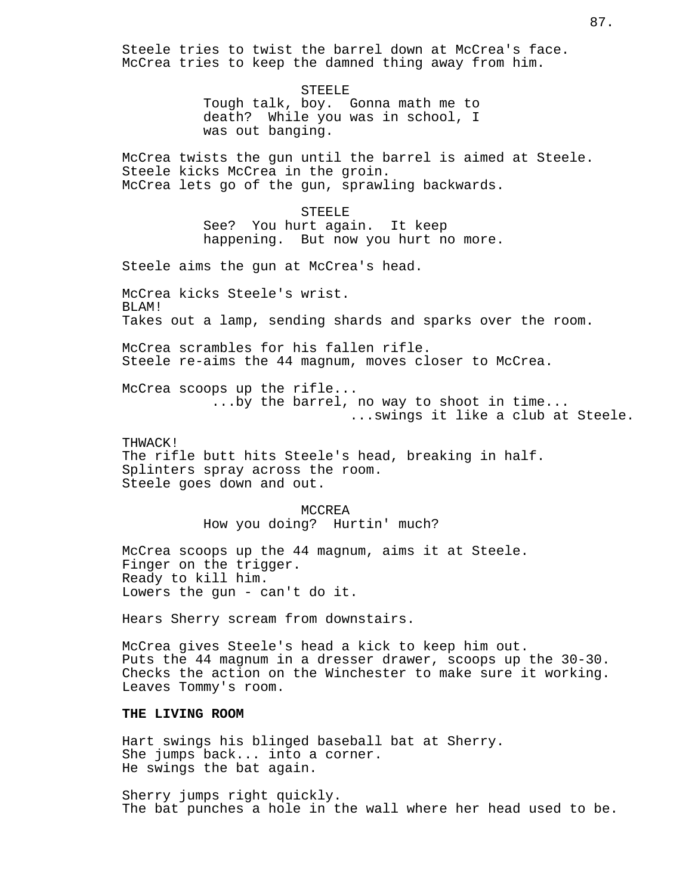Steele tries to twist the barrel down at McCrea's face.
McCrea tries to keep the damned thing away from him.

STEELE
Tough talk, boy. Gonna math me to death? While you was in school, I was out banging.

McCrea twists the gun until the barrel is aimed at Steele.
Steele kicks McCrea in the groin.
McCrea lets go of the gun, sprawling backwards.

STEELE
See? You hurt again. It keep happening. But now you hurt no more.

Steele aims the gun at McCrea's head.

McCrea kicks Steele's wrist.
BLAM!
Takes out a lamp, sending shards and sparks over the room.

McCrea scrambles for his fallen rifle.
Steele re-aims the 44 magnum, moves closer to McCrea.

McCrea scoops up the rifle...
...by the barrel, no way to shoot in time...
...swings it like a club at Steele.

THWACK!
The rifle butt hits Steele's head, breaking in half.
Splinters spray across the room.
Steele goes down and out.

MCCREA
How you doing? Hurtin' much?

McCrea scoops up the 44 magnum, aims it at Steele.
Finger on the trigger.
Ready to kill him.
Lowers the gun - can't do it.

Hears Sherry scream from downstairs.

McCrea gives Steele's head a kick to keep him out.
Puts the 44 magnum in a dresser drawer, scoops up the 30-30.
Checks the action on the Winchester to make sure it working.
Leaves Tommy's room.

**THE LIVING ROOM**

Hart swings his blinged baseball bat at Sherry.
She jumps back... into a corner.
He swings the bat again.

Sherry jumps right quickly.
The bat punches a hole in the wall where her head used to be.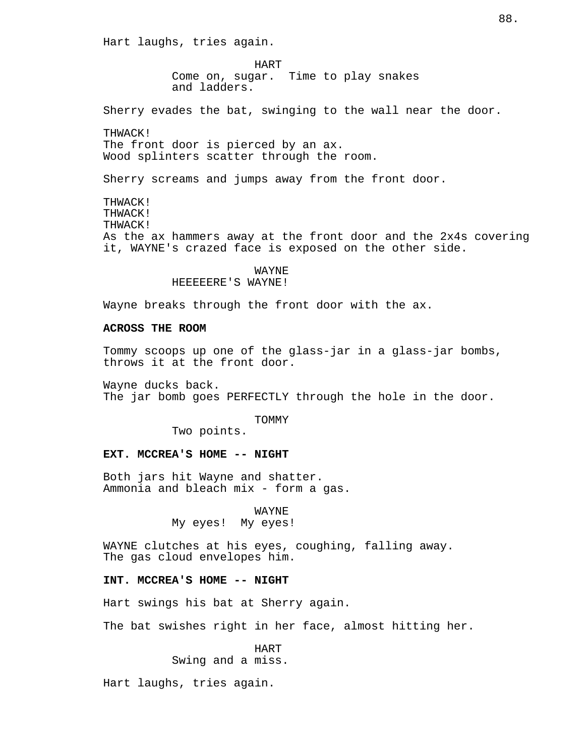Hart laughs, tries again.

HART
Come on, sugar.  Time to play snakes and ladders.

Sherry evades the bat, swinging to the wall near the door.

THWACK!
The front door is pierced by an ax.
Wood splinters scatter through the room.

Sherry screams and jumps away from the front door.

THWACK!
THWACK!
THWACK!
As the ax hammers away at the front door and the 2x4s covering it, WAYNE's crazed face is exposed on the other side.

WAYNE
HEEEEERE'S WAYNE!

Wayne breaks through the front door with the ax.

**ACROSS THE ROOM**

Tommy scoops up one of the glass-jar in a glass-jar bombs, throws it at the front door.

Wayne ducks back.
The jar bomb goes PERFECTLY through the hole in the door.

TOMMY
Two points.

**EXT. MCCREA'S HOME -- NIGHT**

Both jars hit Wayne and shatter.
Ammonia and bleach mix - form a gas.

WAYNE
My eyes!  My eyes!

WAYNE clutches at his eyes, coughing, falling away.
The gas cloud envelopes him.

**INT. MCCREA'S HOME -- NIGHT**

Hart swings his bat at Sherry again.

The bat swishes right in her face, almost hitting her.

HART
Swing and a miss.

Hart laughs, tries again.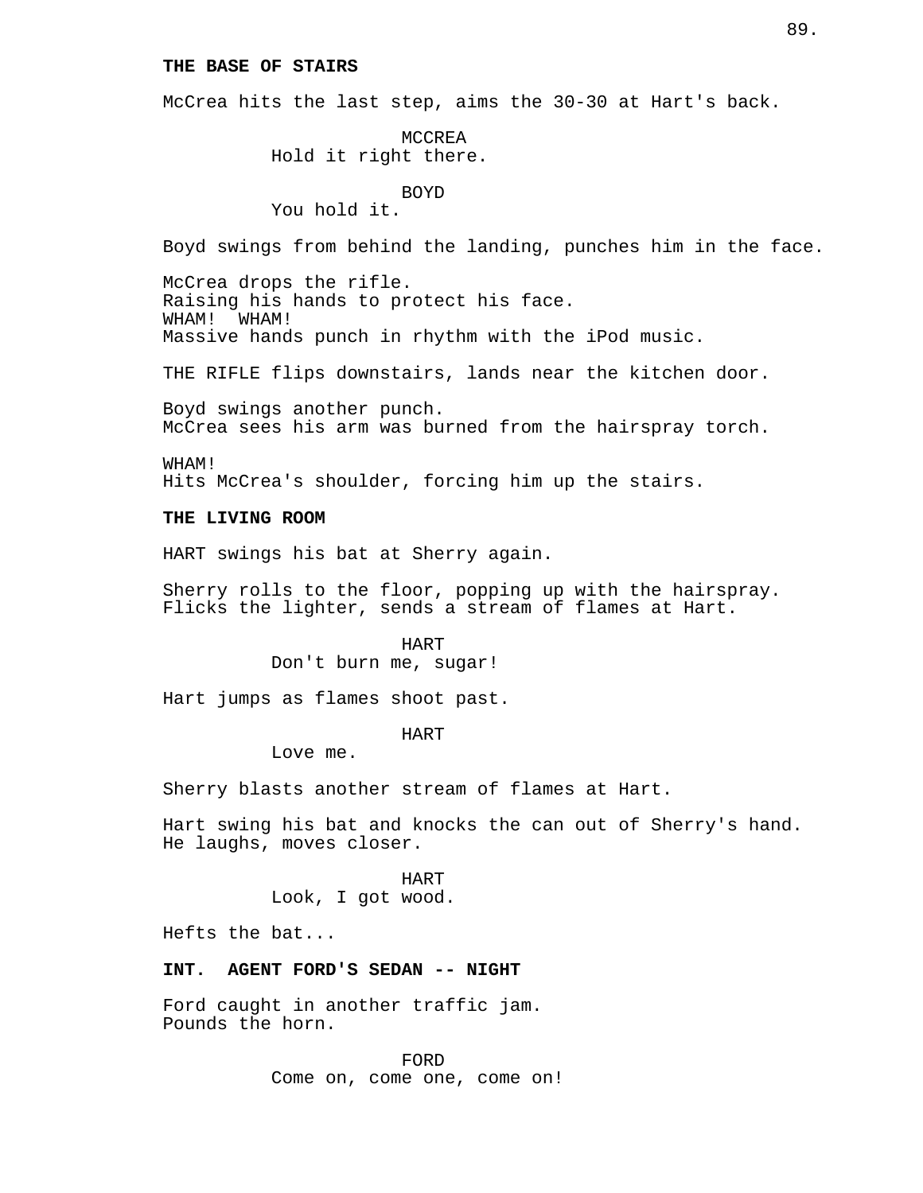**THE BASE OF STAIRS**

McCrea hits the last step, aims the 30-30 at Hart's back.

MCCREA
Hold it right there.

BOYD
You hold it.

Boyd swings from behind the landing, punches him in the face.

McCrea drops the rifle.
Raising his hands to protect his face.
WHAM!  WHAM!
Massive hands punch in rhythm with the iPod music.

THE RIFLE flips downstairs, lands near the kitchen door.

Boyd swings another punch.
McCrea sees his arm was burned from the hairspray torch.

WHAM!
Hits McCrea's shoulder, forcing him up the stairs.

**THE LIVING ROOM**

HART swings his bat at Sherry again.

Sherry rolls to the floor, popping up with the hairspray.
Flicks the lighter, sends a stream of flames at Hart.

HART
Don't burn me, sugar!

Hart jumps as flames shoot past.

HART
Love me.

Sherry blasts another stream of flames at Hart.

Hart swing his bat and knocks the can out of Sherry's hand.
He laughs, moves closer.

HART
Look, I got wood.

Hefts the bat...

**INT.  AGENT FORD'S SEDAN -- NIGHT**

Ford caught in another traffic jam.
Pounds the horn.

FORD
Come on, come one, come on!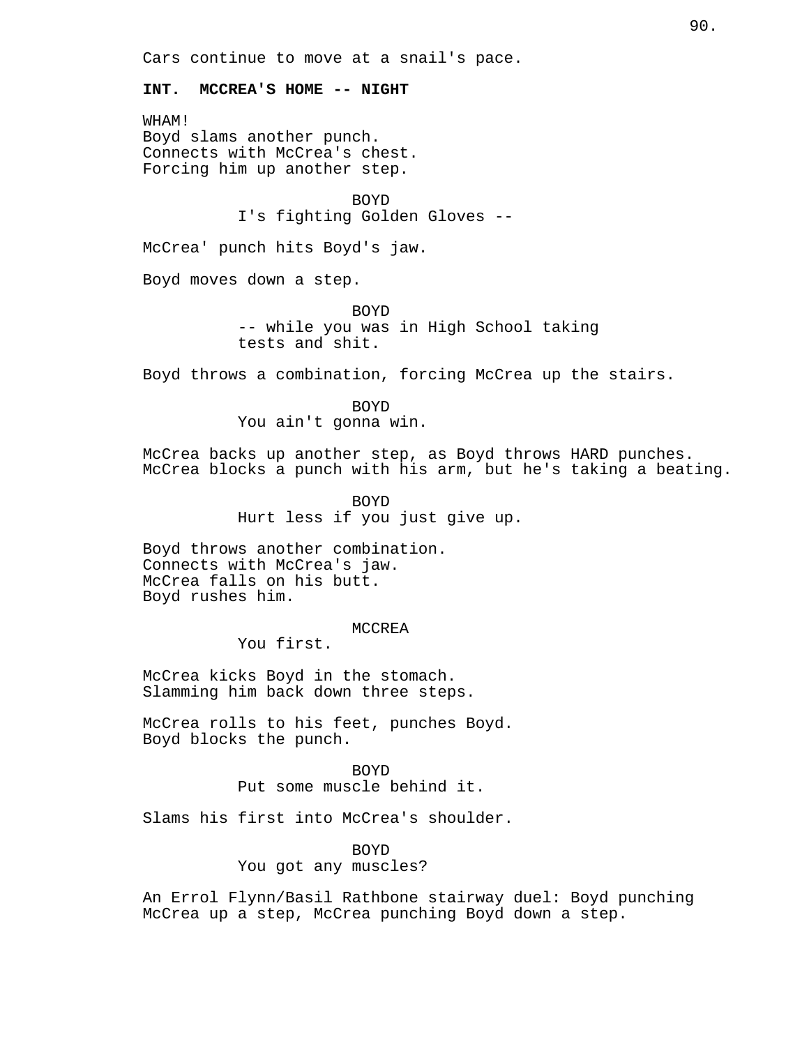Cars continue to move at a snail's pace.

**INT. MCCREA'S HOME -- NIGHT**

WHAM!
Boyd slams another punch.
Connects with McCrea's chest.
Forcing him up another step.

BOYD
I's fighting Golden Gloves --

McCrea' punch hits Boyd's jaw.

Boyd moves down a step.

BOYD
-- while you was in High School taking tests and shit.

Boyd throws a combination, forcing McCrea up the stairs.

BOYD
You ain't gonna win.

McCrea backs up another step, as Boyd throws HARD punches. McCrea blocks a punch with his arm, but he's taking a beating.

BOYD
Hurt less if you just give up.

Boyd throws another combination.
Connects with McCrea's jaw.
McCrea falls on his butt.
Boyd rushes him.

MCCREA
You first.

McCrea kicks Boyd in the stomach.
Slamming him back down three steps.

McCrea rolls to his feet, punches Boyd.
Boyd blocks the punch.

BOYD
Put some muscle behind it.

Slams his first into McCrea's shoulder.

BOYD
You got any muscles?

An Errol Flynn/Basil Rathbone stairway duel: Boyd punching McCrea up a step, McCrea punching Boyd down a step.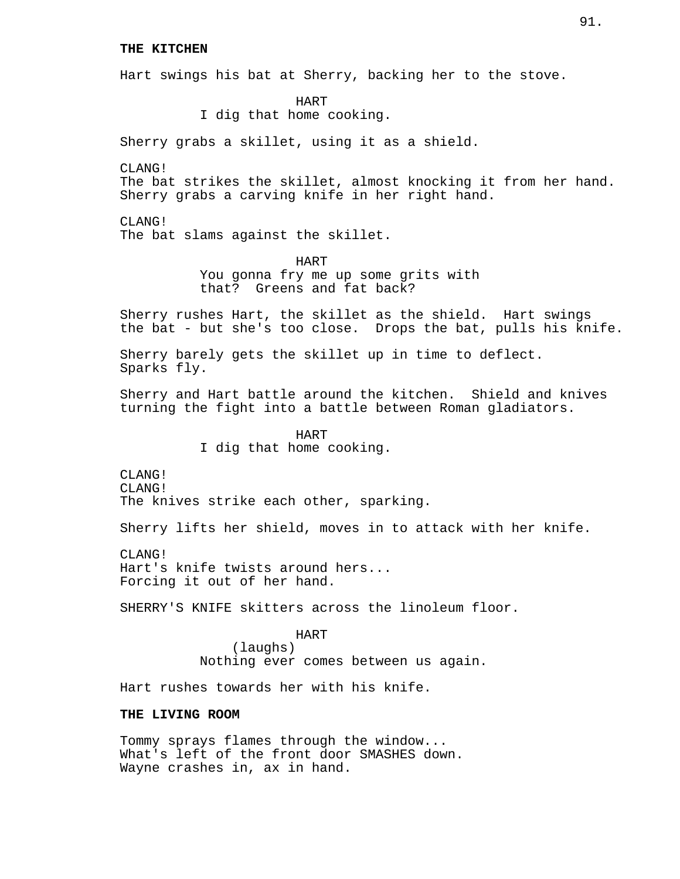**THE KITCHEN**

Hart swings his bat at Sherry, backing her to the stove.

HART
I dig that home cooking.

Sherry grabs a skillet, using it as a shield.

CLANG!
The bat strikes the skillet, almost knocking it from her hand.
Sherry grabs a carving knife in her right hand.

CLANG!
The bat slams against the skillet.

HART
You gonna fry me up some grits with that? Greens and fat back?

Sherry rushes Hart, the skillet as the shield. Hart swings the bat - but she's too close. Drops the bat, pulls his knife.

Sherry barely gets the skillet up in time to deflect.
Sparks fly.

Sherry and Hart battle around the kitchen. Shield and knives turning the fight into a battle between Roman gladiators.

HART
I dig that home cooking.

CLANG!
CLANG!
The knives strike each other, sparking.

Sherry lifts her shield, moves in to attack with her knife.

CLANG!
Hart's knife twists around hers...
Forcing it out of her hand.

SHERRY'S KNIFE skitters across the linoleum floor.

HART
(laughs)
Nothing ever comes between us again.

Hart rushes towards her with his knife.

**THE LIVING ROOM**

Tommy sprays flames through the window...
What's left of the front door SMASHES down.
Wayne crashes in, ax in hand.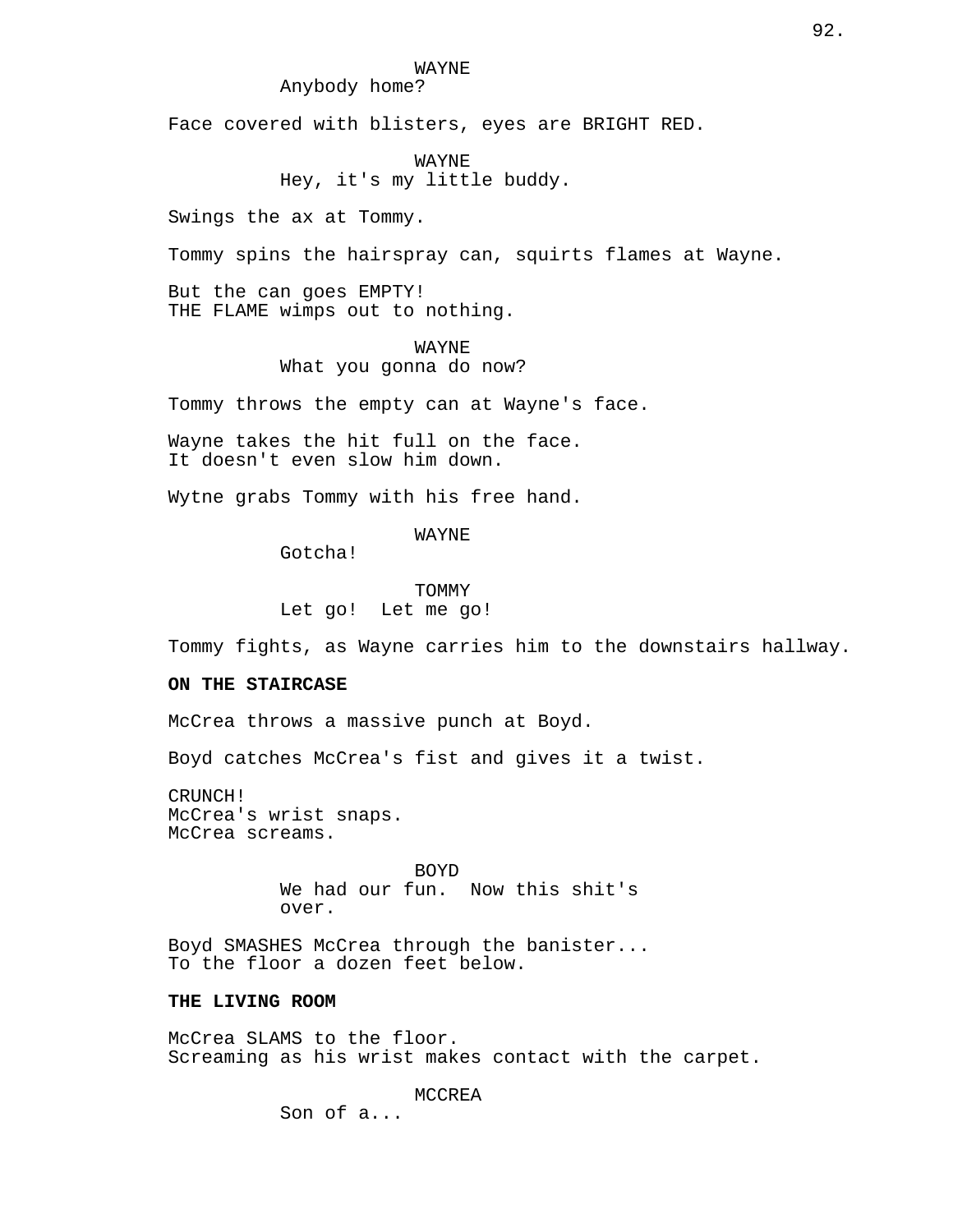WAYNE
Anybody home?

Face covered with blisters, eyes are BRIGHT RED.

WAYNE
Hey, it's my little buddy.

Swings the ax at Tommy.

Tommy spins the hairspray can, squirts flames at Wayne.

But the can goes EMPTY!
THE FLAME wimps out to nothing.

WAYNE
What you gonna do now?

Tommy throws the empty can at Wayne's face.

Wayne takes the hit full on the face.
It doesn't even slow him down.

Wytne grabs Tommy with his free hand.

WAYNE
Gotcha!

TOMMY
Let go!  Let me go!

Tommy fights, as Wayne carries him to the downstairs hallway.

**ON THE STAIRCASE**

McCrea throws a massive punch at Boyd.

Boyd catches McCrea's fist and gives it a twist.

CRUNCH!
McCrea's wrist snaps.
McCrea screams.

BOYD
We had our fun.  Now this shit's
over.

Boyd SMASHES McCrea through the banister...
To the floor a dozen feet below.

**THE LIVING ROOM**

McCrea SLAMS to the floor.
Screaming as his wrist makes contact with the carpet.

MCCREA
Son of a...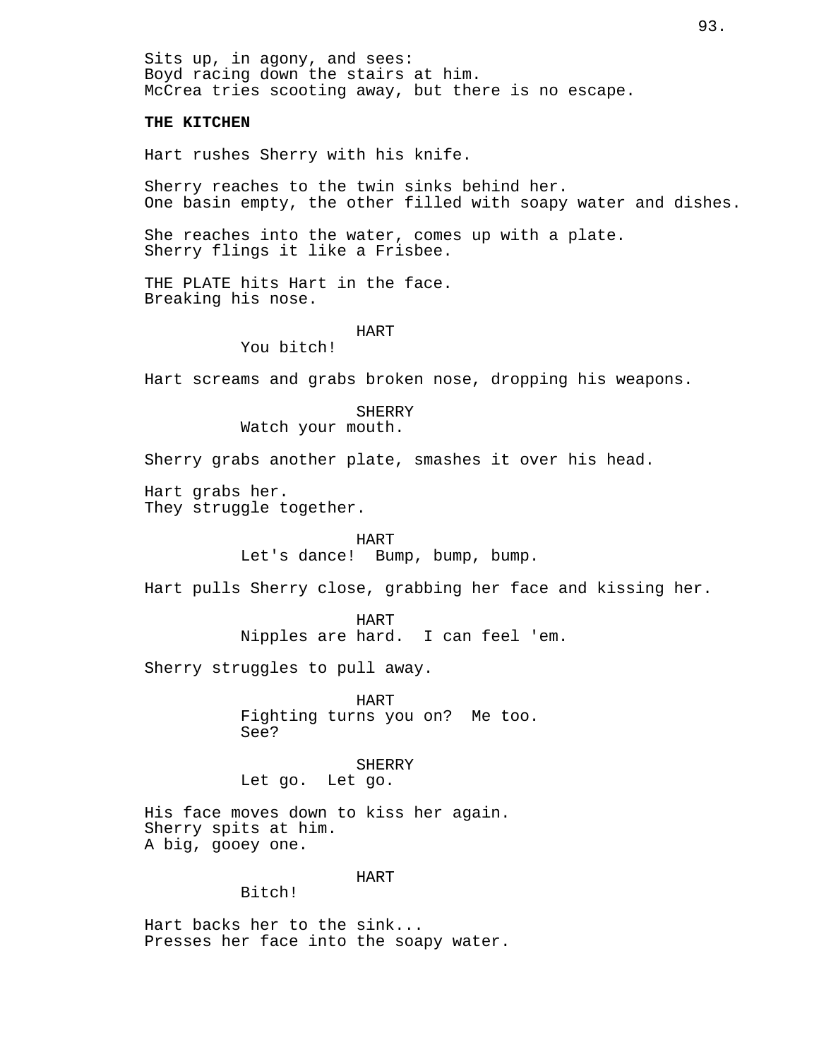Sits up, in agony, and sees:
Boyd racing down the stairs at him.
McCrea tries scooting away, but there is no escape.

**THE KITCHEN**

Hart rushes Sherry with his knife.

Sherry reaches to the twin sinks behind her.
One basin empty, the other filled with soapy water and dishes.

She reaches into the water, comes up with a plate.
Sherry flings it like a Frisbee.

THE PLATE hits Hart in the face.
Breaking his nose.

HART
You bitch!

Hart screams and grabs broken nose, dropping his weapons.

SHERRY
Watch your mouth.

Sherry grabs another plate, smashes it over his head.

Hart grabs her.
They struggle together.

HART
Let's dance! Bump, bump, bump.

Hart pulls Sherry close, grabbing her face and kissing her.

HART
Nipples are hard. I can feel 'em.

Sherry struggles to pull away.

HART
Fighting turns you on? Me too.
See?

SHERRY
Let go. Let go.

His face moves down to kiss her again.
Sherry spits at him.
A big, gooey one.

HART
Bitch!

Hart backs her to the sink...
Presses her face into the soapy water.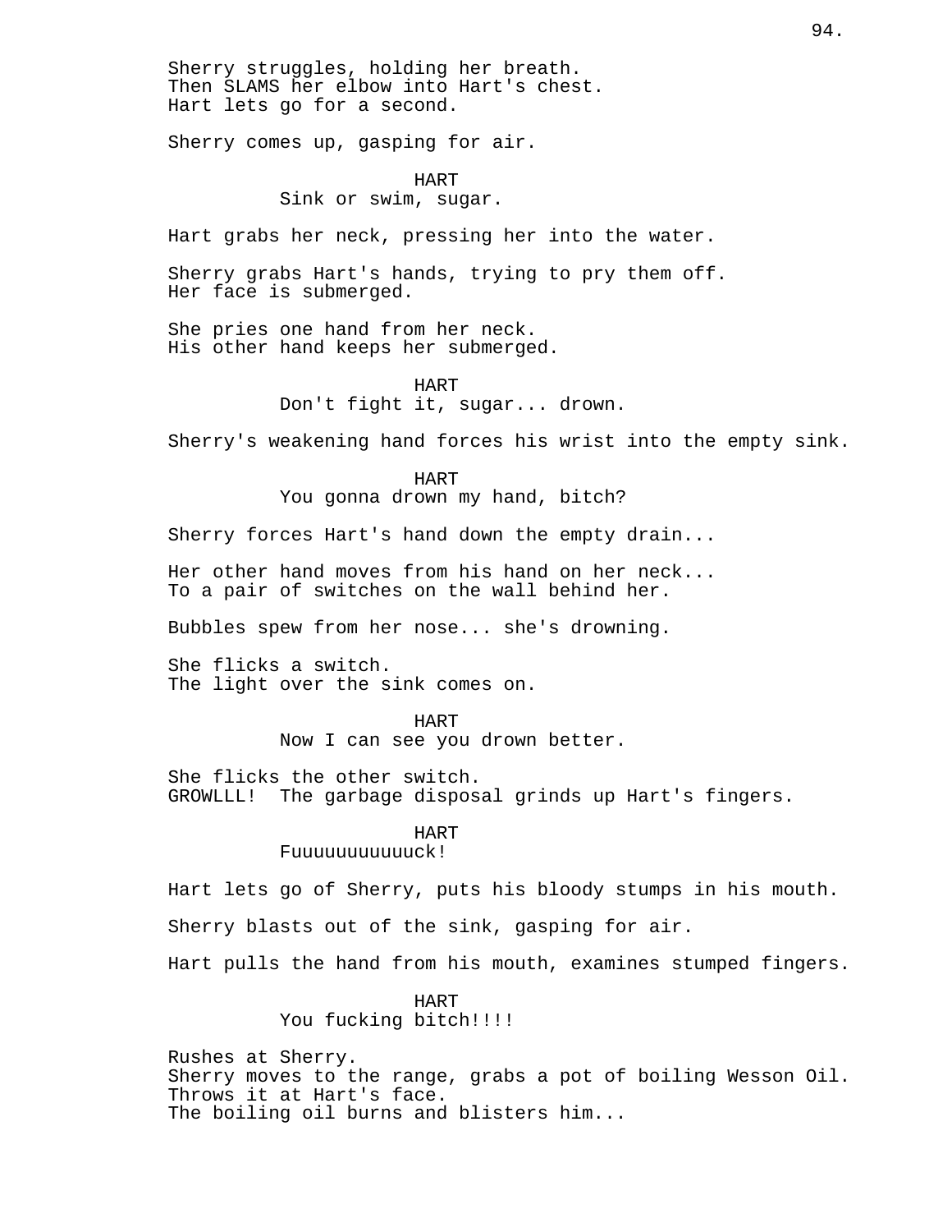Sherry struggles, holding her breath.
Then SLAMS her elbow into Hart's chest.
Hart lets go for a second.

Sherry comes up, gasping for air.

HART
Sink or swim, sugar.

Hart grabs her neck, pressing her into the water.

Sherry grabs Hart's hands, trying to pry them off.
Her face is submerged.

She pries one hand from her neck.
His other hand keeps her submerged.

HART
Don't fight it, sugar... drown.

Sherry's weakening hand forces his wrist into the empty sink.

HART
You gonna drown my hand, bitch?

Sherry forces Hart's hand down the empty drain...

Her other hand moves from his hand on her neck...
To a pair of switches on the wall behind her.

Bubbles spew from her nose... she's drowning.

She flicks a switch.
The light over the sink comes on.

HART
Now I can see you drown better.

She flicks the other switch.
GROWLLL! The garbage disposal grinds up Hart's fingers.

HART
Fuuuuuuuuuuuck!

Hart lets go of Sherry, puts his bloody stumps in his mouth.

Sherry blasts out of the sink, gasping for air.

Hart pulls the hand from his mouth, examines stumped fingers.

HART
You fucking bitch!!!!

Rushes at Sherry.
Sherry moves to the range, grabs a pot of boiling Wesson Oil.
Throws it at Hart's face.
The boiling oil burns and blisters him...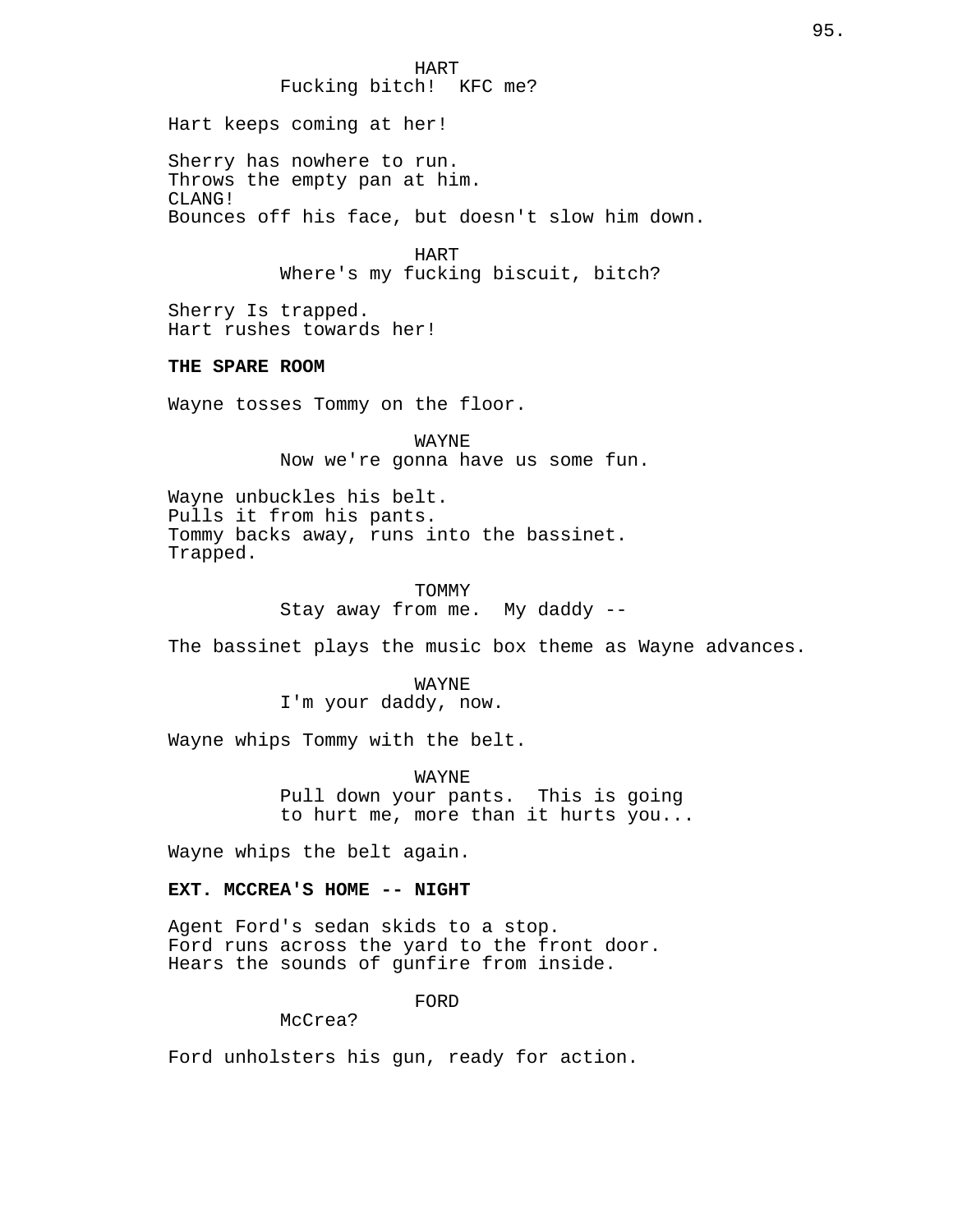HART
Fucking bitch!  KFC me?

Hart keeps coming at her!

Sherry has nowhere to run.
Throws the empty pan at him.
CLANG!
Bounces off his face, but doesn't slow him down.

HART
Where's my fucking biscuit, bitch?

Sherry Is trapped.
Hart rushes towards her!

**THE SPARE ROOM**

Wayne tosses Tommy on the floor.

WAYNE
Now we're gonna have us some fun.

Wayne unbuckles his belt.
Pulls it from his pants.
Tommy backs away, runs into the bassinet.
Trapped.

TOMMY
Stay away from me.  My daddy --

The bassinet plays the music box theme as Wayne advances.

WAYNE
I'm your daddy, now.

Wayne whips Tommy with the belt.

WAYNE
Pull down your pants.  This is going
to hurt me, more than it hurts you...

Wayne whips the belt again.

**EXT. MCCREA'S HOME -- NIGHT**

Agent Ford's sedan skids to a stop.
Ford runs across the yard to the front door.
Hears the sounds of gunfire from inside.

FORD
McCrea?

Ford unholsters his gun, ready for action.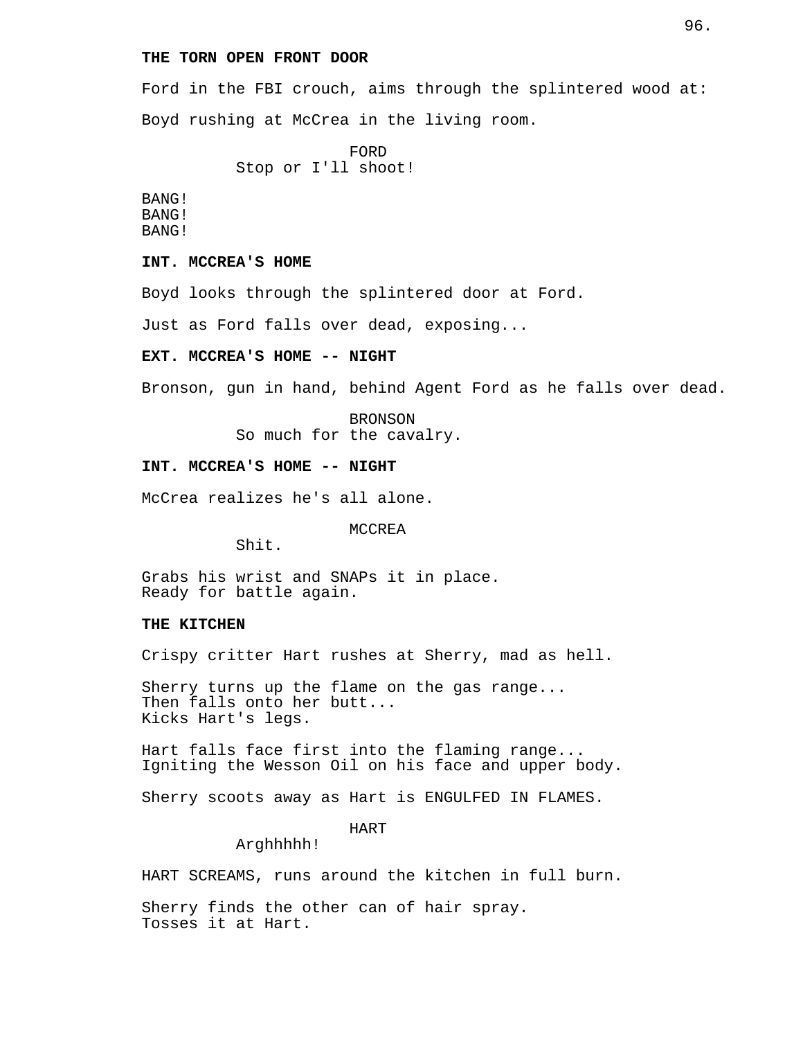**THE TORN OPEN FRONT DOOR**

Ford in the FBI crouch, aims through the splintered wood at:

Boyd rushing at McCrea in the living room.

FORD
Stop or I'll shoot!

BANG!
BANG!
BANG!

**INT. MCCREA'S HOME**

Boyd looks through the splintered door at Ford.

Just as Ford falls over dead, exposing...

**EXT. MCCREA'S HOME -- NIGHT**

Bronson, gun in hand, behind Agent Ford as he falls over dead.

BRONSON
So much for the cavalry.

**INT. MCCREA'S HOME -- NIGHT**

McCrea realizes he's all alone.

MCCREA
Shit.

Grabs his wrist and SNAPs it in place.
Ready for battle again.

**THE KITCHEN**

Crispy critter Hart rushes at Sherry, mad as hell.

Sherry turns up the flame on the gas range...
Then falls onto her butt...
Kicks Hart's legs.

Hart falls face first into the flaming range...
Igniting the Wesson Oil on his face and upper body.

Sherry scoots away as Hart is ENGULFED IN FLAMES.

HART
Arghhhhh!

HART SCREAMS, runs around the kitchen in full burn.

Sherry finds the other can of hair spray.
Tosses it at Hart.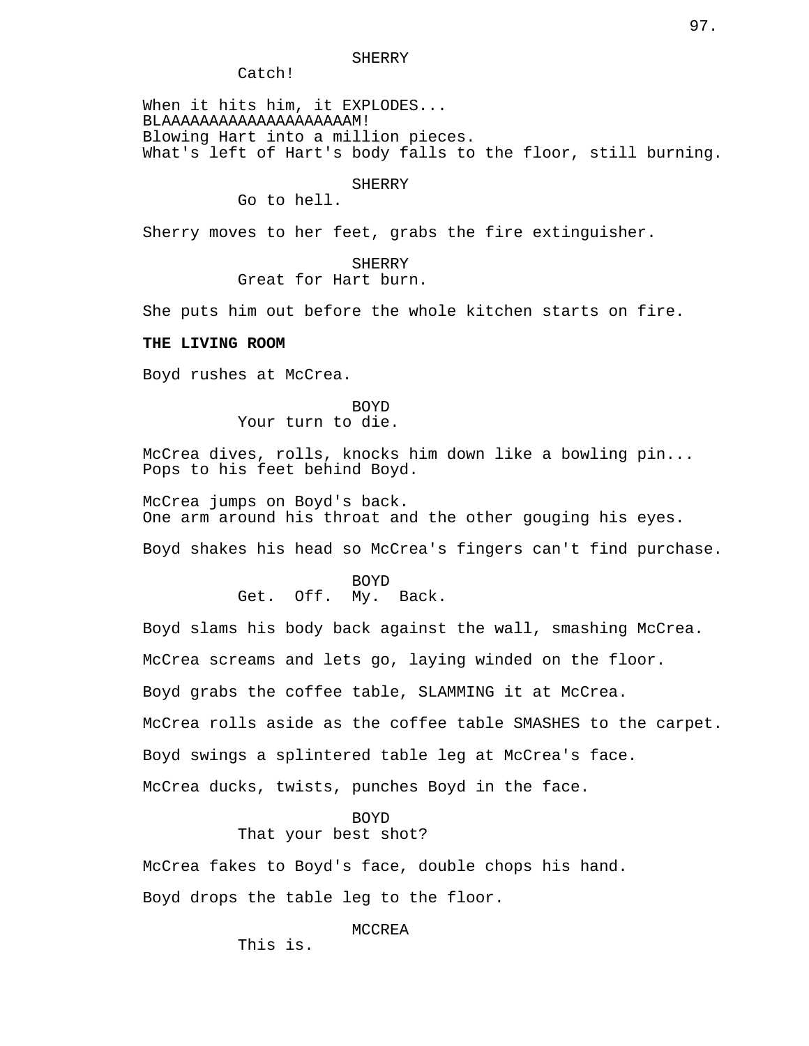SHERRY

Catch!

When it hits him, it EXPLODES...
BLAAAAAAAAAAAAAAAAAAAAM!
Blowing Hart into a million pieces.
What's left of Hart's body falls to the floor, still burning.

SHERRY

Go to hell.

Sherry moves to her feet, grabs the fire extinguisher.

SHERRY

Great for Hart burn.

She puts him out before the whole kitchen starts on fire.

**THE LIVING ROOM**

Boyd rushes at McCrea.

BOYD

Your turn to die.

McCrea dives, rolls, knocks him down like a bowling pin...
Pops to his feet behind Boyd.

McCrea jumps on Boyd's back.
One arm around his throat and the other gouging his eyes.

Boyd shakes his head so McCrea's fingers can't find purchase.

BOYD

Get. Off. My. Back.

Boyd slams his body back against the wall, smashing McCrea.

McCrea screams and lets go, laying winded on the floor.

Boyd grabs the coffee table, SLAMMING it at McCrea.

McCrea rolls aside as the coffee table SMASHES to the carpet.

Boyd swings a splintered table leg at McCrea's face.

McCrea ducks, twists, punches Boyd in the face.

BOYD

That your best shot?

McCrea fakes to Boyd's face, double chops his hand.

Boyd drops the table leg to the floor.

MCCREA

This is.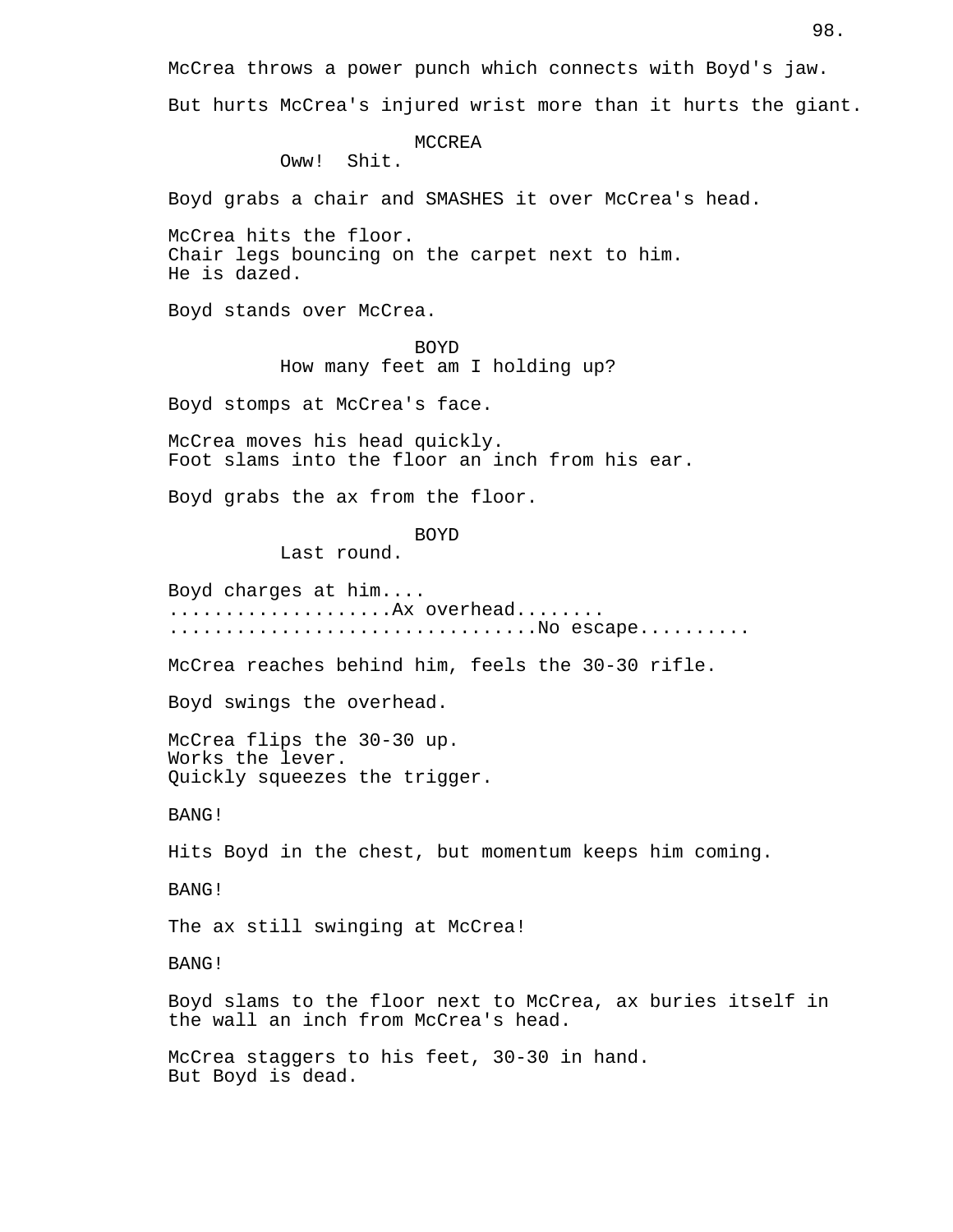McCrea throws a power punch which connects with Boyd's jaw.

But hurts McCrea's injured wrist more than it hurts the giant.

MCCREA
Oww!  Shit.

Boyd grabs a chair and SMASHES it over McCrea's head.

McCrea hits the floor.
Chair legs bouncing on the carpet next to him.
He is dazed.

Boyd stands over McCrea.

BOYD
How many feet am I holding up?

Boyd stomps at McCrea's face.

McCrea moves his head quickly.
Foot slams into the floor an inch from his ear.

Boyd grabs the ax from the floor.

BOYD
Last round.

Boyd charges at him....
...................Ax overhead........
...............................No escape..........

McCrea reaches behind him, feels the 30-30 rifle.

Boyd swings the overhead.

McCrea flips the 30-30 up.
Works the lever.
Quickly squeezes the trigger.

BANG!

Hits Boyd in the chest, but momentum keeps him coming.

BANG!

The ax still swinging at McCrea!

BANG!

Boyd slams to the floor next to McCrea, ax buries itself in the wall an inch from McCrea's head.

McCrea staggers to his feet, 30-30 in hand.
But Boyd is dead.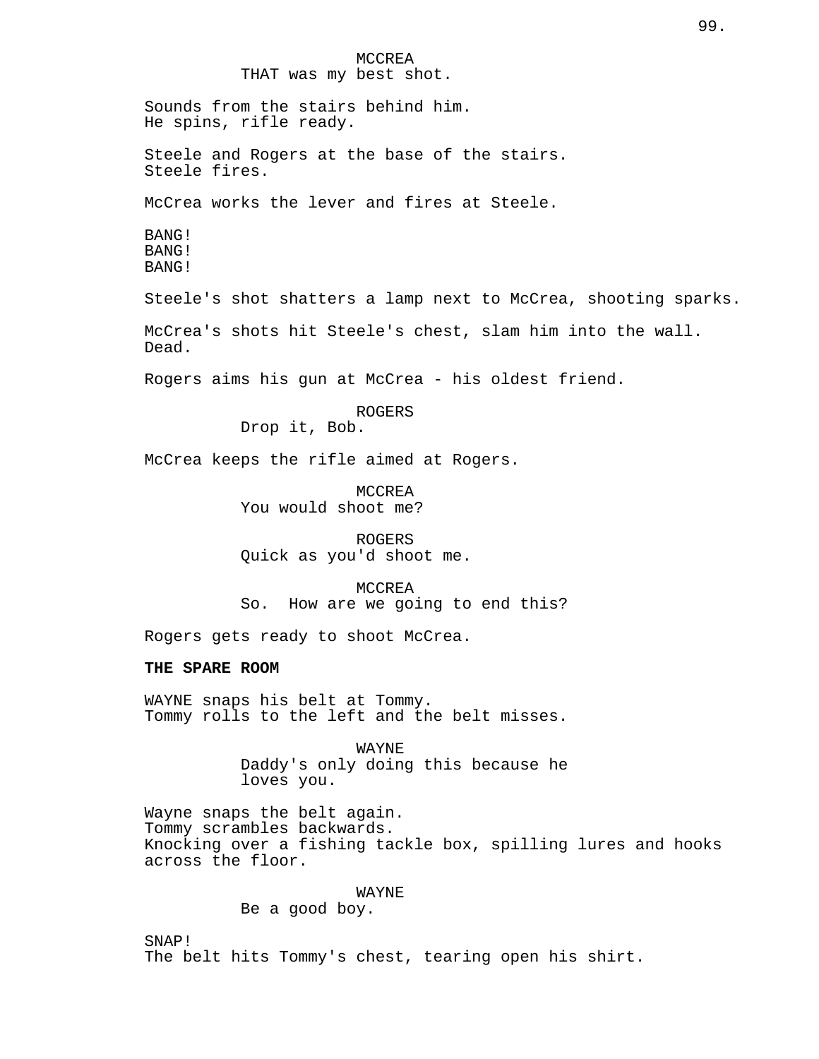MCCREA
THAT was my best shot.

Sounds from the stairs behind him.
He spins, rifle ready.

Steele and Rogers at the base of the stairs.
Steele fires.

McCrea works the lever and fires at Steele.

BANG!
BANG!
BANG!

Steele's shot shatters a lamp next to McCrea, shooting sparks.

McCrea's shots hit Steele's chest, slam him into the wall.
Dead.

Rogers aims his gun at McCrea - his oldest friend.

ROGERS
Drop it, Bob.

McCrea keeps the rifle aimed at Rogers.

MCCREA
You would shoot me?

ROGERS
Quick as you'd shoot me.

MCCREA
So.  How are we going to end this?

Rogers gets ready to shoot McCrea.

**THE SPARE ROOM**

WAYNE snaps his belt at Tommy.
Tommy rolls to the left and the belt misses.

WAYNE
Daddy's only doing this because he
loves you.

Wayne snaps the belt again.
Tommy scrambles backwards.
Knocking over a fishing tackle box, spilling lures and hooks
across the floor.

WAYNE
Be a good boy.

SNAP!
The belt hits Tommy's chest, tearing open his shirt.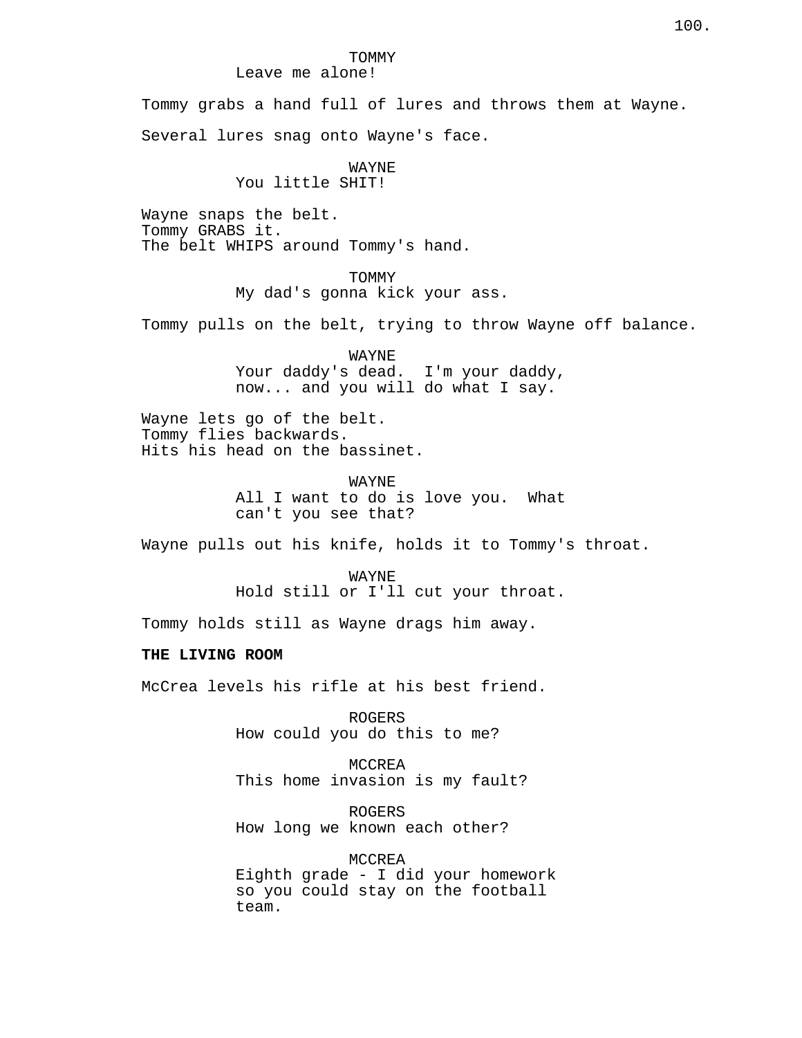TOMMY
Leave me alone!

Tommy grabs a hand full of lures and throws them at Wayne.

Several lures snag onto Wayne's face.

WAYNE
You little SHIT!

Wayne snaps the belt.
Tommy GRABS it.
The belt WHIPS around Tommy's hand.

TOMMY
My dad's gonna kick your ass.

Tommy pulls on the belt, trying to throw Wayne off balance.

WAYNE
Your daddy's dead. I'm your daddy, now... and you will do what I say.

Wayne lets go of the belt.
Tommy flies backwards.
Hits his head on the bassinet.

WAYNE
All I want to do is love you. What can't you see that?

Wayne pulls out his knife, holds it to Tommy's throat.

WAYNE
Hold still or I'll cut your throat.

Tommy holds still as Wayne drags him away.

**THE LIVING ROOM**

McCrea levels his rifle at his best friend.

ROGERS
How could you do this to me?

MCCREA
This home invasion is my fault?

ROGERS
How long we known each other?

MCCREA
Eighth grade - I did your homework so you could stay on the football team.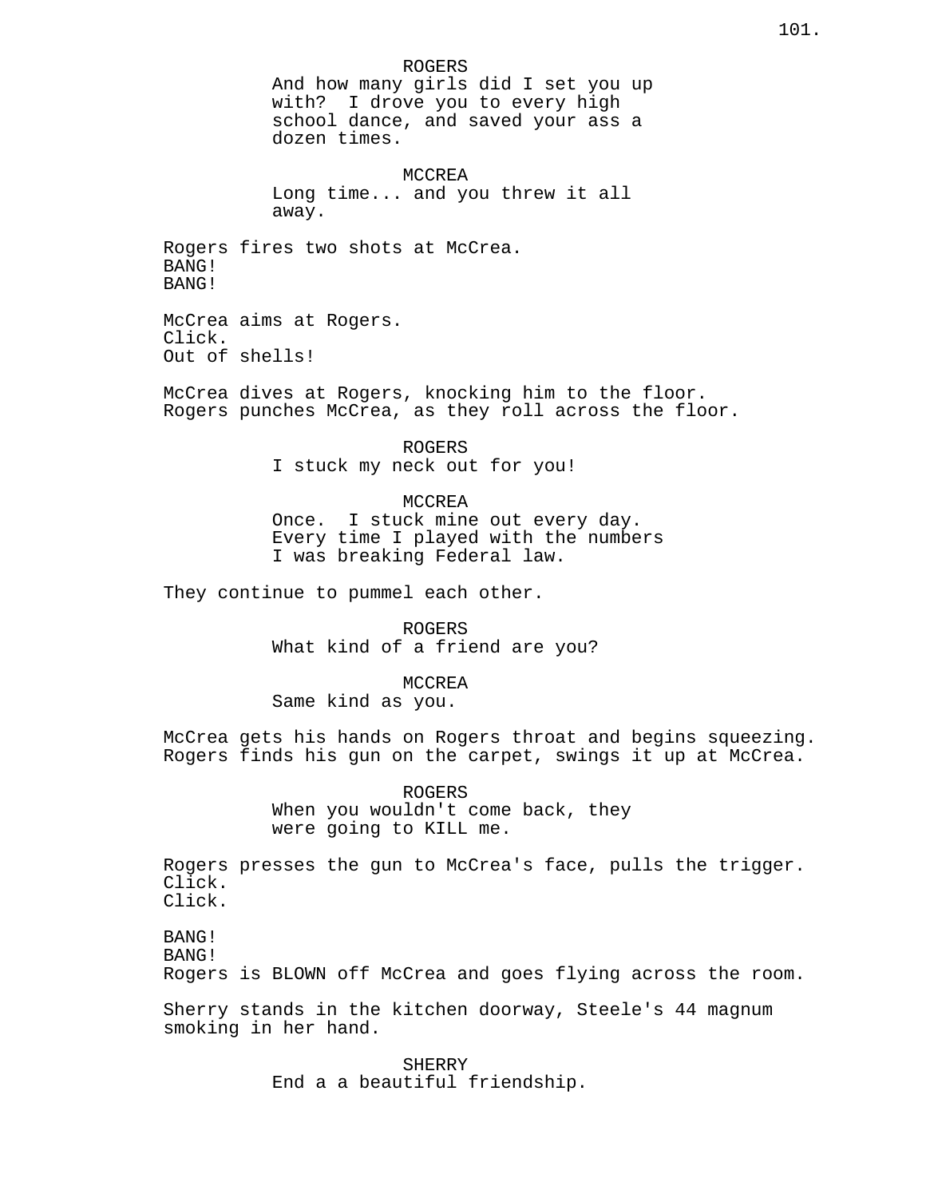ROGERS
And how many girls did I set you up with? I drove you to every high school dance, and saved your ass a dozen times.

MCCREA
Long time... and you threw it all away.

Rogers fires two shots at McCrea.
BANG!
BANG!

McCrea aims at Rogers.
Click.
Out of shells!

McCrea dives at Rogers, knocking him to the floor.
Rogers punches McCrea, as they roll across the floor.

ROGERS
I stuck my neck out for you!

MCCREA
Once. I stuck mine out every day. Every time I played with the numbers I was breaking Federal law.

They continue to pummel each other.

ROGERS
What kind of a friend are you?

MCCREA
Same kind as you.

McCrea gets his hands on Rogers throat and begins squeezing.
Rogers finds his gun on the carpet, swings it up at McCrea.

ROGERS
When you wouldn't come back, they were going to KILL me.

Rogers presses the gun to McCrea's face, pulls the trigger.
Click.
Click.

BANG!
BANG!
Rogers is BLOWN off McCrea and goes flying across the room.

Sherry stands in the kitchen doorway, Steele's 44 magnum smoking in her hand.

SHERRY
End a a beautiful friendship.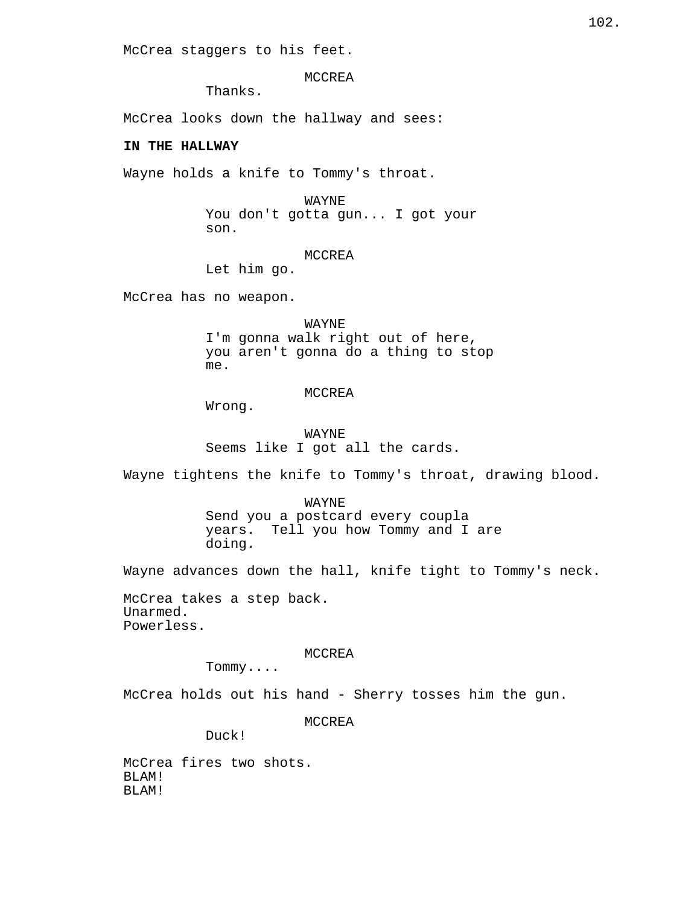McCrea staggers to his feet.

MCCREA
Thanks.

McCrea looks down the hallway and sees:

**IN THE HALLWAY**

Wayne holds a knife to Tommy's throat.

WAYNE
You don't gotta gun... I got your son.

MCCREA
Let him go.

McCrea has no weapon.

WAYNE
I'm gonna walk right out of here, you aren't gonna do a thing to stop me.

MCCREA
Wrong.

WAYNE
Seems like I got all the cards.

Wayne tightens the knife to Tommy's throat, drawing blood.

WAYNE
Send you a postcard every coupla years.  Tell you how Tommy and I are doing.

Wayne advances down the hall, knife tight to Tommy's neck.

McCrea takes a step back.
Unarmed.
Powerless.

MCCREA
Tommy....

McCrea holds out his hand - Sherry tosses him the gun.

MCCREA
Duck!

McCrea fires two shots.
BLAM!
BLAM!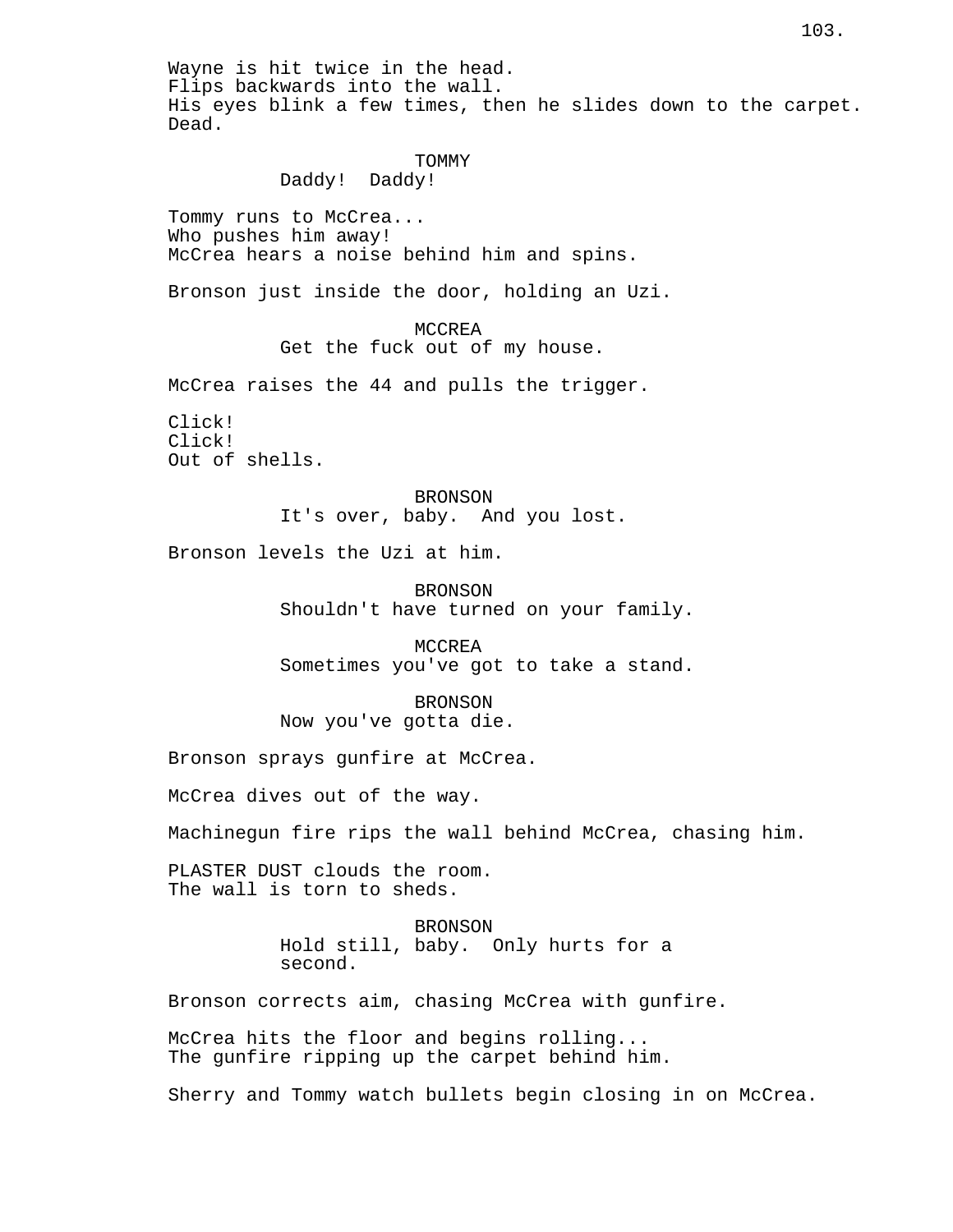Wayne is hit twice in the head.
Flips backwards into the wall.
His eyes blink a few times, then he slides down to the carpet.
Dead.

TOMMY
Daddy! Daddy!

Tommy runs to McCrea...
Who pushes him away!
McCrea hears a noise behind him and spins.

Bronson just inside the door, holding an Uzi.

MCCREA
Get the fuck out of my house.

McCrea raises the 44 and pulls the trigger.

Click!
Click!
Out of shells.

BRONSON
It's over, baby. And you lost.

Bronson levels the Uzi at him.

BRONSON
Shouldn't have turned on your family.

MCCREA
Sometimes you've got to take a stand.

BRONSON
Now you've gotta die.

Bronson sprays gunfire at McCrea.

McCrea dives out of the way.

Machinegun fire rips the wall behind McCrea, chasing him.

PLASTER DUST clouds the room.
The wall is torn to sheds.

BRONSON
Hold still, baby. Only hurts for a second.

Bronson corrects aim, chasing McCrea with gunfire.

McCrea hits the floor and begins rolling...
The gunfire ripping up the carpet behind him.

Sherry and Tommy watch bullets begin closing in on McCrea.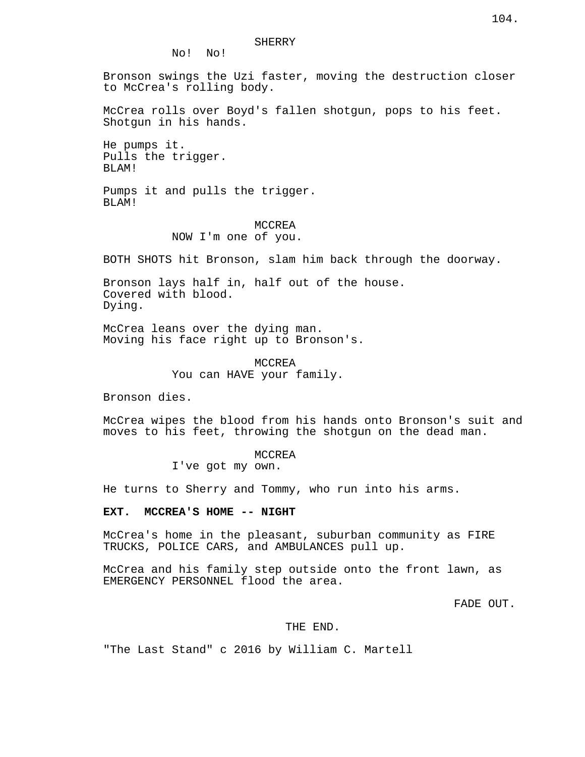SHERRY

No! No!

Bronson swings the Uzi faster, moving the destruction closer to McCrea's rolling body.

McCrea rolls over Boyd's fallen shotgun, pops to his feet. Shotgun in his hands.

He pumps it.
Pulls the trigger.
BLAM!

Pumps it and pulls the trigger.
BLAM!

MCCREA

NOW I'm one of you.

BOTH SHOTS hit Bronson, slam him back through the doorway.

Bronson lays half in, half out of the house.
Covered with blood.
Dying.

McCrea leans over the dying man.
Moving his face right up to Bronson's.

MCCREA

You can HAVE your family.

Bronson dies.

McCrea wipes the blood from his hands onto Bronson's suit and moves to his feet, throwing the shotgun on the dead man.

MCCREA

I've got my own.

He turns to Sherry and Tommy, who run into his arms.

**EXT. MCCREA'S HOME -- NIGHT**

McCrea's home in the pleasant, suburban community as FIRE TRUCKS, POLICE CARS, and AMBULANCES pull up.

McCrea and his family step outside onto the front lawn, as EMERGENCY PERSONNEL flood the area.

FADE OUT.

THE END.

"The Last Stand" c 2016 by William C. Martell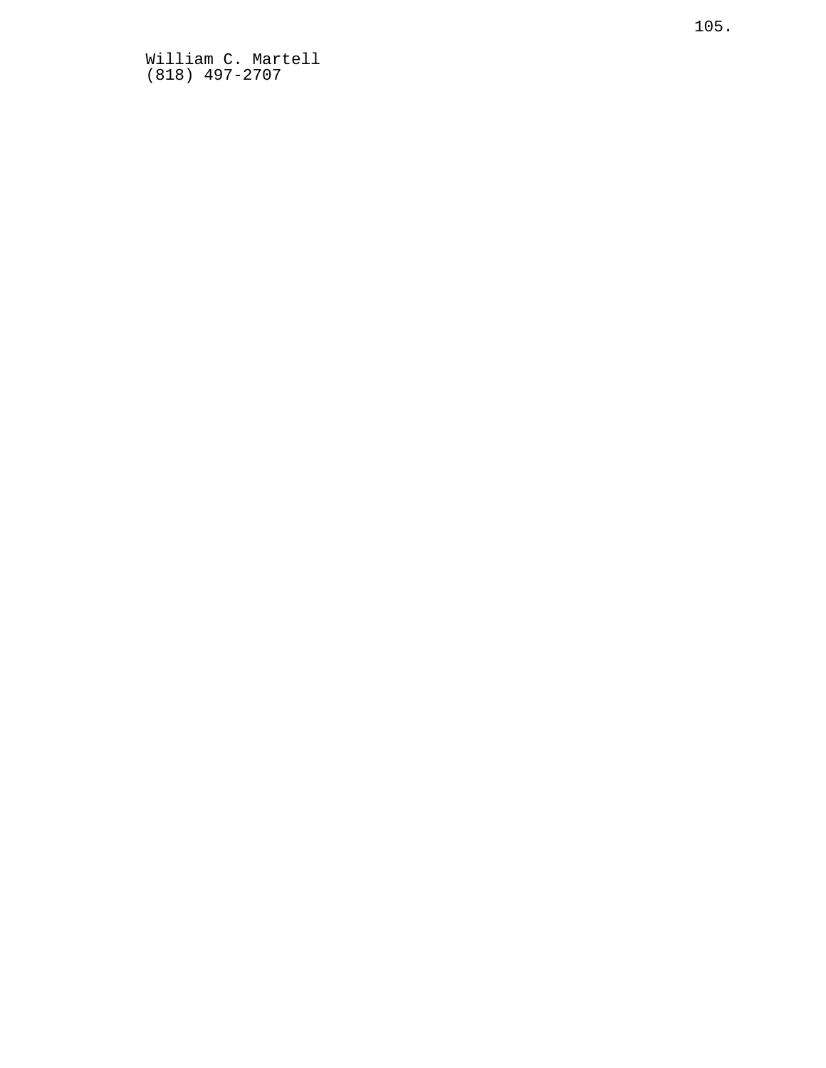William C. Martell
(818) 497-2707